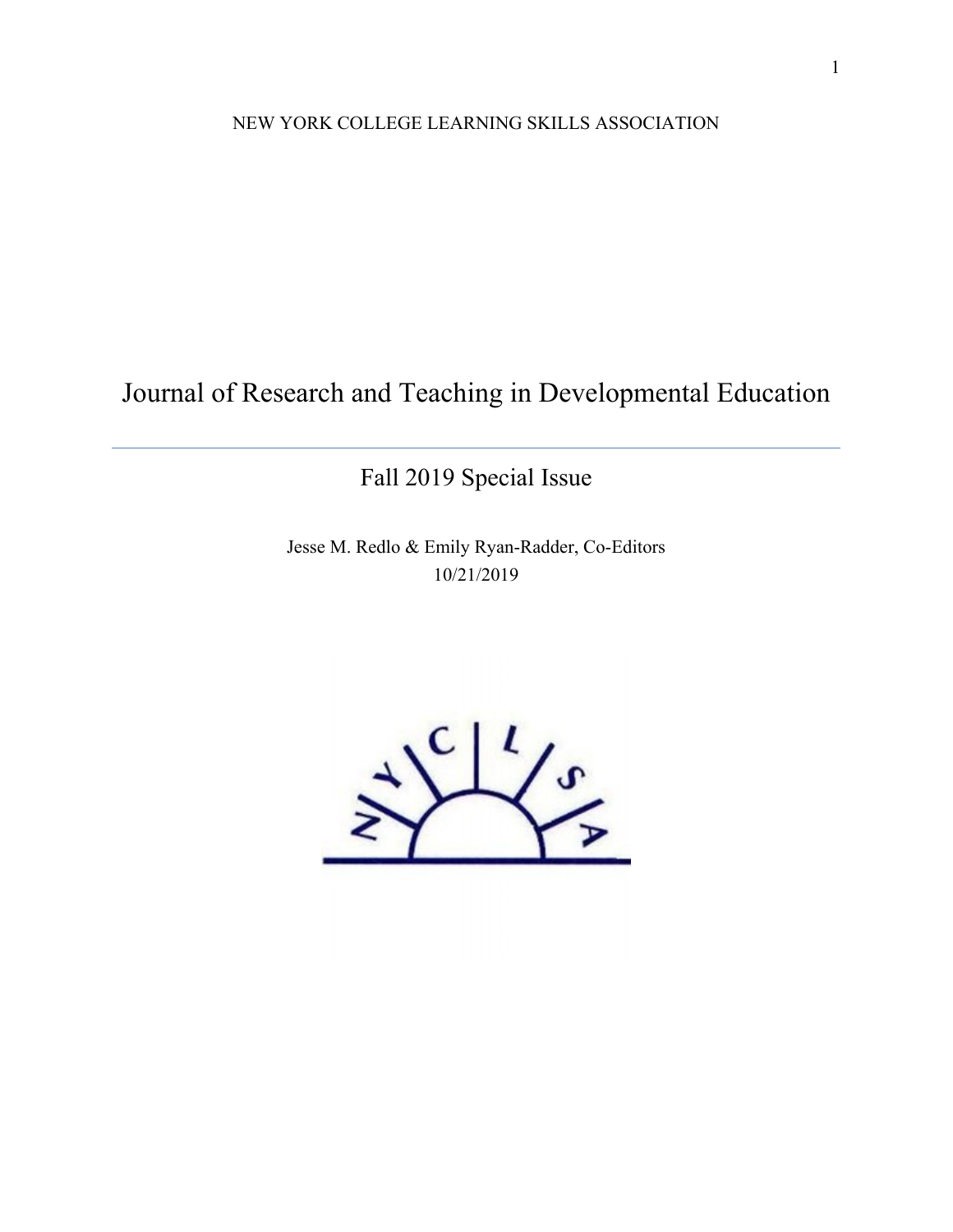NEW YORK COLLEGE LEARNING SKILLS ASSOCIATION

# Journal of Research and Teaching in Developmental Education

## Fall 2019 Special Issue

Jesse M. Redlo & Emily Ryan-Radder, Co-Editors

10/21/2019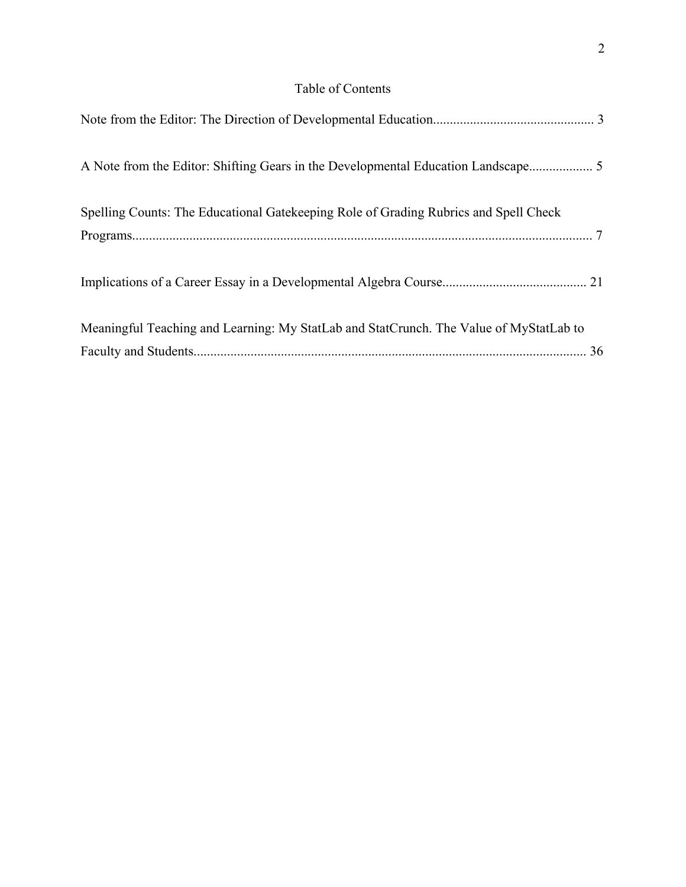# Table of Contents

Note from the Editor: The Direction of Developmental Education................................................ 3

A Note from the Editor: Shifting Gears in the Developmental Education Landscape.................. 5

Spelling Counts: The Educational Gatekeeping Role of Grading Rubrics and Spell Check Programs........................................................................................................................ 7

Implications of a Career Essay in a Developmental Algebra Course........................................... 21

Meaningful Teaching and Learning: My StatLab and StatCrunch. The Value of MyStatLab to Faculty and Students.................................................................................................................. 36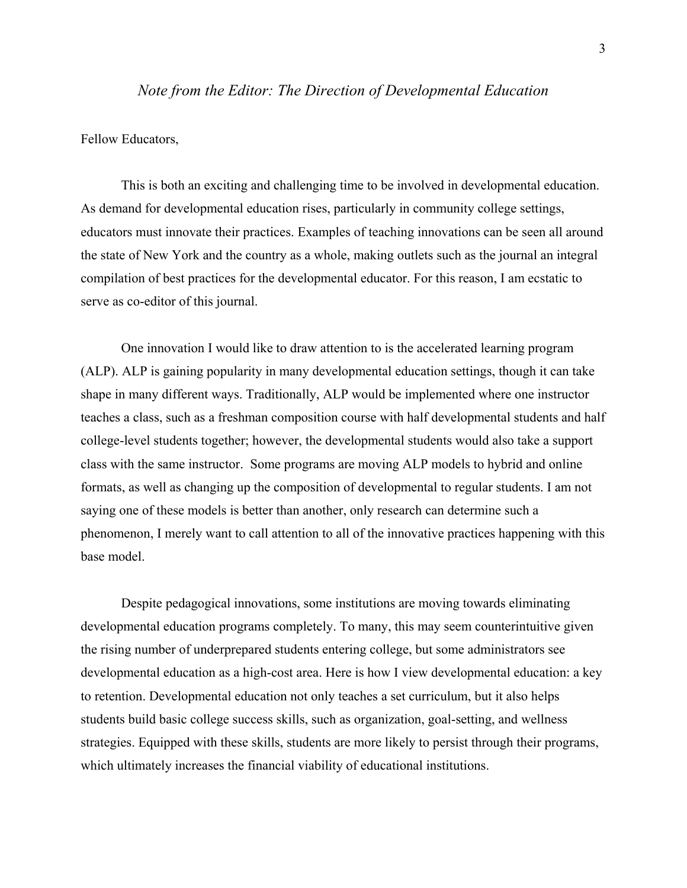# *Note from the Editor: The Direction of Developmental Education*

Fellow Educators,

This is both an exciting and challenging time to be involved in developmental education. As demand for developmental education rises, particularly in community college settings, educators must innovate their practices. Examples of teaching innovations can be seen all around the state of New York and the country as a whole, making outlets such as the journal an integral compilation of best practices for the developmental educator. For this reason, I am ecstatic to serve as co-editor of this journal.

One innovation I would like to draw attention to is the accelerated learning program (ALP). ALP is gaining popularity in many developmental education settings, though it can take shape in many different ways. Traditionally, ALP would be implemented where one instructor teaches a class, such as a freshman composition course with half developmental students and half college-level students together; however, the developmental students would also take a support class with the same instructor. Some programs are moving ALP models to hybrid and online formats, as well as changing up the composition of developmental to regular students. I am not saying one of these models is better than another, only research can determine such a phenomenon, I merely want to call attention to all of the innovative practices happening with this base model.

Despite pedagogical innovations, some institutions are moving towards eliminating developmental education programs completely. To many, this may seem counterintuitive given the rising number of underprepared students entering college, but some administrators see developmental education as a high-cost area. Here is how I view developmental education: a key to retention. Developmental education not only teaches a set curriculum, but it also helps students build basic college success skills, such as organization, goal-setting, and wellness strategies. Equipped with these skills, students are more likely to persist through their programs, which ultimately increases the financial viability of educational institutions.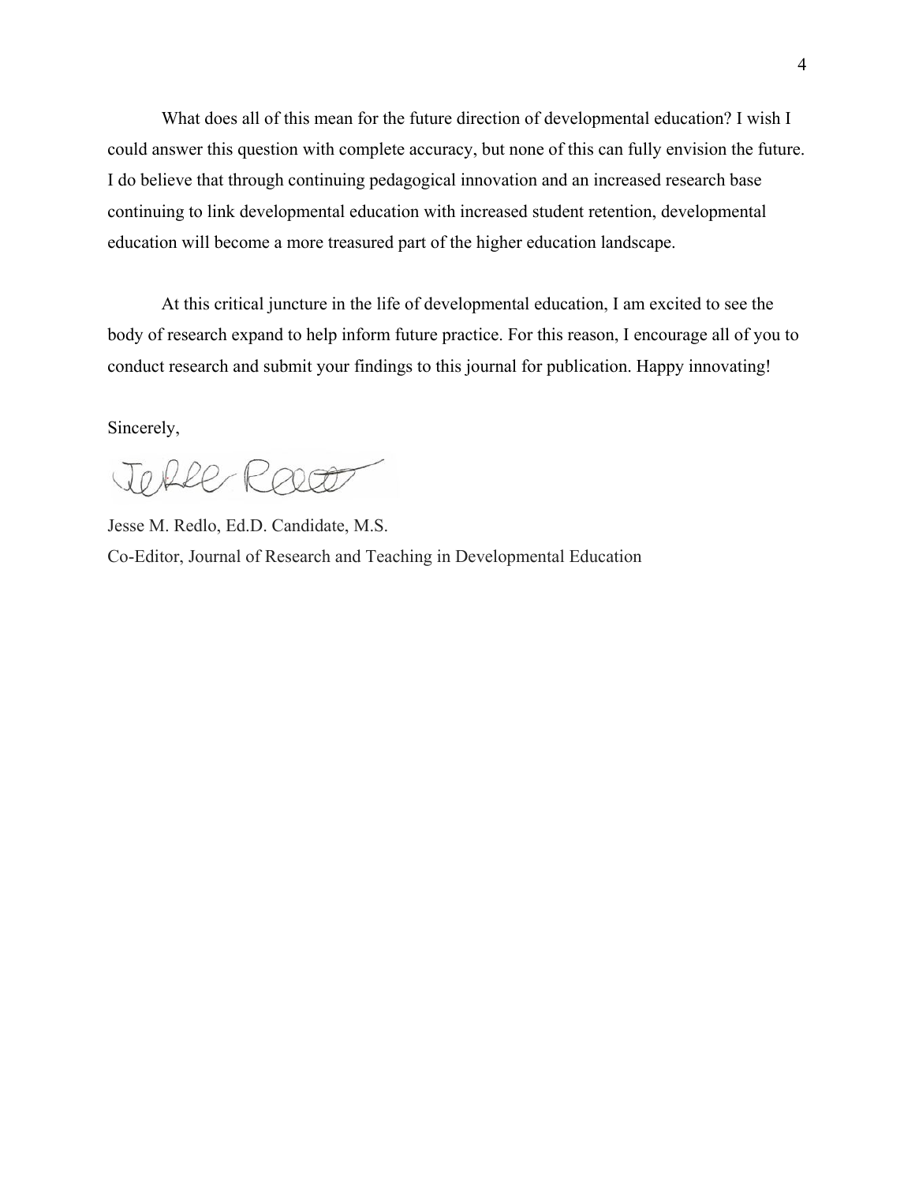What does all of this mean for the future direction of developmental education? I wish I could answer this question with complete accuracy, but none of this can fully envision the future. I do believe that through continuing pedagogical innovation and an increased research base continuing to link developmental education with increased student retention, developmental education will become a more treasured part of the higher education landscape.

At this critical juncture in the life of developmental education, I am excited to see the body of research expand to help inform future practice. For this reason, I encourage all of you to conduct research and submit your findings to this journal for publication. Happy innovating!

Sincerely,

Jesse M. Redlo, Ed.D. Candidate, M.S.
Co-Editor, Journal of Research and Teaching in Developmental Education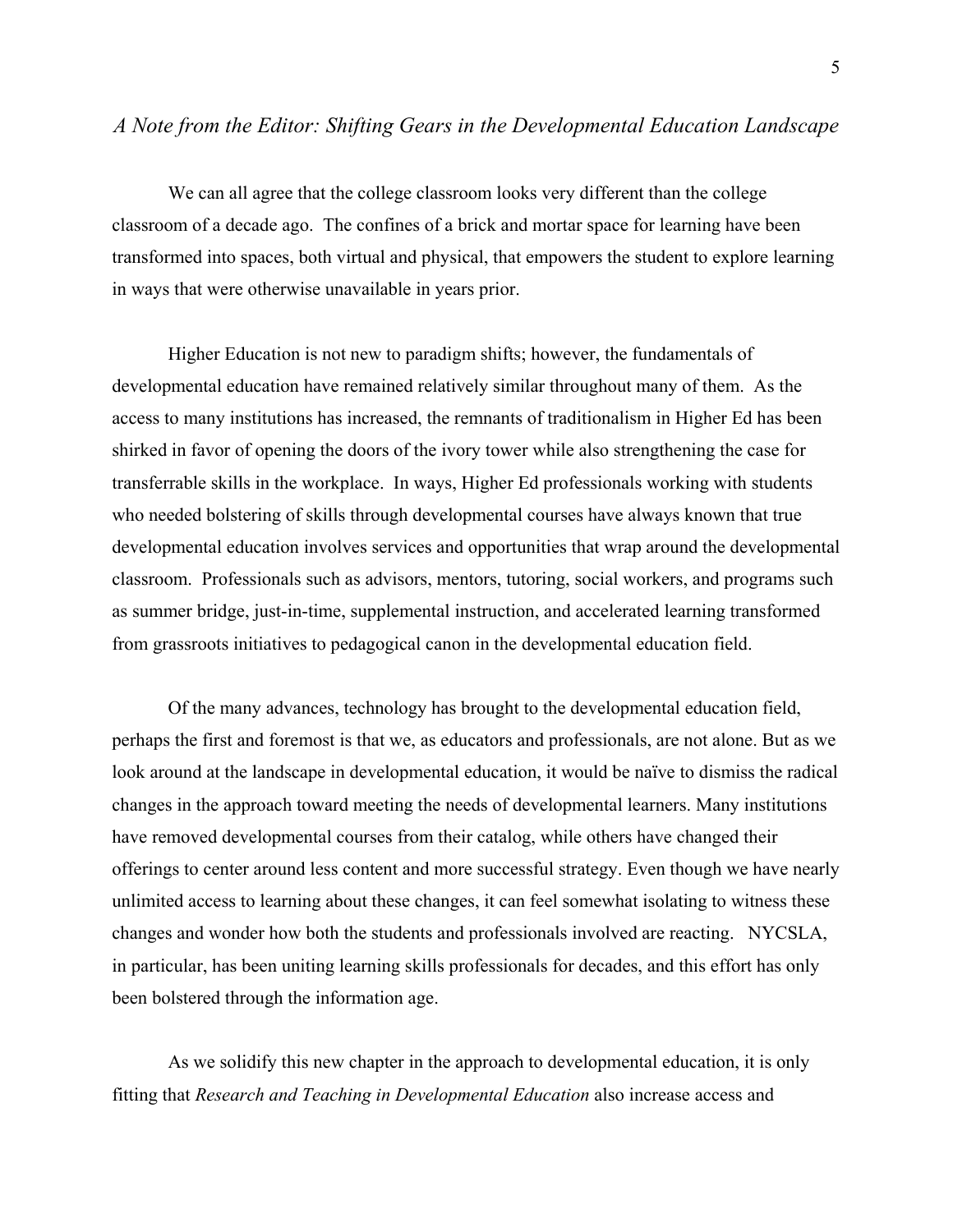## *A Note from the Editor: Shifting Gears in the Developmental Education Landscape*

We can all agree that the college classroom looks very different than the college classroom of a decade ago. The confines of a brick and mortar space for learning have been transformed into spaces, both virtual and physical, that empowers the student to explore learning in ways that were otherwise unavailable in years prior.

Higher Education is not new to paradigm shifts; however, the fundamentals of developmental education have remained relatively similar throughout many of them. As the access to many institutions has increased, the remnants of traditionalism in Higher Ed has been shirked in favor of opening the doors of the ivory tower while also strengthening the case for transferrable skills in the workplace. In ways, Higher Ed professionals working with students who needed bolstering of skills through developmental courses have always known that true developmental education involves services and opportunities that wrap around the developmental classroom. Professionals such as advisors, mentors, tutoring, social workers, and programs such as summer bridge, just-in-time, supplemental instruction, and accelerated learning transformed from grassroots initiatives to pedagogical canon in the developmental education field.

Of the many advances, technology has brought to the developmental education field, perhaps the first and foremost is that we, as educators and professionals, are not alone. But as we look around at the landscape in developmental education, it would be naïve to dismiss the radical changes in the approach toward meeting the needs of developmental learners. Many institutions have removed developmental courses from their catalog, while others have changed their offerings to center around less content and more successful strategy. Even though we have nearly unlimited access to learning about these changes, it can feel somewhat isolating to witness these changes and wonder how both the students and professionals involved are reacting. NYCSLA, in particular, has been uniting learning skills professionals for decades, and this effort has only been bolstered through the information age.

As we solidify this new chapter in the approach to developmental education, it is only fitting that *Research and Teaching in Developmental Education* also increase access and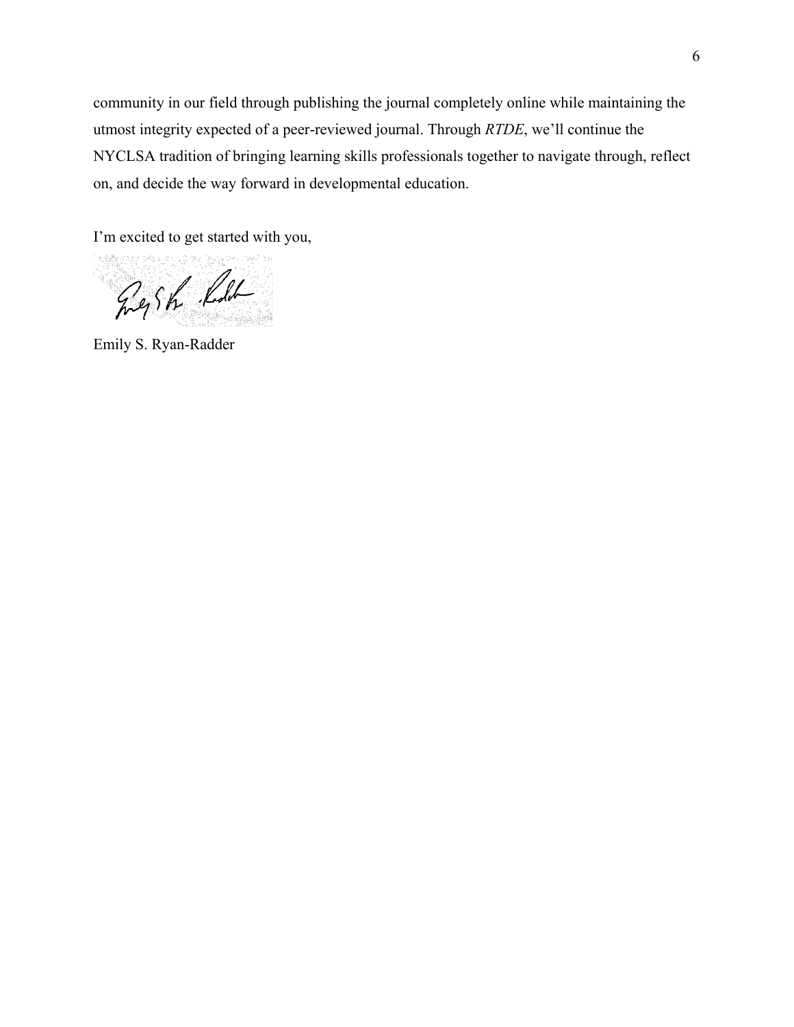community in our field through publishing the journal completely online while maintaining the utmost integrity expected of a peer-reviewed journal. Through *RTDE*, we'll continue the NYCLSA tradition of bringing learning skills professionals together to navigate through, reflect on, and decide the way forward in developmental education.

I'm excited to get started with you,

Emily S. Ryan-Radder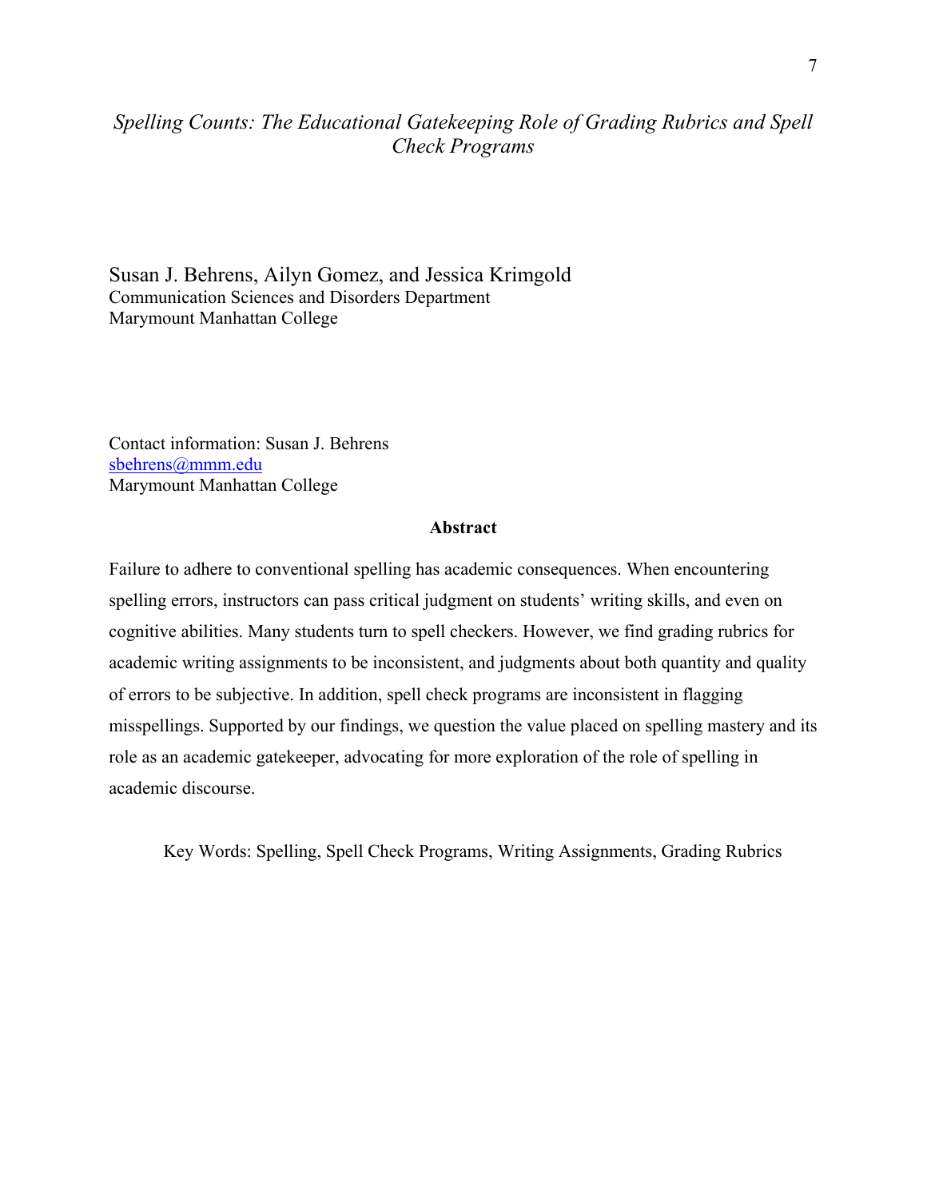# *Spelling Counts: The Educational Gatekeeping Role of Grading Rubrics and Spell Check Programs*

Susan J. Behrens, Ailyn Gomez, and Jessica Krimgold
Communication Sciences and Disorders Department
Marymount Manhattan College

Contact information: Susan J. Behrens
sbehrens@mmm.edu
Marymount Manhattan College

## Abstract

Failure to adhere to conventional spelling has academic consequences. When encountering spelling errors, instructors can pass critical judgment on students' writing skills, and even on cognitive abilities. Many students turn to spell checkers. However, we find grading rubrics for academic writing assignments to be inconsistent, and judgments about both quantity and quality of errors to be subjective. In addition, spell check programs are inconsistent in flagging misspellings. Supported by our findings, we question the value placed on spelling mastery and its role as an academic gatekeeper, advocating for more exploration of the role of spelling in academic discourse.

Key Words: Spelling, Spell Check Programs, Writing Assignments, Grading Rubrics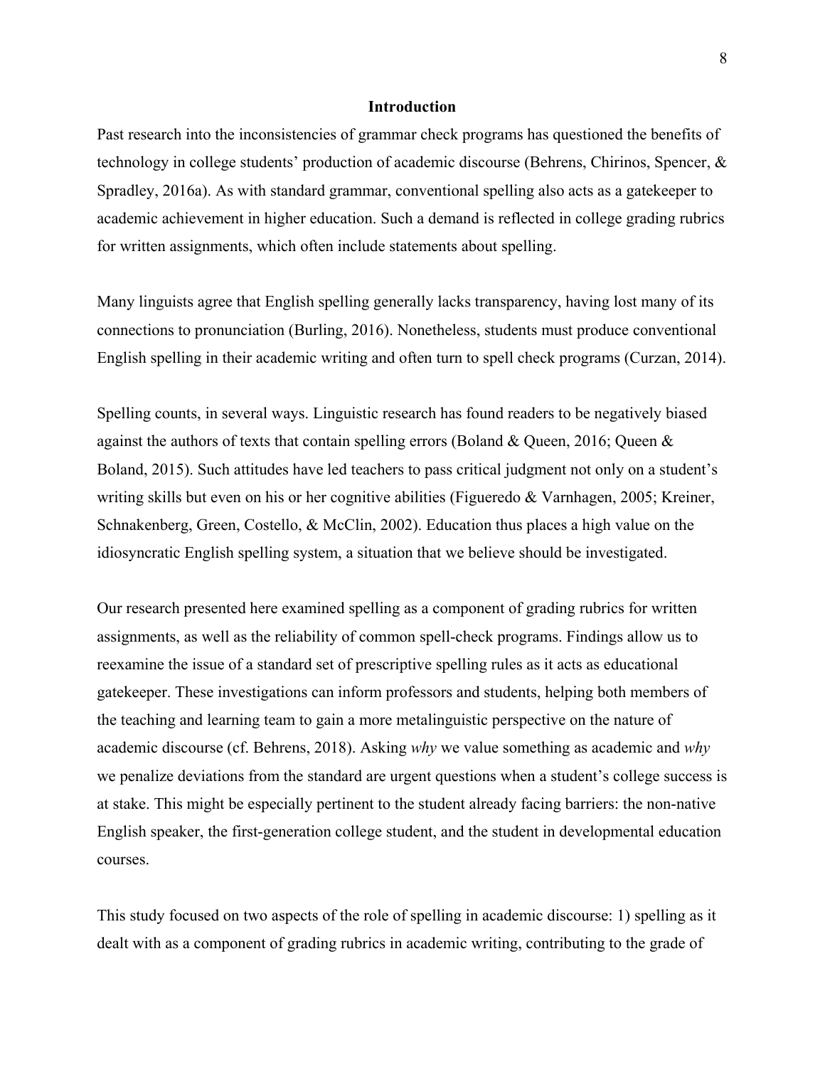## Introduction

Past research into the inconsistencies of grammar check programs has questioned the benefits of technology in college students' production of academic discourse (Behrens, Chirinos, Spencer, & Spradley, 2016a). As with standard grammar, conventional spelling also acts as a gatekeeper to academic achievement in higher education. Such a demand is reflected in college grading rubrics for written assignments, which often include statements about spelling.

Many linguists agree that English spelling generally lacks transparency, having lost many of its connections to pronunciation (Burling, 2016). Nonetheless, students must produce conventional English spelling in their academic writing and often turn to spell check programs (Curzan, 2014).

Spelling counts, in several ways. Linguistic research has found readers to be negatively biased against the authors of texts that contain spelling errors (Boland & Queen, 2016; Queen & Boland, 2015). Such attitudes have led teachers to pass critical judgment not only on a student's writing skills but even on his or her cognitive abilities (Figueredo & Varnhagen, 2005; Kreiner, Schnakenberg, Green, Costello, & McClin, 2002). Education thus places a high value on the idiosyncratic English spelling system, a situation that we believe should be investigated.

Our research presented here examined spelling as a component of grading rubrics for written assignments, as well as the reliability of common spell-check programs. Findings allow us to reexamine the issue of a standard set of prescriptive spelling rules as it acts as educational gatekeeper. These investigations can inform professors and students, helping both members of the teaching and learning team to gain a more metalinguistic perspective on the nature of academic discourse (cf. Behrens, 2018). Asking *why* we value something as academic and *why* we penalize deviations from the standard are urgent questions when a student's college success is at stake. This might be especially pertinent to the student already facing barriers: the non-native English speaker, the first-generation college student, and the student in developmental education courses.

This study focused on two aspects of the role of spelling in academic discourse: 1) spelling as it dealt with as a component of grading rubrics in academic writing, contributing to the grade of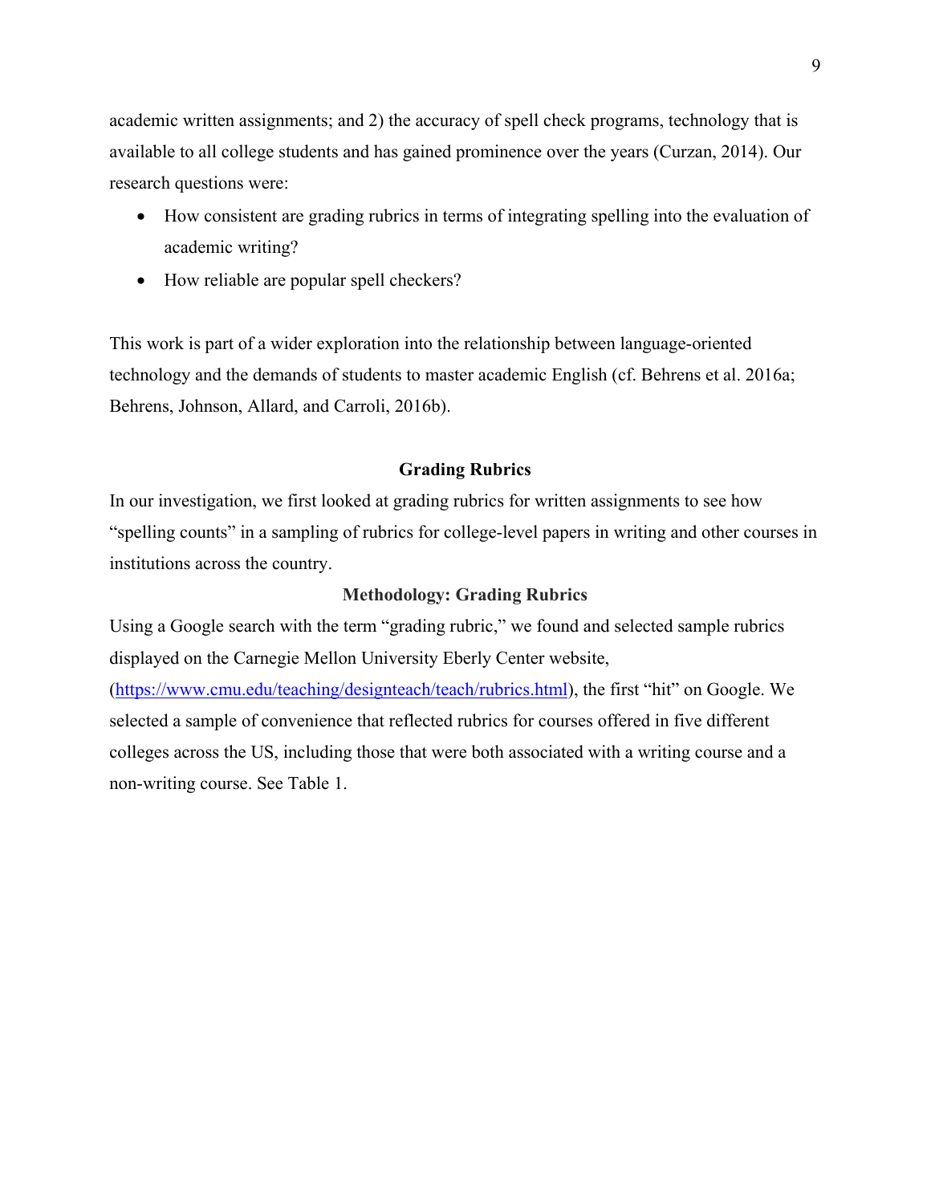academic written assignments; and 2) the accuracy of spell check programs, technology that is available to all college students and has gained prominence over the years (Curzan, 2014). Our research questions were:

- How consistent are grading rubrics in terms of integrating spelling into the evaluation of academic writing?
- How reliable are popular spell checkers?

This work is part of a wider exploration into the relationship between language-oriented technology and the demands of students to master academic English (cf. Behrens et al. 2016a; Behrens, Johnson, Allard, and Carroli, 2016b).

## Grading Rubrics

In our investigation, we first looked at grading rubrics for written assignments to see how "spelling counts" in a sampling of rubrics for college-level papers in writing and other courses in institutions across the country.

### Methodology: Grading Rubrics

Using a Google search with the term "grading rubric," we found and selected sample rubrics displayed on the Carnegie Mellon University Eberly Center website, (https://www.cmu.edu/teaching/designteach/teach/rubrics.html), the first "hit" on Google. We selected a sample of convenience that reflected rubrics for courses offered in five different colleges across the US, including those that were both associated with a writing course and a non-writing course. See Table 1.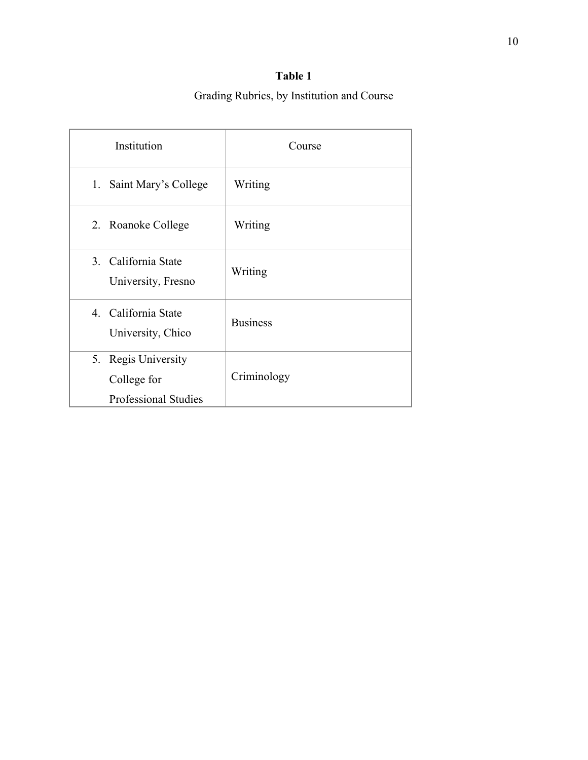**Table 1**

Grading Rubrics, by Institution and Course

| Institution | Course |
|---|---|
| 1. Saint Mary's College | Writing |
| 2. Roanoke College | Writing |
| 3. California State University, Fresno | Writing |
| 4. California State University, Chico | Business |
| 5. Regis University College for Professional Studies | Criminology |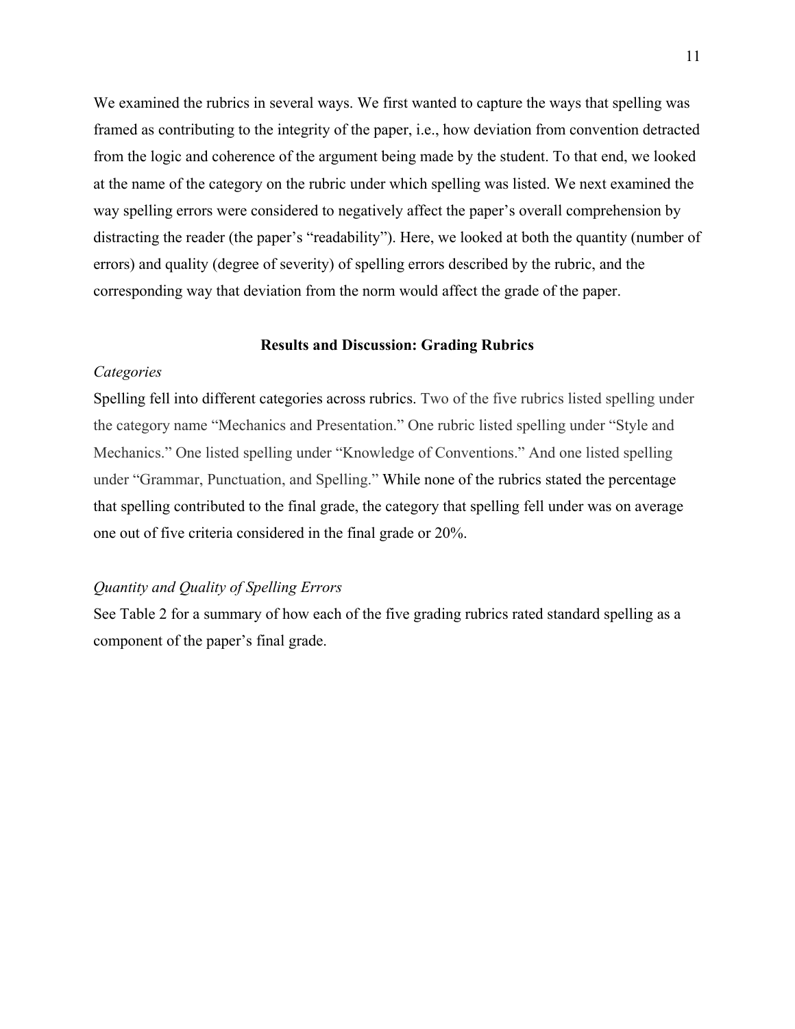We examined the rubrics in several ways. We first wanted to capture the ways that spelling was framed as contributing to the integrity of the paper, i.e., how deviation from convention detracted from the logic and coherence of the argument being made by the student. To that end, we looked at the name of the category on the rubric under which spelling was listed. We next examined the way spelling errors were considered to negatively affect the paper's overall comprehension by distracting the reader (the paper's "readability"). Here, we looked at both the quantity (number of errors) and quality (degree of severity) of spelling errors described by the rubric, and the corresponding way that deviation from the norm would affect the grade of the paper.

## Results and Discussion: Grading Rubrics

### *Categories*

Spelling fell into different categories across rubrics. Two of the five rubrics listed spelling under the category name "Mechanics and Presentation." One rubric listed spelling under "Style and Mechanics." One listed spelling under "Knowledge of Conventions." And one listed spelling under "Grammar, Punctuation, and Spelling." While none of the rubrics stated the percentage that spelling contributed to the final grade, the category that spelling fell under was on average one out of five criteria considered in the final grade or 20%.

### *Quantity and Quality of Spelling Errors*

See Table 2 for a summary of how each of the five grading rubrics rated standard spelling as a component of the paper's final grade.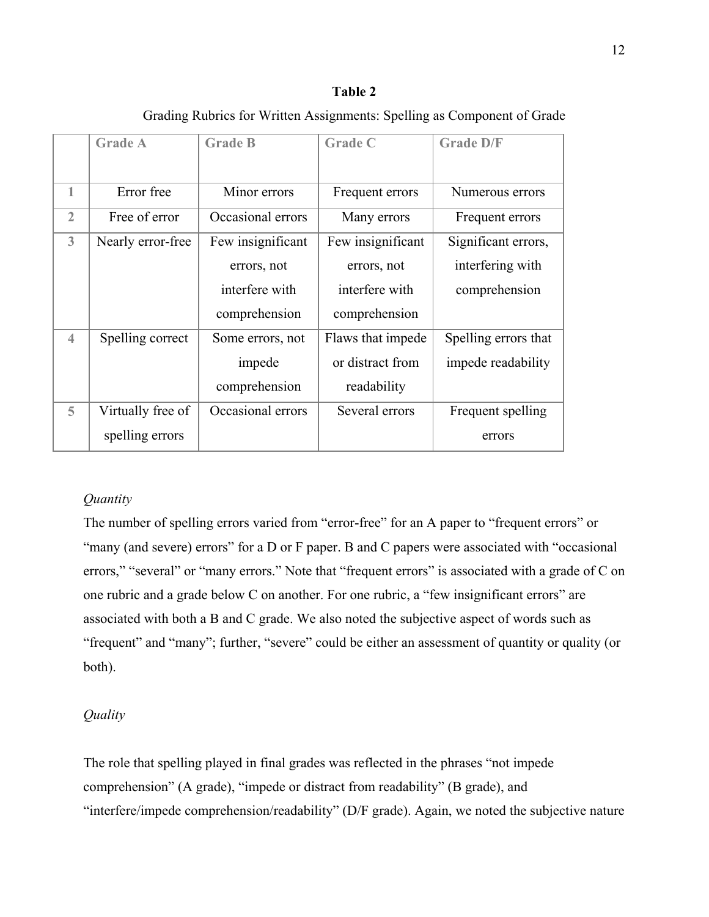**Table 2**

Grading Rubrics for Written Assignments: Spelling as Component of Grade

| | Grade A | Grade B | Grade C | Grade D/F |
|---|---|---|---|---|
| 1 | Error free | Minor errors | Frequent errors | Numerous errors |
| 2 | Free of error | Occasional errors | Many errors | Frequent errors |
| 3 | Nearly error-free | Few insignificant errors, not interfere with comprehension | Few insignificant errors, not interfere with comprehension | Significant errors, interfering with comprehension |
| 4 | Spelling correct | Some errors, not impede comprehension | Flaws that impede or distract from readability | Spelling errors that impede readability |
| 5 | Virtually free of spelling errors | Occasional errors | Several errors | Frequent spelling errors |

*Quantity*

The number of spelling errors varied from "error-free" for an A paper to "frequent errors" or "many (and severe) errors" for a D or F paper. B and C papers were associated with "occasional errors," "several" or "many errors." Note that "frequent errors" is associated with a grade of C on one rubric and a grade below C on another. For one rubric, a "few insignificant errors" are associated with both a B and C grade. We also noted the subjective aspect of words such as "frequent" and "many"; further, "severe" could be either an assessment of quantity or quality (or both).

*Quality*

The role that spelling played in final grades was reflected in the phrases "not impede comprehension" (A grade), "impede or distract from readability" (B grade), and "interfere/impede comprehension/readability" (D/F grade). Again, we noted the subjective nature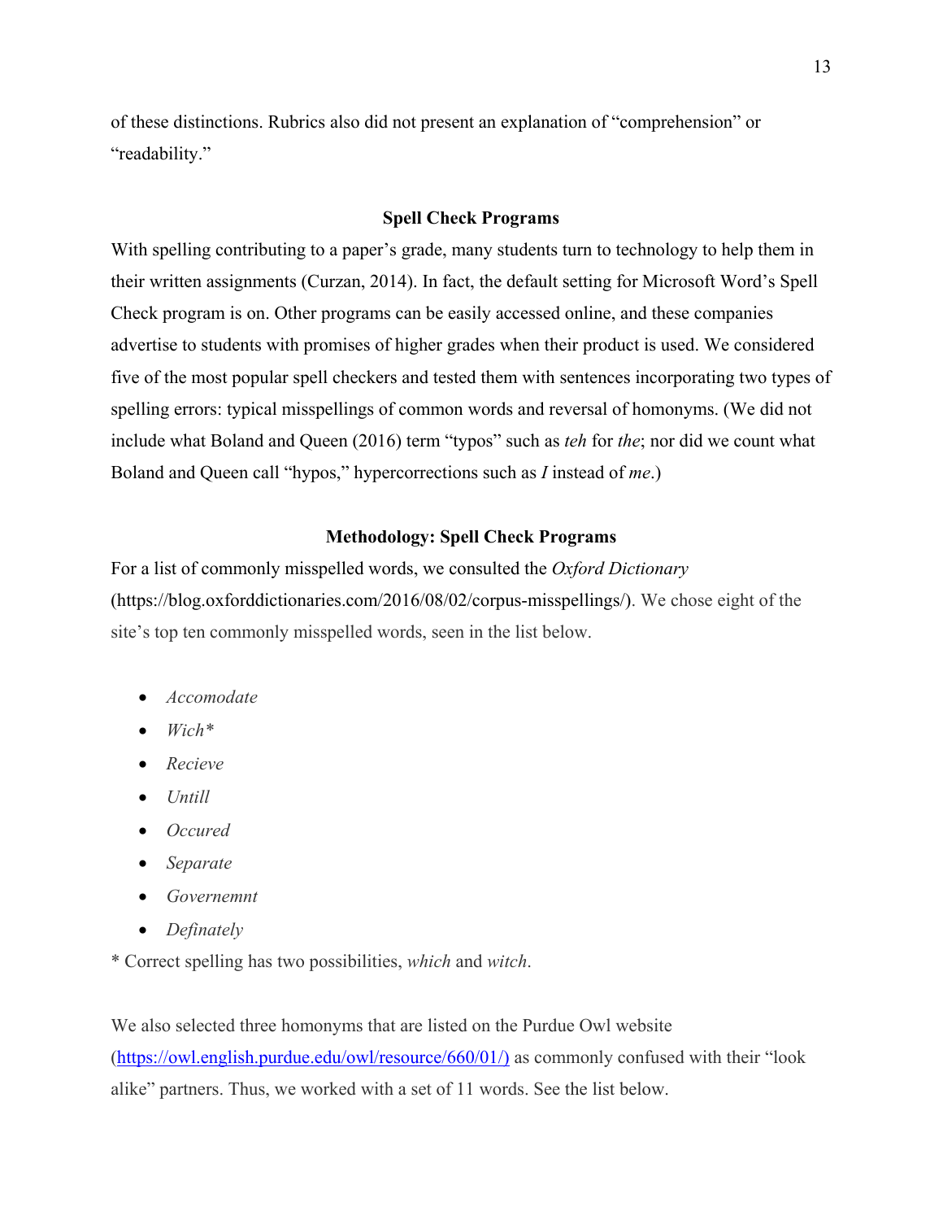of these distinctions. Rubrics also did not present an explanation of "comprehension" or "readability."

## Spell Check Programs

With spelling contributing to a paper's grade, many students turn to technology to help them in their written assignments (Curzan, 2014). In fact, the default setting for Microsoft Word's Spell Check program is on. Other programs can be easily accessed online, and these companies advertise to students with promises of higher grades when their product is used. We considered five of the most popular spell checkers and tested them with sentences incorporating two types of spelling errors: typical misspellings of common words and reversal of homonyms. (We did not include what Boland and Queen (2016) term "typos" such as *teh* for *the*; nor did we count what Boland and Queen call "hypos," hypercorrections such as *I* instead of *me*.)

## Methodology: Spell Check Programs

For a list of commonly misspelled words, we consulted the *Oxford Dictionary* (https://blog.oxforddictionaries.com/2016/08/02/corpus-misspellings/). We chose eight of the site's top ten commonly misspelled words, seen in the list below.

- *Accomodate*
- *Wich**
- *Recieve*
- *Untill*
- *Occured*
- *Separate*
- *Governemnt*
- *Definately*

* Correct spelling has two possibilities, *which* and *witch*.

We also selected three homonyms that are listed on the Purdue Owl website (https://owl.english.purdue.edu/owl/resource/660/01/) as commonly confused with their "look alike" partners. Thus, we worked with a set of 11 words. See the list below.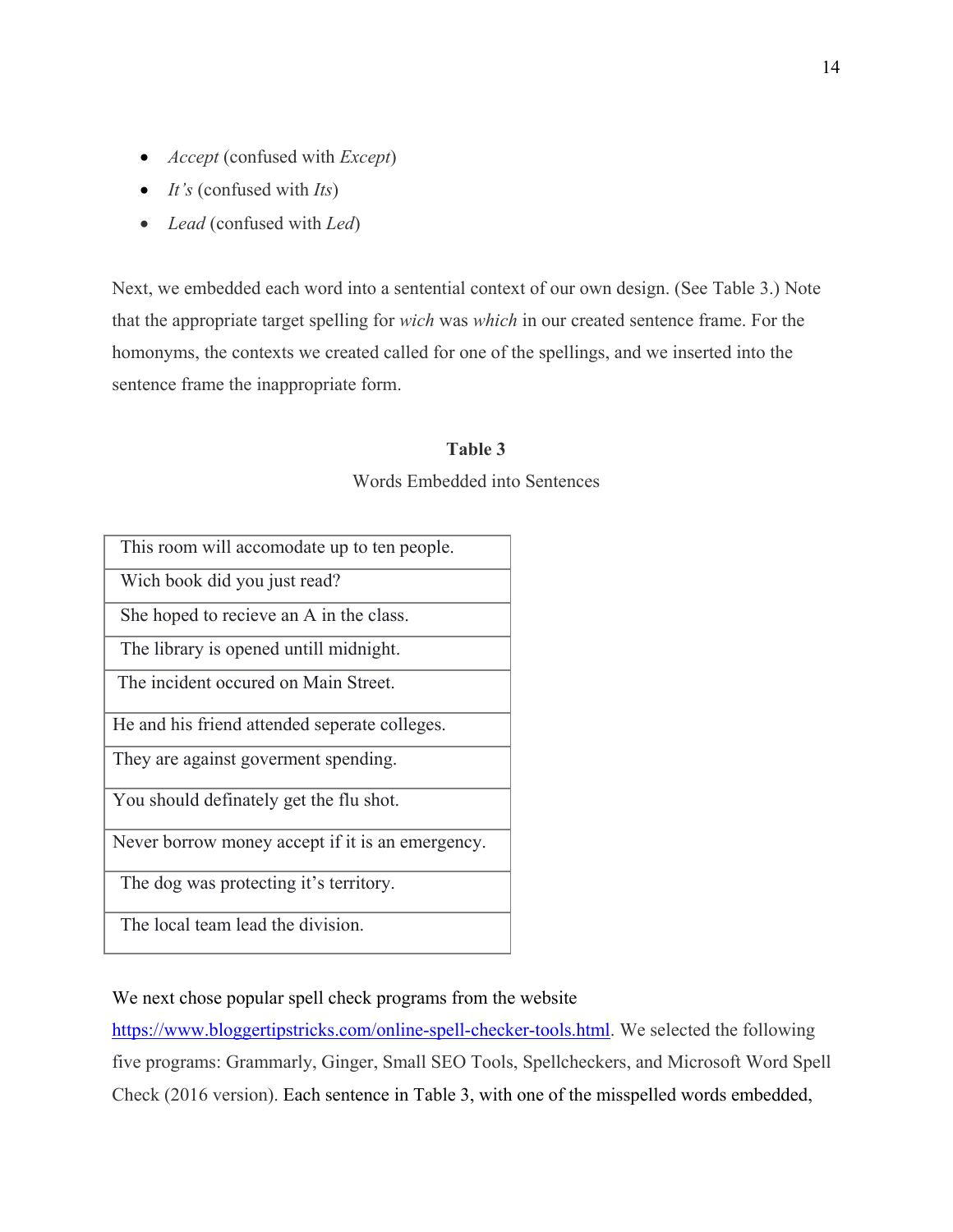- *Accept* (confused with *Except*)
- *It's* (confused with *Its*)
- *Lead* (confused with *Led*)

Next, we embedded each word into a sentential context of our own design. (See Table 3.) Note that the appropriate target spelling for *wich* was *which* in our created sentence frame. For the homonyms, the contexts we created called for one of the spellings, and we inserted into the sentence frame the inappropriate form.

**Table 3**

Words Embedded into Sentences

| |
|---|
| This room will accomodate up to ten people. |
| Wich book did you just read? |
| She hoped to recieve an A in the class. |
| The library is opened untill midnight. |
| The incident occured on Main Street. |
| He and his friend attended seperate colleges. |
| They are against goverment spending. |
| You should definately get the flu shot. |
| Never borrow money accept if it is an emergency. |
| The dog was protecting it's territory. |
| The local team lead the division. |

We next chose popular spell check programs from the website [https://www.bloggertipstricks.com/online-spell-checker-tools.html](https://www.bloggertipstricks.com/online-spell-checker-tools.html). We selected the following five programs: Grammarly, Ginger, Small SEO Tools, Spellcheckers, and Microsoft Word Spell Check (2016 version). Each sentence in Table 3, with one of the misspelled words embedded,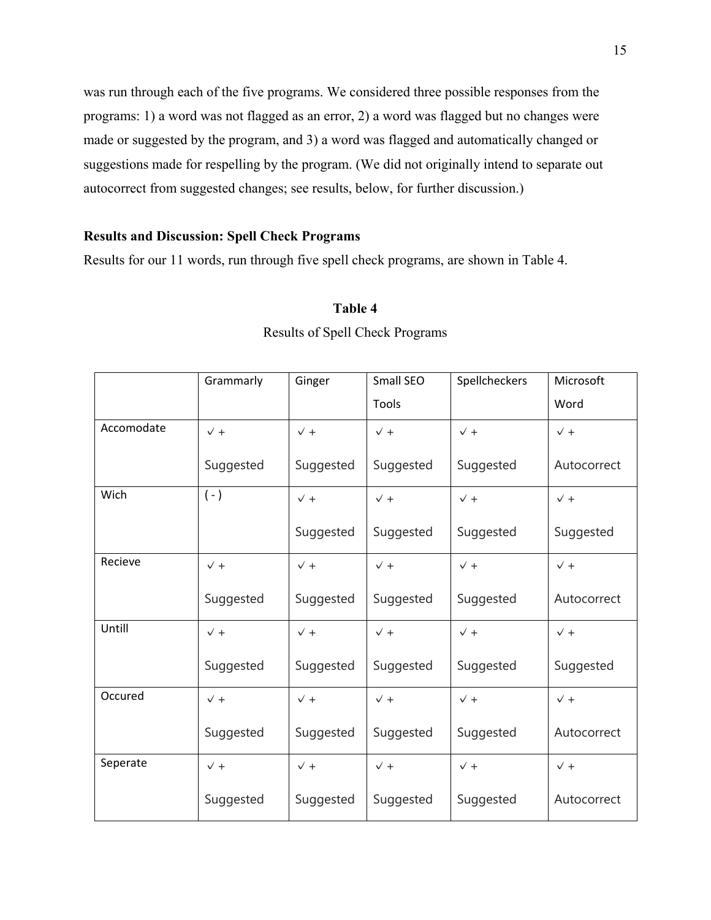was run through each of the five programs. We considered three possible responses from the programs: 1) a word was not flagged as an error, 2) a word was flagged but no changes were made or suggested by the program, and 3) a word was flagged and automatically changed or suggestions made for respelling by the program. (We did not originally intend to separate out autocorrect from suggested changes; see results, below, for further discussion.)

**Results and Discussion: Spell Check Programs**

Results for our 11 words, run through five spell check programs, are shown in Table 4.

**Table 4**

Results of Spell Check Programs

| | Grammarly | Ginger | Small SEO Tools | Spellcheckers | Microsoft Word |
|---|---|---|---|---|---|
| Accomodate | ✓ + Suggested | ✓ + Suggested | ✓ + Suggested | ✓ + Suggested | ✓ + Autocorrect |
| Wich | ( - ) | ✓ + Suggested | ✓ + Suggested | ✓ + Suggested | ✓ + Suggested |
| Recieve | ✓ + Suggested | ✓ + Suggested | ✓ + Suggested | ✓ + Suggested | ✓ + Autocorrect |
| Untill | ✓ + Suggested | ✓ + Suggested | ✓ + Suggested | ✓ + Suggested | ✓ + Suggested |
| Occured | ✓ + Suggested | ✓ + Suggested | ✓ + Suggested | ✓ + Suggested | ✓ + Autocorrect |
| Seperate | ✓ + Suggested | ✓ + Suggested | ✓ + Suggested | ✓ + Suggested | ✓ + Autocorrect |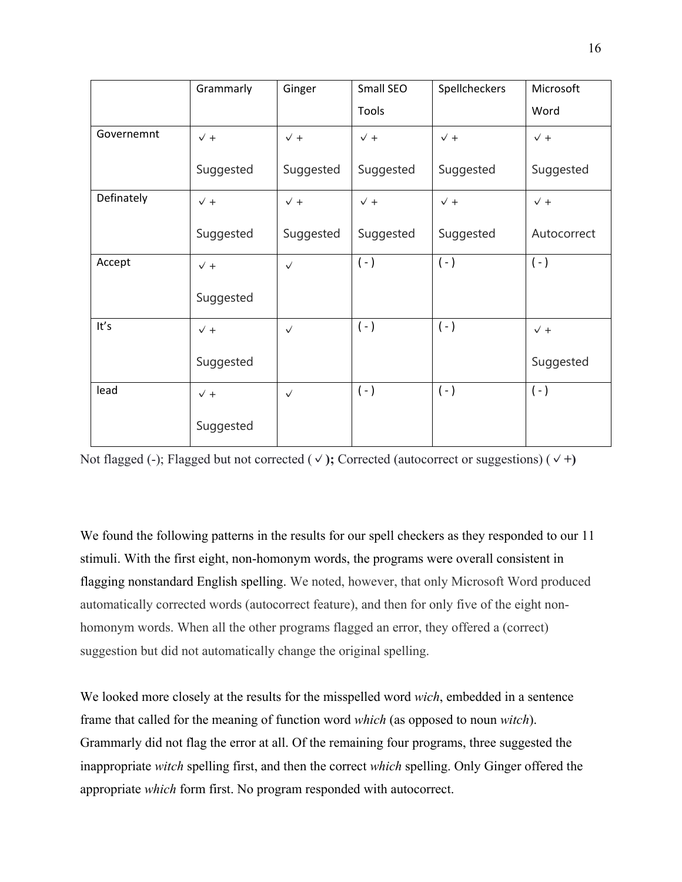| | Grammarly | Ginger | Small SEO Tools | Spellcheckers | Microsoft Word |
|---|---|---|---|---|---|
| Governemnt | ✓ + Suggested | ✓ + Suggested | ✓ + Suggested | ✓ + Suggested | ✓ + Suggested |
| Definately | ✓ + Suggested | ✓ + Suggested | ✓ + Suggested | ✓ + Suggested | ✓ + Autocorrect |
| Accept | ✓ + Suggested | ✓ | ( - ) | ( - ) | ( - ) |
| It's | ✓ + Suggested | ✓ | ( - ) | ( - ) | ✓ + Suggested |
| lead | ✓ + Suggested | ✓ | ( - ) | ( - ) | ( - ) |

Not flagged (-); Flagged but not corrected ( ✓ **);** Corrected (autocorrect or suggestions) ( ✓ **+)**

We found the following patterns in the results for our spell checkers as they responded to our 11 stimuli. With the first eight, non-homonym words, the programs were overall consistent in flagging nonstandard English spelling. We noted, however, that only Microsoft Word produced automatically corrected words (autocorrect feature), and then for only five of the eight non-homonym words. When all the other programs flagged an error, they offered a (correct) suggestion but did not automatically change the original spelling.

We looked more closely at the results for the misspelled word *wich*, embedded in a sentence frame that called for the meaning of function word *which* (as opposed to noun *witch*). Grammarly did not flag the error at all. Of the remaining four programs, three suggested the inappropriate *witch* spelling first, and then the correct *which* spelling. Only Ginger offered the appropriate *which* form first. No program responded with autocorrect.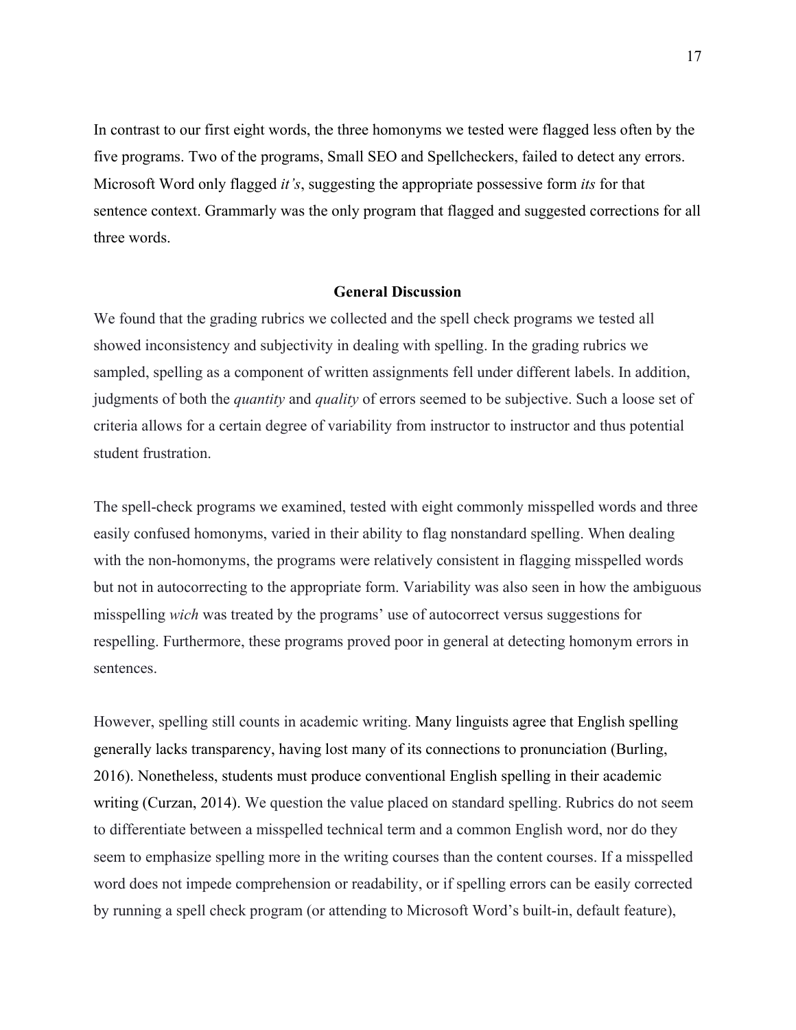In contrast to our first eight words, the three homonyms we tested were flagged less often by the five programs. Two of the programs, Small SEO and Spellcheckers, failed to detect any errors. Microsoft Word only flagged *it's*, suggesting the appropriate possessive form *its* for that sentence context. Grammarly was the only program that flagged and suggested corrections for all three words.

## General Discussion

We found that the grading rubrics we collected and the spell check programs we tested all showed inconsistency and subjectivity in dealing with spelling. In the grading rubrics we sampled, spelling as a component of written assignments fell under different labels. In addition, judgments of both the *quantity* and *quality* of errors seemed to be subjective. Such a loose set of criteria allows for a certain degree of variability from instructor to instructor and thus potential student frustration.

The spell-check programs we examined, tested with eight commonly misspelled words and three easily confused homonyms, varied in their ability to flag nonstandard spelling. When dealing with the non-homonyms, the programs were relatively consistent in flagging misspelled words but not in autocorrecting to the appropriate form. Variability was also seen in how the ambiguous misspelling *wich* was treated by the programs' use of autocorrect versus suggestions for respelling. Furthermore, these programs proved poor in general at detecting homonym errors in sentences.

However, spelling still counts in academic writing. Many linguists agree that English spelling generally lacks transparency, having lost many of its connections to pronunciation (Burling, 2016). Nonetheless, students must produce conventional English spelling in their academic writing (Curzan, 2014). We question the value placed on standard spelling. Rubrics do not seem to differentiate between a misspelled technical term and a common English word, nor do they seem to emphasize spelling more in the writing courses than the content courses. If a misspelled word does not impede comprehension or readability, or if spelling errors can be easily corrected by running a spell check program (or attending to Microsoft Word's built-in, default feature),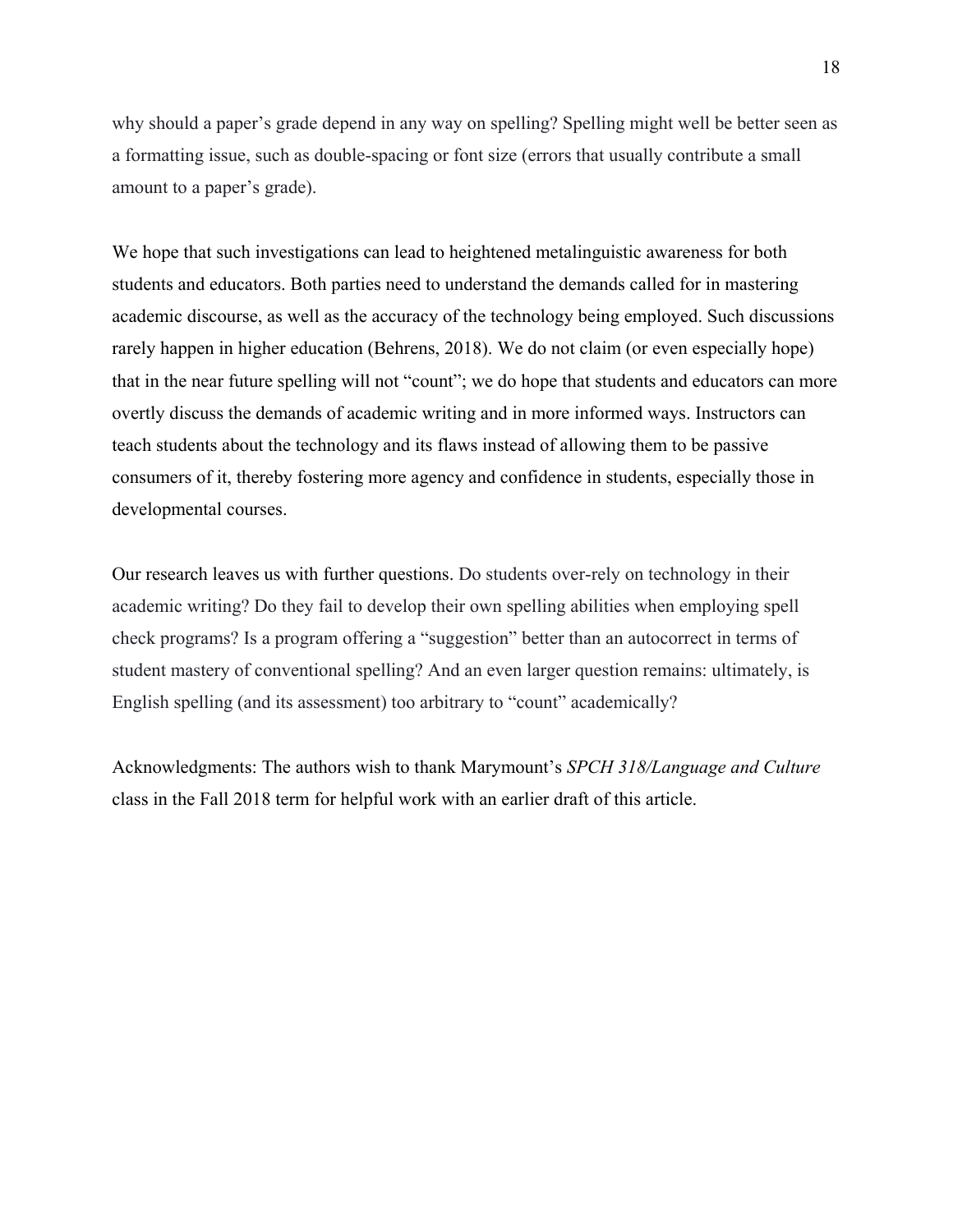why should a paper's grade depend in any way on spelling? Spelling might well be better seen as a formatting issue, such as double-spacing or font size (errors that usually contribute a small amount to a paper's grade).

We hope that such investigations can lead to heightened metalinguistic awareness for both students and educators. Both parties need to understand the demands called for in mastering academic discourse, as well as the accuracy of the technology being employed. Such discussions rarely happen in higher education (Behrens, 2018). We do not claim (or even especially hope) that in the near future spelling will not "count"; we do hope that students and educators can more overtly discuss the demands of academic writing and in more informed ways. Instructors can teach students about the technology and its flaws instead of allowing them to be passive consumers of it, thereby fostering more agency and confidence in students, especially those in developmental courses.

Our research leaves us with further questions. Do students over-rely on technology in their academic writing? Do they fail to develop their own spelling abilities when employing spell check programs? Is a program offering a "suggestion" better than an autocorrect in terms of student mastery of conventional spelling? And an even larger question remains: ultimately, is English spelling (and its assessment) too arbitrary to "count" academically?

Acknowledgments: The authors wish to thank Marymount's *SPCH 318/Language and Culture* class in the Fall 2018 term for helpful work with an earlier draft of this article.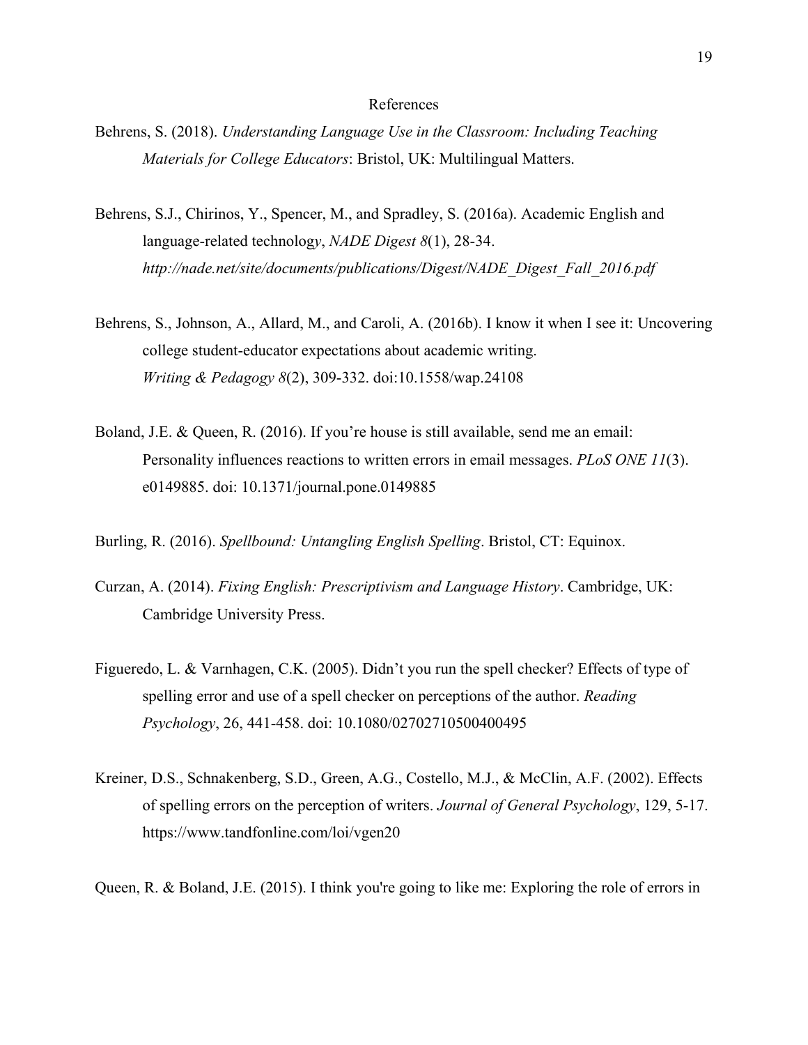# References

Behrens, S. (2018). *Understanding Language Use in the Classroom: Including Teaching Materials for College Educators*: Bristol, UK: Multilingual Matters.

Behrens, S.J., Chirinos, Y., Spencer, M., and Spradley, S. (2016a). Academic English and language-related technolog*y*, *NADE Digest 8*(1), 28-34. *http://nade.net/site/documents/publications/Digest/NADE_Digest_Fall_2016.pdf*

Behrens, S., Johnson, A., Allard, M., and Caroli, A. (2016b). I know it when I see it: Uncovering college student-educator expectations about academic writing. *Writing & Pedagogy 8*(2), 309-332. doi:10.1558/wap.24108

Boland, J.E. & Queen, R. (2016). If you're house is still available, send me an email: Personality influences reactions to written errors in email messages. *PLoS ONE 11*(3). e0149885. doi: 10.1371/journal.pone.0149885

Burling, R. (2016). *Spellbound: Untangling English Spelling*. Bristol, CT: Equinox.

Curzan, A. (2014). *Fixing English: Prescriptivism and Language History*. Cambridge, UK: Cambridge University Press.

Figueredo, L. & Varnhagen, C.K. (2005). Didn't you run the spell checker? Effects of type of spelling error and use of a spell checker on perceptions of the author. *Reading Psychology*, 26, 441-458. doi: 10.1080/02702710500400495

Kreiner, D.S., Schnakenberg, S.D., Green, A.G., Costello, M.J., & McClin, A.F. (2002). Effects of spelling errors on the perception of writers. *Journal of General Psychology*, 129, 5-17. https://www.tandfonline.com/loi/vgen20

Queen, R. & Boland, J.E. (2015). I think you're going to like me: Exploring the role of errors in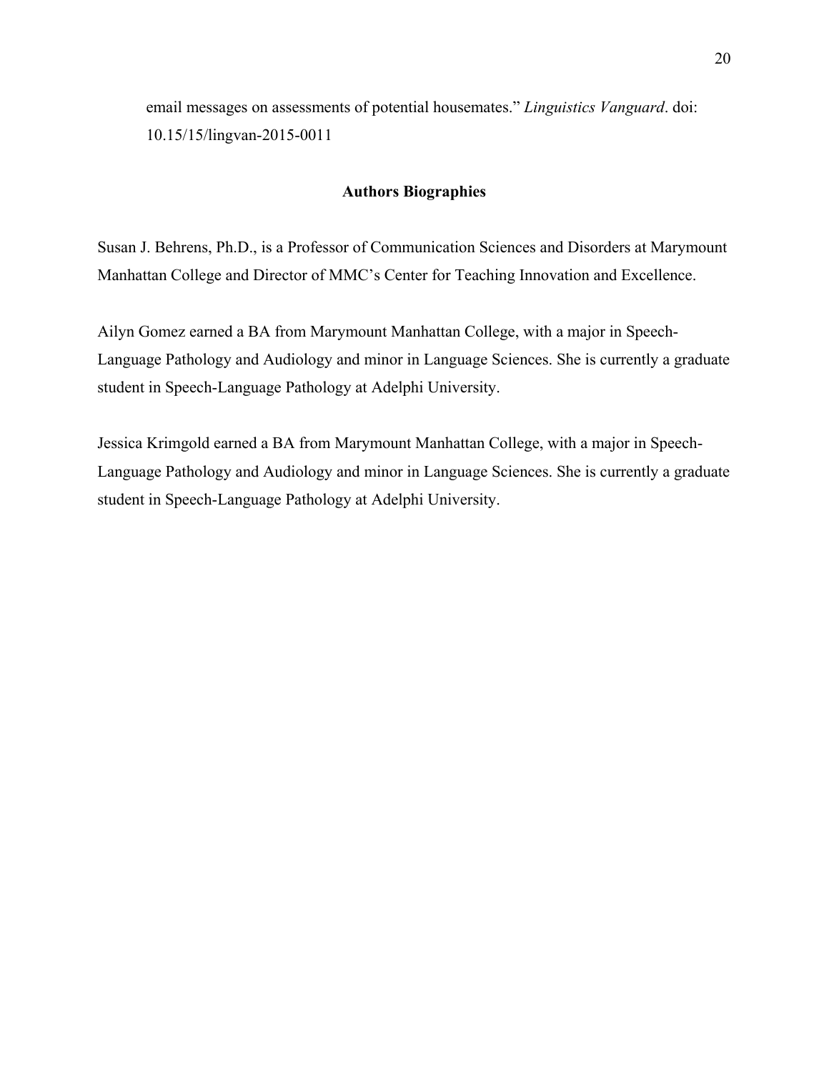email messages on assessments of potential housemates." *Linguistics Vanguard*. doi: 10.15/15/lingvan-2015-0011

## Authors Biographies

Susan J. Behrens, Ph.D., is a Professor of Communication Sciences and Disorders at Marymount Manhattan College and Director of MMC's Center for Teaching Innovation and Excellence.

Ailyn Gomez earned a BA from Marymount Manhattan College, with a major in Speech-Language Pathology and Audiology and minor in Language Sciences. She is currently a graduate student in Speech-Language Pathology at Adelphi University.

Jessica Krimgold earned a BA from Marymount Manhattan College, with a major in Speech-Language Pathology and Audiology and minor in Language Sciences. She is currently a graduate student in Speech-Language Pathology at Adelphi University.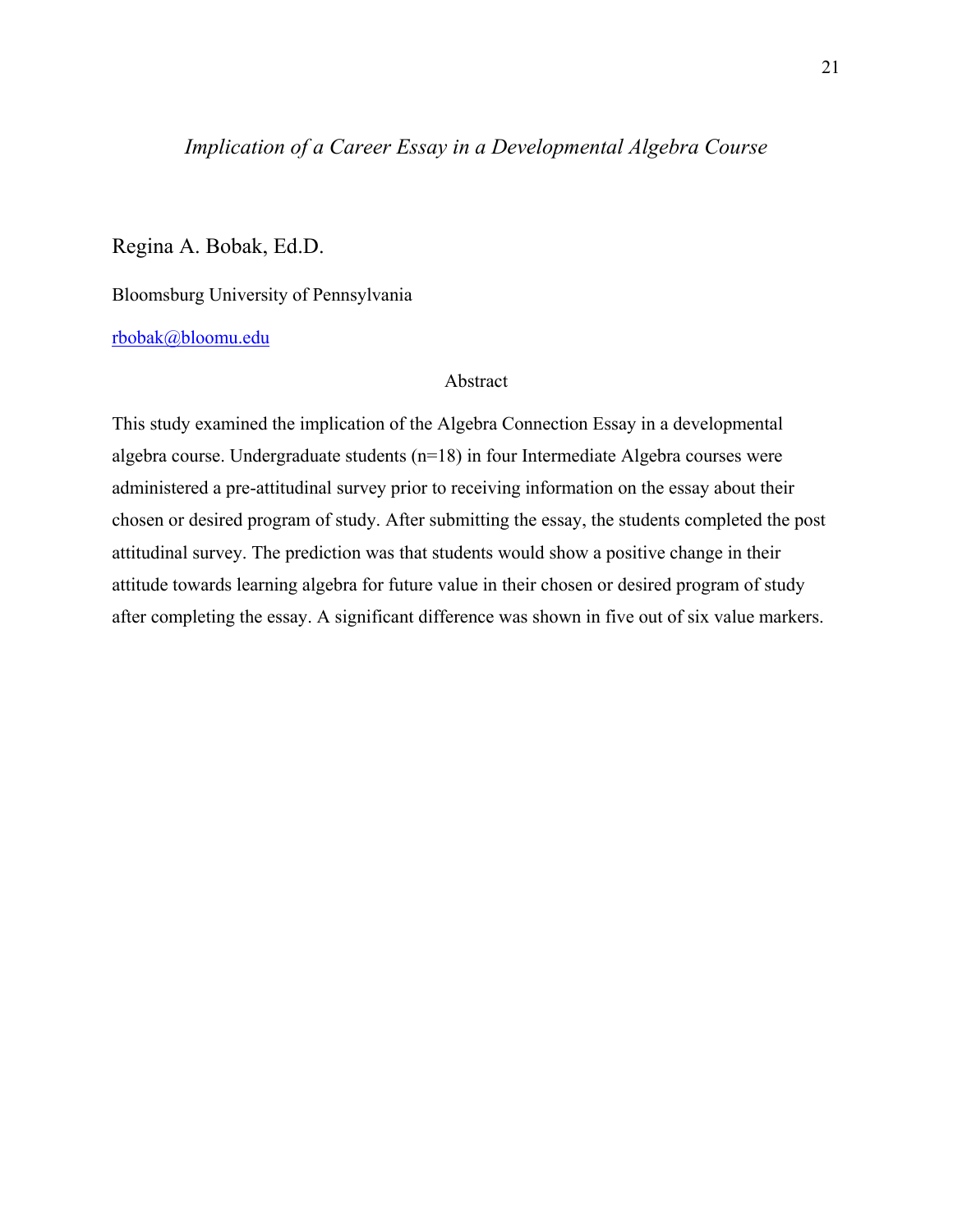# *Implication of a Career Essay in a Developmental Algebra Course*

Regina A. Bobak, Ed.D.

Bloomsburg University of Pennsylvania

rbobak@bloomu.edu

## Abstract

This study examined the implication of the Algebra Connection Essay in a developmental algebra course. Undergraduate students (n=18) in four Intermediate Algebra courses were administered a pre-attitudinal survey prior to receiving information on the essay about their chosen or desired program of study. After submitting the essay, the students completed the post attitudinal survey. The prediction was that students would show a positive change in their attitude towards learning algebra for future value in their chosen or desired program of study after completing the essay. A significant difference was shown in five out of six value markers.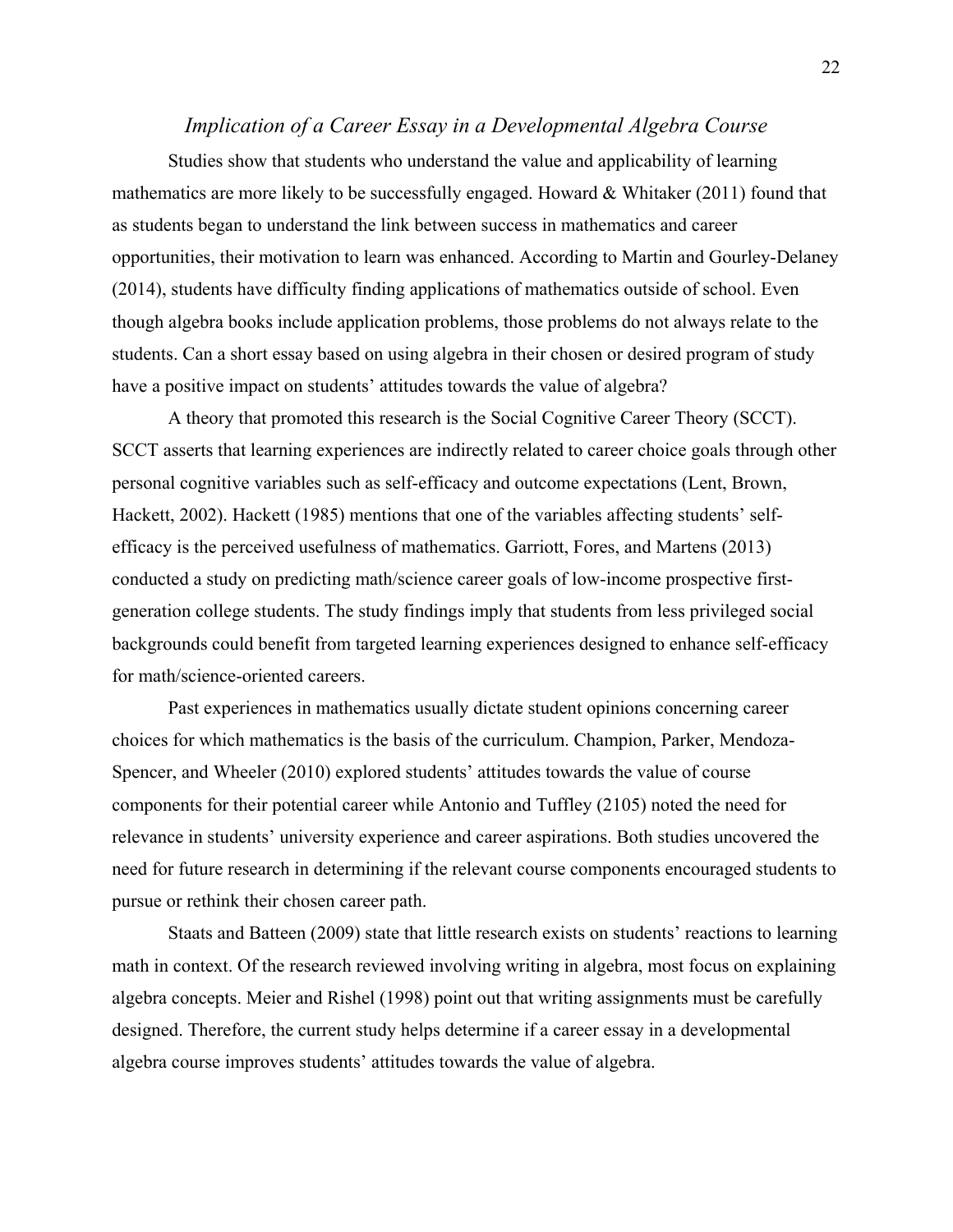### *Implication of a Career Essay in a Developmental Algebra Course*

Studies show that students who understand the value and applicability of learning mathematics are more likely to be successfully engaged. Howard & Whitaker (2011) found that as students began to understand the link between success in mathematics and career opportunities, their motivation to learn was enhanced. According to Martin and Gourley-Delaney (2014), students have difficulty finding applications of mathematics outside of school. Even though algebra books include application problems, those problems do not always relate to the students. Can a short essay based on using algebra in their chosen or desired program of study have a positive impact on students' attitudes towards the value of algebra?

A theory that promoted this research is the Social Cognitive Career Theory (SCCT). SCCT asserts that learning experiences are indirectly related to career choice goals through other personal cognitive variables such as self-efficacy and outcome expectations (Lent, Brown, Hackett, 2002). Hackett (1985) mentions that one of the variables affecting students' self-efficacy is the perceived usefulness of mathematics. Garriott, Fores, and Martens (2013) conducted a study on predicting math/science career goals of low-income prospective first-generation college students. The study findings imply that students from less privileged social backgrounds could benefit from targeted learning experiences designed to enhance self-efficacy for math/science-oriented careers.

Past experiences in mathematics usually dictate student opinions concerning career choices for which mathematics is the basis of the curriculum. Champion, Parker, Mendoza-Spencer, and Wheeler (2010) explored students' attitudes towards the value of course components for their potential career while Antonio and Tuffley (2105) noted the need for relevance in students' university experience and career aspirations. Both studies uncovered the need for future research in determining if the relevant course components encouraged students to pursue or rethink their chosen career path.

Staats and Batteen (2009) state that little research exists on students' reactions to learning math in context. Of the research reviewed involving writing in algebra, most focus on explaining algebra concepts. Meier and Rishel (1998) point out that writing assignments must be carefully designed. Therefore, the current study helps determine if a career essay in a developmental algebra course improves students' attitudes towards the value of algebra.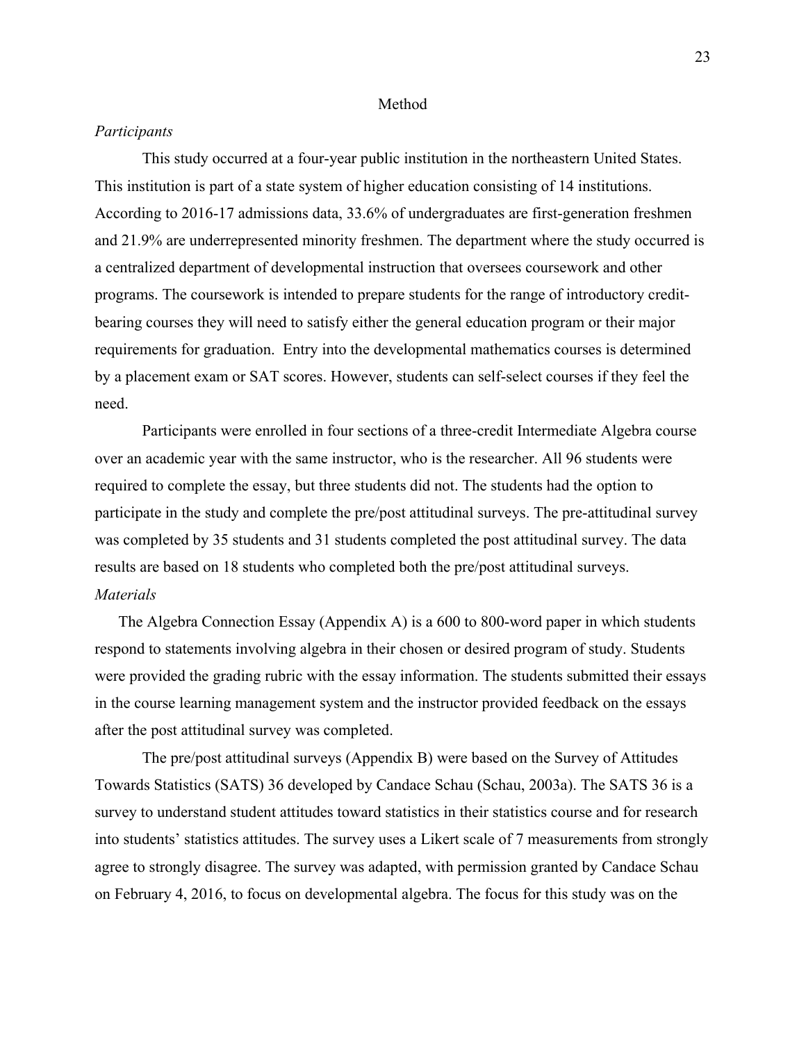## Method

### *Participants*

This study occurred at a four-year public institution in the northeastern United States. This institution is part of a state system of higher education consisting of 14 institutions. According to 2016-17 admissions data, 33.6% of undergraduates are first-generation freshmen and 21.9% are underrepresented minority freshmen. The department where the study occurred is a centralized department of developmental instruction that oversees coursework and other programs. The coursework is intended to prepare students for the range of introductory credit-bearing courses they will need to satisfy either the general education program or their major requirements for graduation. Entry into the developmental mathematics courses is determined by a placement exam or SAT scores. However, students can self-select courses if they feel the need.

Participants were enrolled in four sections of a three-credit Intermediate Algebra course over an academic year with the same instructor, who is the researcher. All 96 students were required to complete the essay, but three students did not. The students had the option to participate in the study and complete the pre/post attitudinal surveys. The pre-attitudinal survey was completed by 35 students and 31 students completed the post attitudinal survey. The data results are based on 18 students who completed both the pre/post attitudinal surveys.

### *Materials*

The Algebra Connection Essay (Appendix A) is a 600 to 800-word paper in which students respond to statements involving algebra in their chosen or desired program of study. Students were provided the grading rubric with the essay information. The students submitted their essays in the course learning management system and the instructor provided feedback on the essays after the post attitudinal survey was completed.

The pre/post attitudinal surveys (Appendix B) were based on the Survey of Attitudes Towards Statistics (SATS) 36 developed by Candace Schau (Schau, 2003a). The SATS 36 is a survey to understand student attitudes toward statistics in their statistics course and for research into students' statistics attitudes. The survey uses a Likert scale of 7 measurements from strongly agree to strongly disagree. The survey was adapted, with permission granted by Candace Schau on February 4, 2016, to focus on developmental algebra. The focus for this study was on the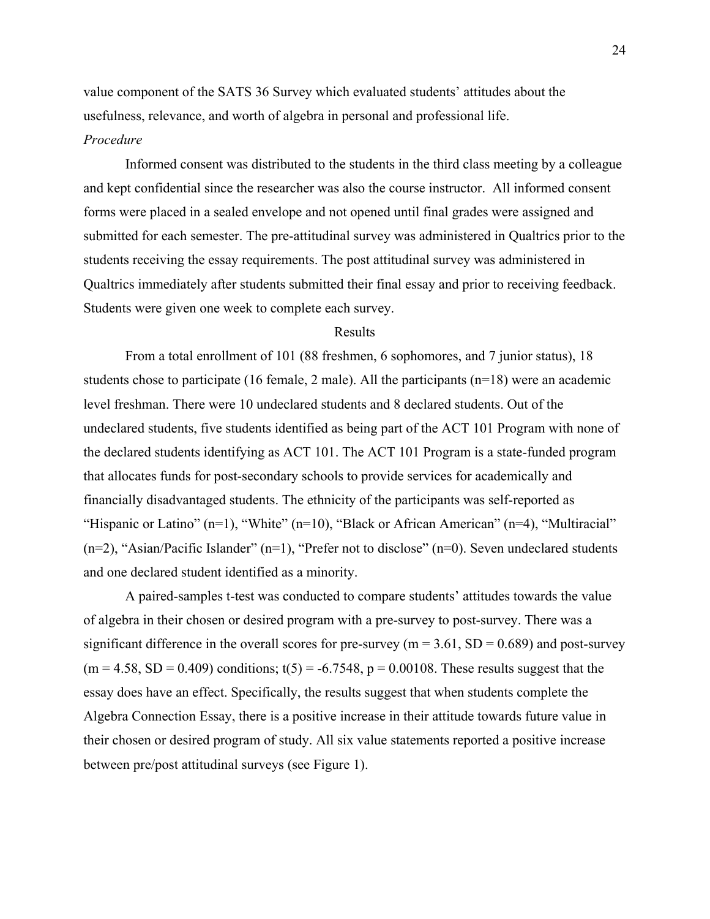value component of the SATS 36 Survey which evaluated students' attitudes about the usefulness, relevance, and worth of algebra in personal and professional life.

*Procedure*

Informed consent was distributed to the students in the third class meeting by a colleague and kept confidential since the researcher was also the course instructor. All informed consent forms were placed in a sealed envelope and not opened until final grades were assigned and submitted for each semester. The pre-attitudinal survey was administered in Qualtrics prior to the students receiving the essay requirements. The post attitudinal survey was administered in Qualtrics immediately after students submitted their final essay and prior to receiving feedback. Students were given one week to complete each survey.

## Results

From a total enrollment of 101 (88 freshmen, 6 sophomores, and 7 junior status), 18 students chose to participate (16 female, 2 male). All the participants ($n=18$) were an academic level freshman. There were 10 undeclared students and 8 declared students. Out of the undeclared students, five students identified as being part of the ACT 101 Program with none of the declared students identifying as ACT 101. The ACT 101 Program is a state-funded program that allocates funds for post-secondary schools to provide services for academically and financially disadvantaged students. The ethnicity of the participants was self-reported as "Hispanic or Latino" ($n=1$), "White" ($n=10$), "Black or African American" ($n=4$), "Multiracial" ($n=2$), "Asian/Pacific Islander" ($n=1$), "Prefer not to disclose" ($n=0$). Seven undeclared students and one declared student identified as a minority.

A paired-samples t-test was conducted to compare students' attitudes towards the value of algebra in their chosen or desired program with a pre-survey to post-survey. There was a significant difference in the overall scores for pre-survey ($m = 3.61$, $SD = 0.689$) and post-survey ($m = 4.58$, $SD = 0.409$) conditions; $t(5) = -6.7548$, $p = 0.00108$. These results suggest that the essay does have an effect. Specifically, the results suggest that when students complete the Algebra Connection Essay, there is a positive increase in their attitude towards future value in their chosen or desired program of study. All six value statements reported a positive increase between pre/post attitudinal surveys (see Figure 1).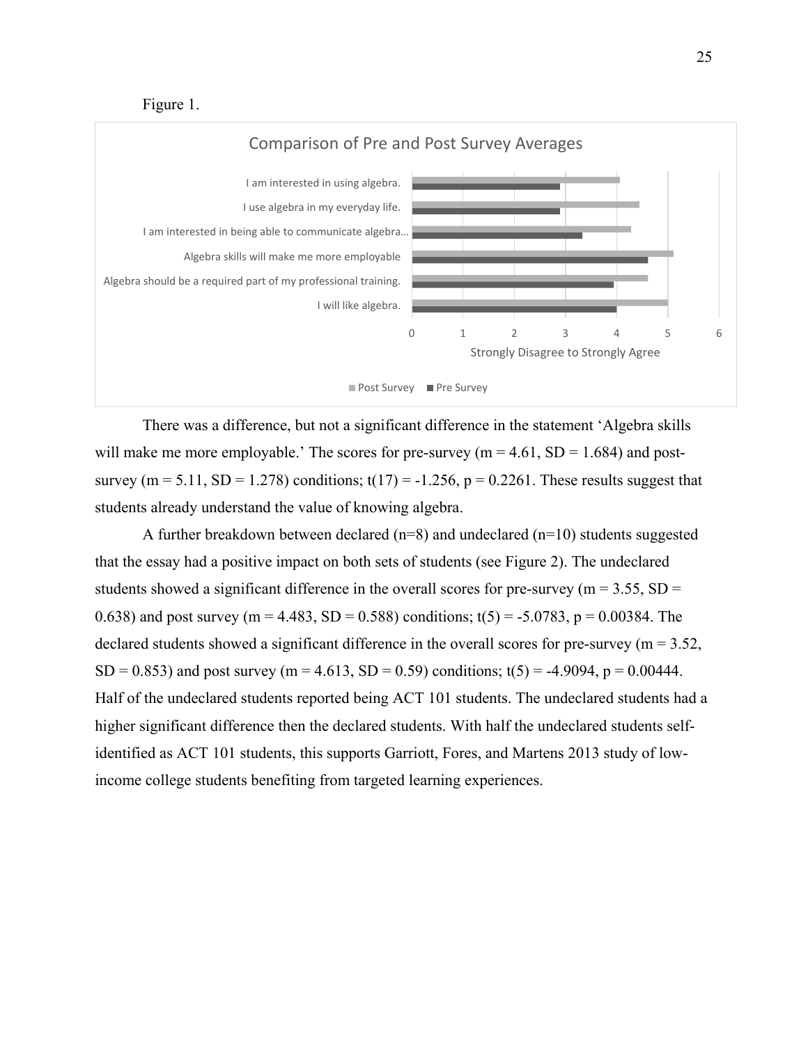Figure 1.

Comparison of Pre and Post Survey Averages

- I am interested in using algebra.
- I use algebra in my everyday life.
- I am interested in being able to communicate algebra…
- Algebra skills will make me more employable
- Algebra should be a required part of my professional training.
- I will like algebra.

Strongly Disagree to Strongly Agree (0–6)

Post Survey | Pre Survey

There was a difference, but not a significant difference in the statement 'Algebra skills will make me more employable.' The scores for pre-survey ($m = 4.61$, $SD = 1.684$) and post-survey ($m = 5.11$, $SD = 1.278$) conditions; $t(17) = -1.256$, $p = 0.2261$. These results suggest that students already understand the value of knowing algebra.

A further breakdown between declared ($n=8$) and undeclared ($n=10$) students suggested that the essay had a positive impact on both sets of students (see Figure 2). The undeclared students showed a significant difference in the overall scores for pre-survey ($m = 3.55$, $SD = 0.638$) and post survey ($m = 4.483$, $SD = 0.588$) conditions; $t(5) = -5.0783$, $p = 0.00384$. The declared students showed a significant difference in the overall scores for pre-survey ($m = 3.52$, $SD = 0.853$) and post survey ($m = 4.613$, $SD = 0.59$) conditions; $t(5) = -4.9094$, $p = 0.00444$. Half of the undeclared students reported being ACT 101 students. The undeclared students had a higher significant difference then the declared students. With half the undeclared students self-identified as ACT 101 students, this supports Garriott, Fores, and Martens 2013 study of low-income college students benefiting from targeted learning experiences.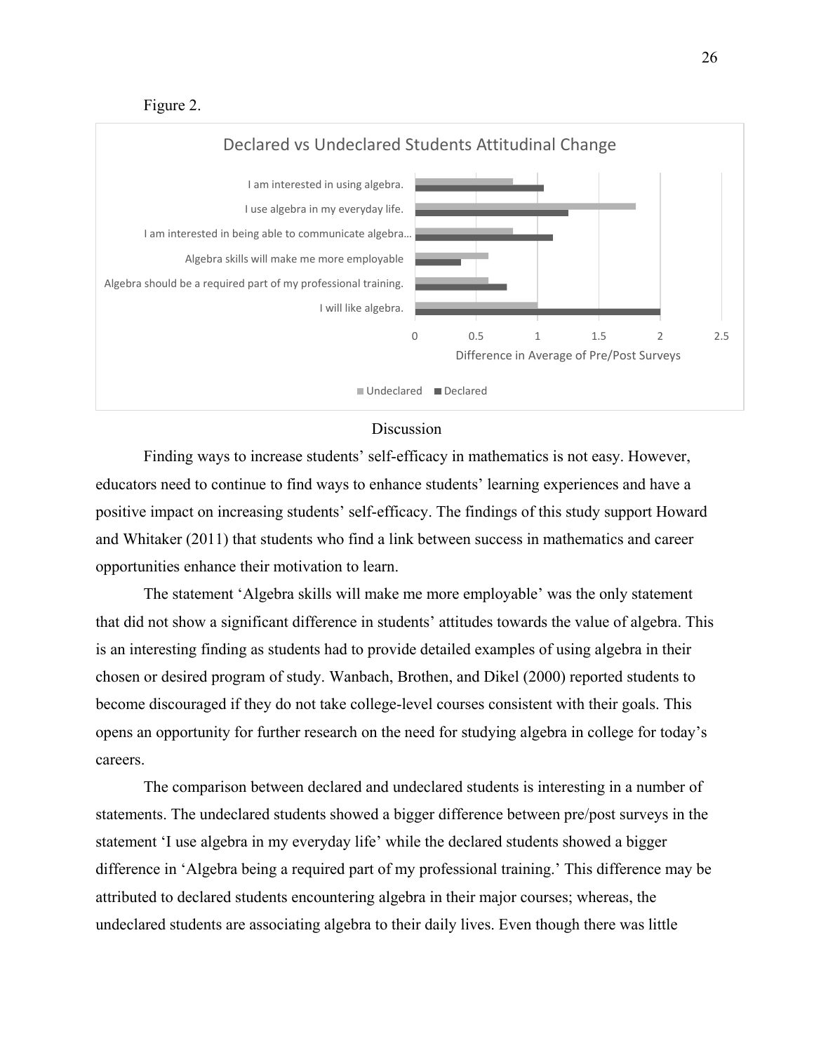Figure 2.

Declared vs Undeclared Students Attitudinal Change

| Statement | Undeclared | Declared |
|---|---|---|
| I am interested in using algebra. | 0.8 | 1.05 |
| I use algebra in my everyday life. | 1.8 | 1.25 |
| I am interested in being able to communicate algebra… | 0.8 | 1.125 |
| Algebra skills will make me more employable | 0.6 | 0.375 |
| Algebra should be a required part of my professional training. | 0.6 | 0.75 |
| I will like algebra. | 1 | 2 |

Difference in Average of Pre/Post Surveys

# Discussion

Finding ways to increase students' self-efficacy in mathematics is not easy. However, educators need to continue to find ways to enhance students' learning experiences and have a positive impact on increasing students' self-efficacy. The findings of this study support Howard and Whitaker (2011) that students who find a link between success in mathematics and career opportunities enhance their motivation to learn.

The statement 'Algebra skills will make me more employable' was the only statement that did not show a significant difference in students' attitudes towards the value of algebra. This is an interesting finding as students had to provide detailed examples of using algebra in their chosen or desired program of study. Wanbach, Brothen, and Dikel (2000) reported students to become discouraged if they do not take college-level courses consistent with their goals. This opens an opportunity for further research on the need for studying algebra in college for today's careers.

The comparison between declared and undeclared students is interesting in a number of statements. The undeclared students showed a bigger difference between pre/post surveys in the statement 'I use algebra in my everyday life' while the declared students showed a bigger difference in 'Algebra being a required part of my professional training.' This difference may be attributed to declared students encountering algebra in their major courses; whereas, the undeclared students are associating algebra to their daily lives. Even though there was little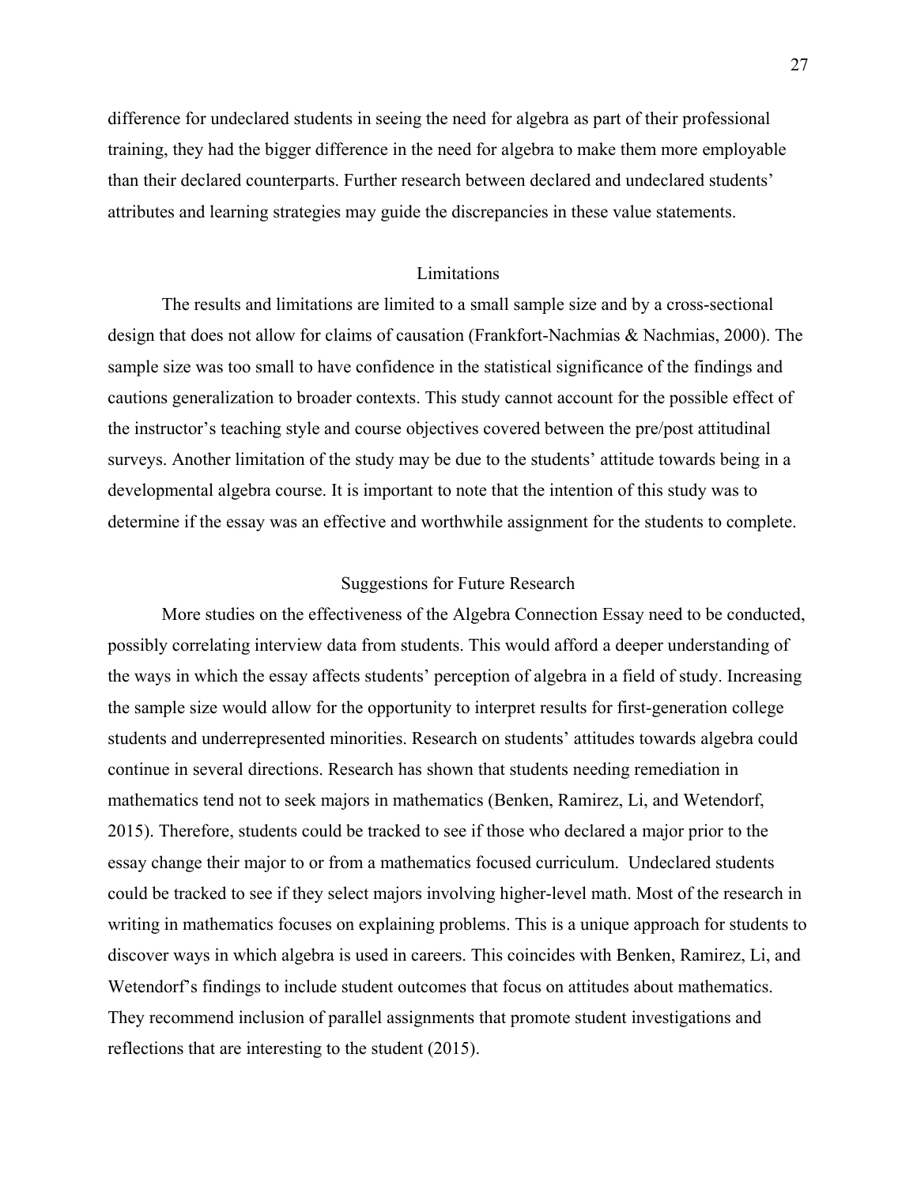difference for undeclared students in seeing the need for algebra as part of their professional training, they had the bigger difference in the need for algebra to make them more employable than their declared counterparts. Further research between declared and undeclared students' attributes and learning strategies may guide the discrepancies in these value statements.

## Limitations

The results and limitations are limited to a small sample size and by a cross-sectional design that does not allow for claims of causation (Frankfort-Nachmias & Nachmias, 2000). The sample size was too small to have confidence in the statistical significance of the findings and cautions generalization to broader contexts. This study cannot account for the possible effect of the instructor's teaching style and course objectives covered between the pre/post attitudinal surveys. Another limitation of the study may be due to the students' attitude towards being in a developmental algebra course. It is important to note that the intention of this study was to determine if the essay was an effective and worthwhile assignment for the students to complete.

## Suggestions for Future Research

More studies on the effectiveness of the Algebra Connection Essay need to be conducted, possibly correlating interview data from students. This would afford a deeper understanding of the ways in which the essay affects students' perception of algebra in a field of study. Increasing the sample size would allow for the opportunity to interpret results for first-generation college students and underrepresented minorities. Research on students' attitudes towards algebra could continue in several directions. Research has shown that students needing remediation in mathematics tend not to seek majors in mathematics (Benken, Ramirez, Li, and Wetendorf, 2015). Therefore, students could be tracked to see if those who declared a major prior to the essay change their major to or from a mathematics focused curriculum. Undeclared students could be tracked to see if they select majors involving higher-level math. Most of the research in writing in mathematics focuses on explaining problems. This is a unique approach for students to discover ways in which algebra is used in careers. This coincides with Benken, Ramirez, Li, and Wetendorf's findings to include student outcomes that focus on attitudes about mathematics. They recommend inclusion of parallel assignments that promote student investigations and reflections that are interesting to the student (2015).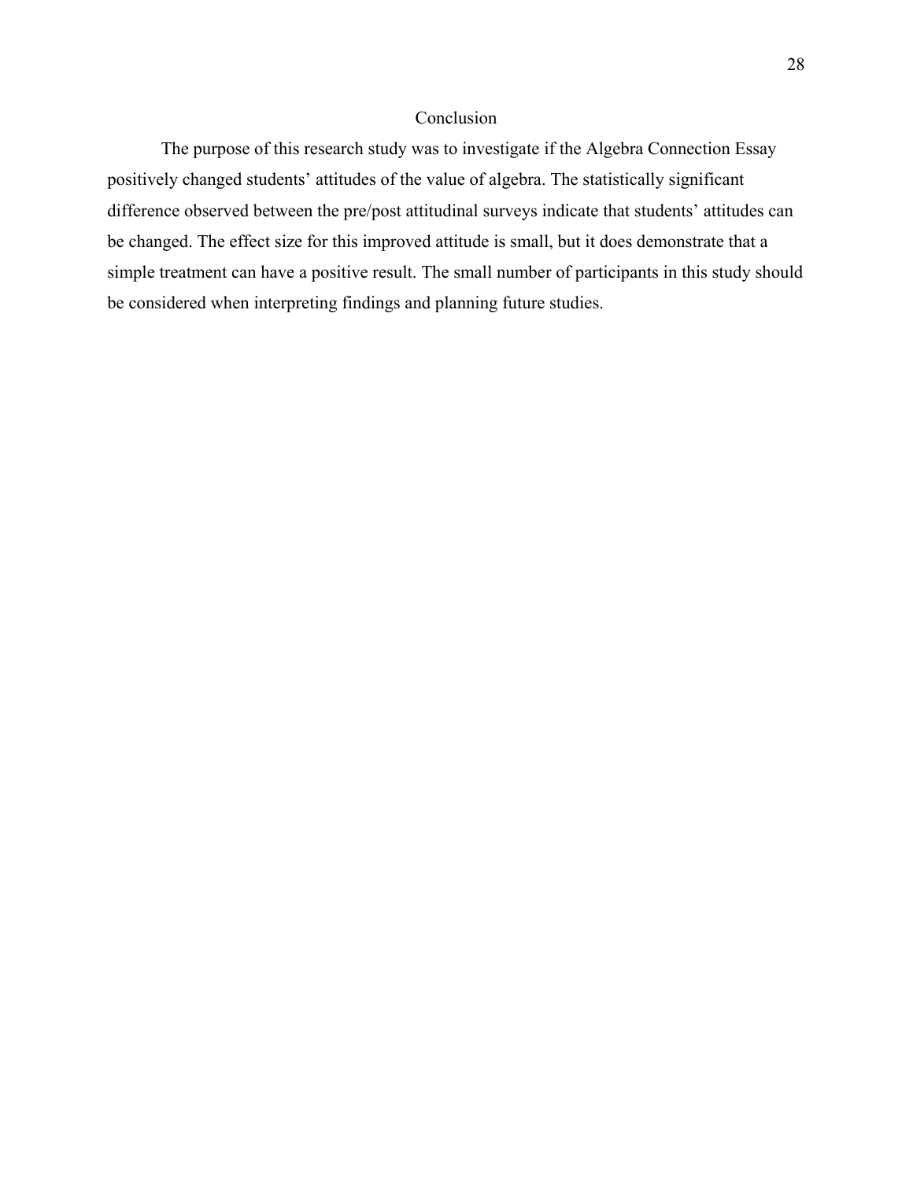# Conclusion

The purpose of this research study was to investigate if the Algebra Connection Essay positively changed students' attitudes of the value of algebra. The statistically significant difference observed between the pre/post attitudinal surveys indicate that students' attitudes can be changed. The effect size for this improved attitude is small, but it does demonstrate that a simple treatment can have a positive result. The small number of participants in this study should be considered when interpreting findings and planning future studies.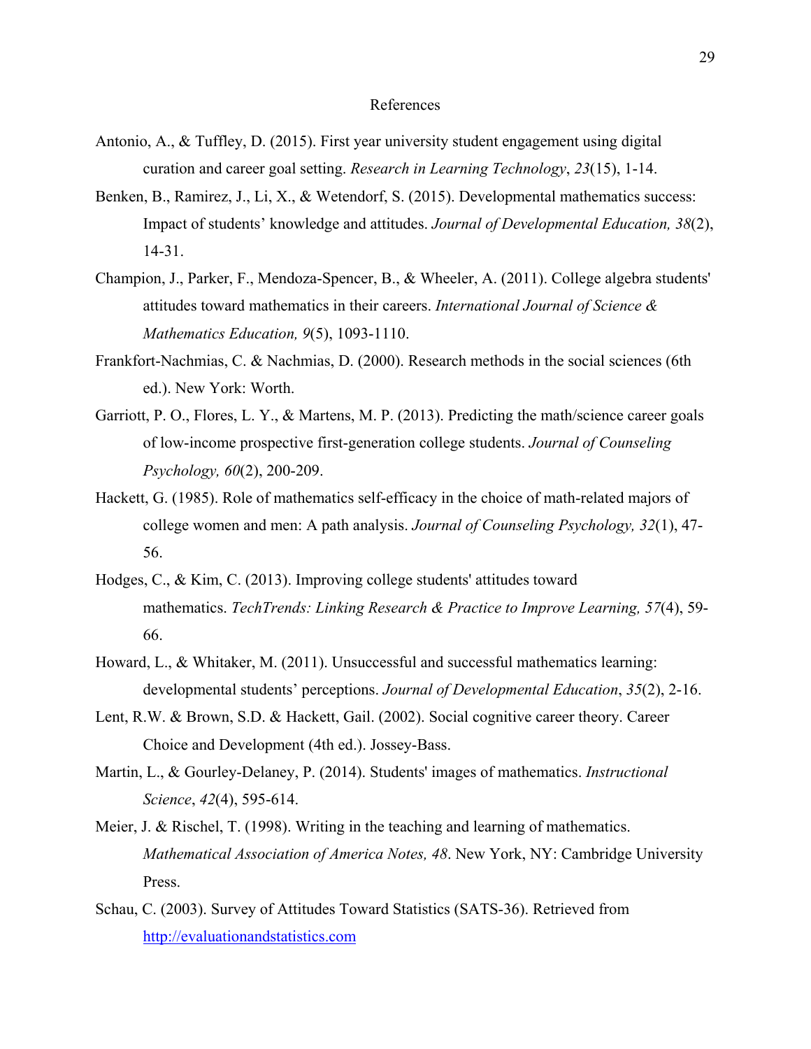# References

Antonio, A., & Tuffley, D. (2015). First year university student engagement using digital curation and career goal setting. *Research in Learning Technology*, *23*(15), 1-14.

Benken, B., Ramirez, J., Li, X., & Wetendorf, S. (2015). Developmental mathematics success: Impact of students' knowledge and attitudes. *Journal of Developmental Education, 38*(2), 14-31.

Champion, J., Parker, F., Mendoza-Spencer, B., & Wheeler, A. (2011). College algebra students' attitudes toward mathematics in their careers. *International Journal of Science & Mathematics Education, 9*(5), 1093-1110.

Frankfort-Nachmias, C. & Nachmias, D. (2000). Research methods in the social sciences (6th ed.). New York: Worth.

Garriott, P. O., Flores, L. Y., & Martens, M. P. (2013). Predicting the math/science career goals of low-income prospective first-generation college students. *Journal of Counseling Psychology, 60*(2), 200-209.

Hackett, G. (1985). Role of mathematics self-efficacy in the choice of math-related majors of college women and men: A path analysis. *Journal of Counseling Psychology, 32*(1), 47-56.

Hodges, C., & Kim, C. (2013). Improving college students' attitudes toward mathematics. *TechTrends: Linking Research & Practice to Improve Learning, 57*(4), 59-66.

Howard, L., & Whitaker, M. (2011). Unsuccessful and successful mathematics learning: developmental students' perceptions. *Journal of Developmental Education*, *35*(2), 2-16.

Lent, R.W. & Brown, S.D. & Hackett, Gail. (2002). Social cognitive career theory. Career Choice and Development (4th ed.). Jossey-Bass.

Martin, L., & Gourley-Delaney, P. (2014). Students' images of mathematics. *Instructional Science*, *42*(4), 595-614.

Meier, J. & Rischel, T. (1998). Writing in the teaching and learning of mathematics. *Mathematical Association of America Notes, 48*. New York, NY: Cambridge University Press.

Schau, C. (2003). Survey of Attitudes Toward Statistics (SATS-36). Retrieved from http://evaluationandstatistics.com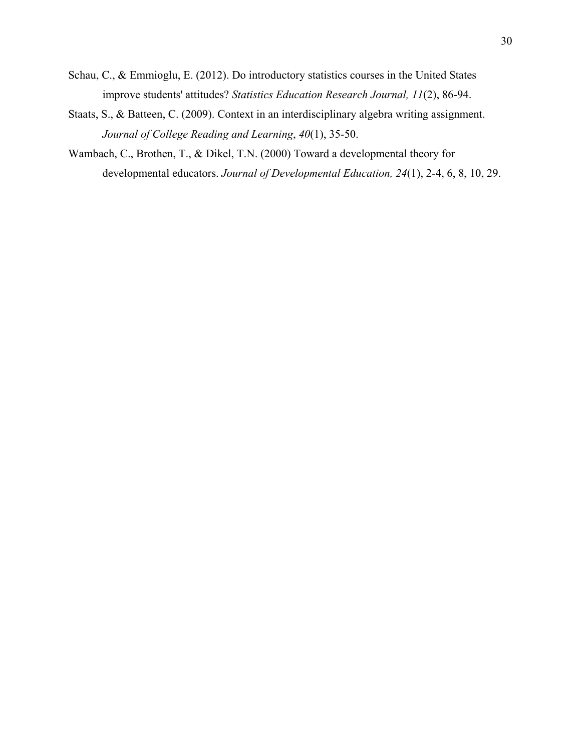Schau, C., & Emmioglu, E. (2012). Do introductory statistics courses in the United States improve students' attitudes? *Statistics Education Research Journal, 11*(2), 86-94.

Staats, S., & Batteen, C. (2009). Context in an interdisciplinary algebra writing assignment. *Journal of College Reading and Learning*, *40*(1), 35-50.

Wambach, C., Brothen, T., & Dikel, T.N. (2000) Toward a developmental theory for developmental educators. *Journal of Developmental Education, 24*(1), 2-4, 6, 8, 10, 29.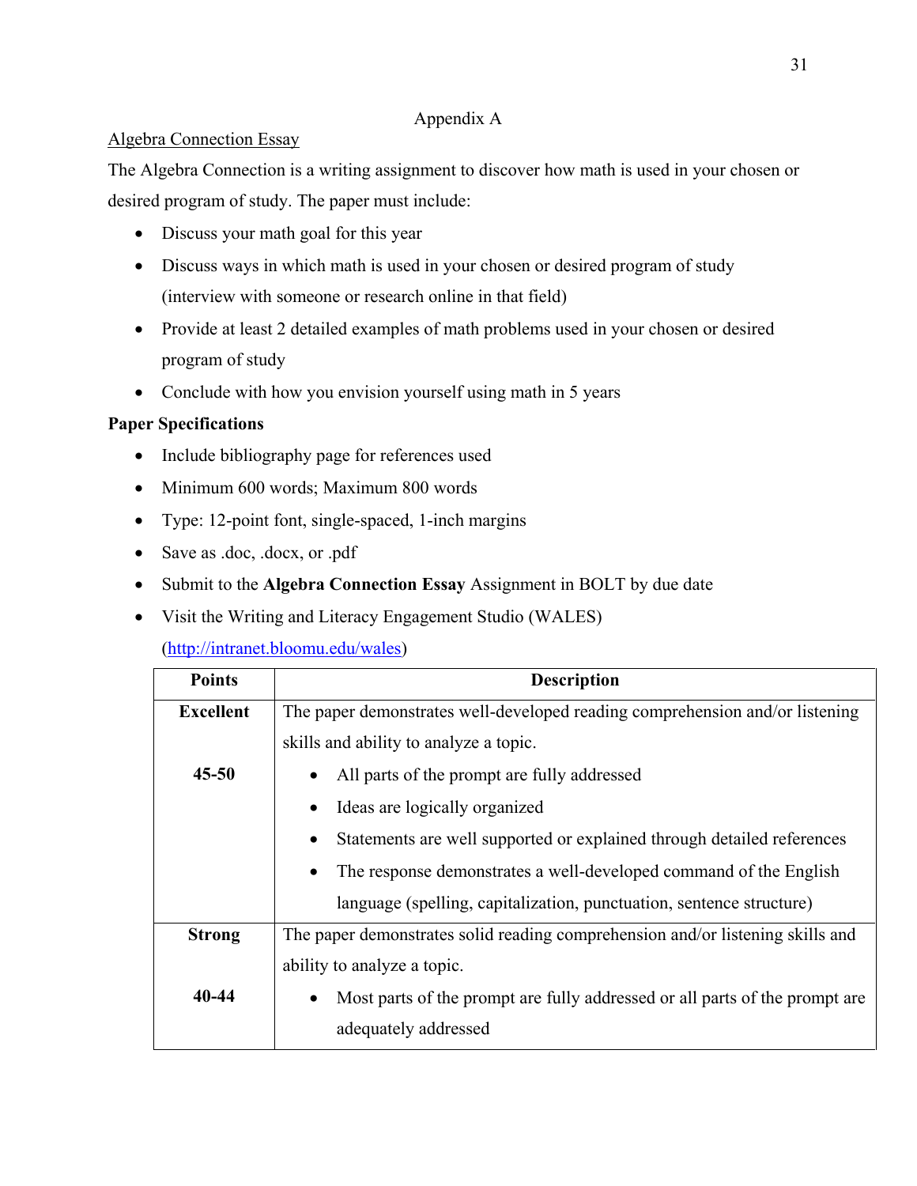## Appendix A

Algebra Connection Essay

The Algebra Connection is a writing assignment to discover how math is used in your chosen or desired program of study. The paper must include:

- Discuss your math goal for this year
- Discuss ways in which math is used in your chosen or desired program of study (interview with someone or research online in that field)
- Provide at least 2 detailed examples of math problems used in your chosen or desired program of study
- Conclude with how you envision yourself using math in 5 years

**Paper Specifications**

- Include bibliography page for references used
- Minimum 600 words; Maximum 800 words
- Type: 12-point font, single-spaced, 1-inch margins
- Save as .doc, .docx, or .pdf
- Submit to the **Algebra Connection Essay** Assignment in BOLT by due date
- Visit the Writing and Literacy Engagement Studio (WALES) (http://intranet.bloomu.edu/wales)

| Points | Description |
|---|---|
| **Excellent**<br><br>**45-50** | The paper demonstrates well-developed reading comprehension and/or listening skills and ability to analyze a topic.<br>• All parts of the prompt are fully addressed<br>• Ideas are logically organized<br>• Statements are well supported or explained through detailed references<br>• The response demonstrates a well-developed command of the English language (spelling, capitalization, punctuation, sentence structure) |
| **Strong**<br><br>**40-44** | The paper demonstrates solid reading comprehension and/or listening skills and ability to analyze a topic.<br>• Most parts of the prompt are fully addressed or all parts of the prompt are adequately addressed |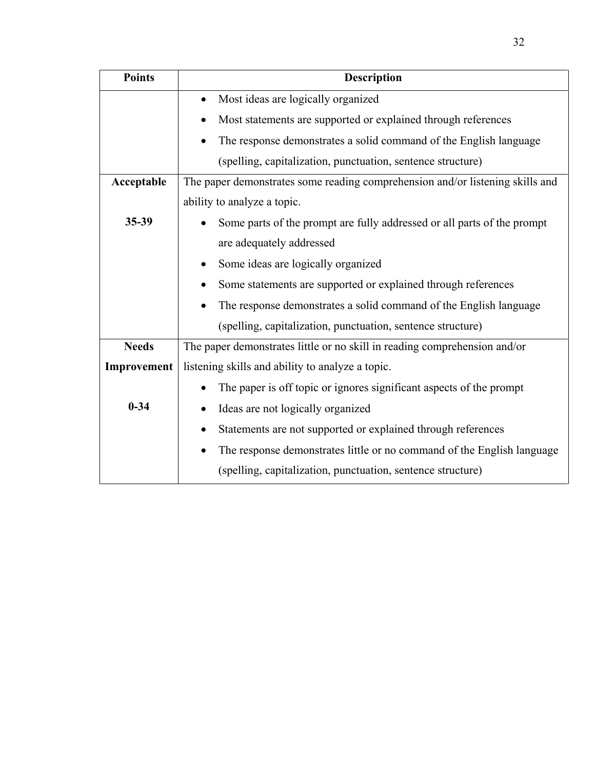| Points | Description |
| --- | --- |
| | • Most ideas are logically organized<br>• Most statements are supported or explained through references<br>• The response demonstrates a solid command of the English language (spelling, capitalization, punctuation, sentence structure) |
| **Acceptable**<br><br>**35-39** | The paper demonstrates some reading comprehension and/or listening skills and ability to analyze a topic.<br>• Some parts of the prompt are fully addressed or all parts of the prompt are adequately addressed<br>• Some ideas are logically organized<br>• Some statements are supported or explained through references<br>• The response demonstrates a solid command of the English language (spelling, capitalization, punctuation, sentence structure) |
| **Needs Improvement**<br><br>**0-34** | The paper demonstrates little or no skill in reading comprehension and/or listening skills and ability to analyze a topic.<br>• The paper is off topic or ignores significant aspects of the prompt<br>• Ideas are not logically organized<br>• Statements are not supported or explained through references<br>• The response demonstrates little or no command of the English language (spelling, capitalization, punctuation, sentence structure) |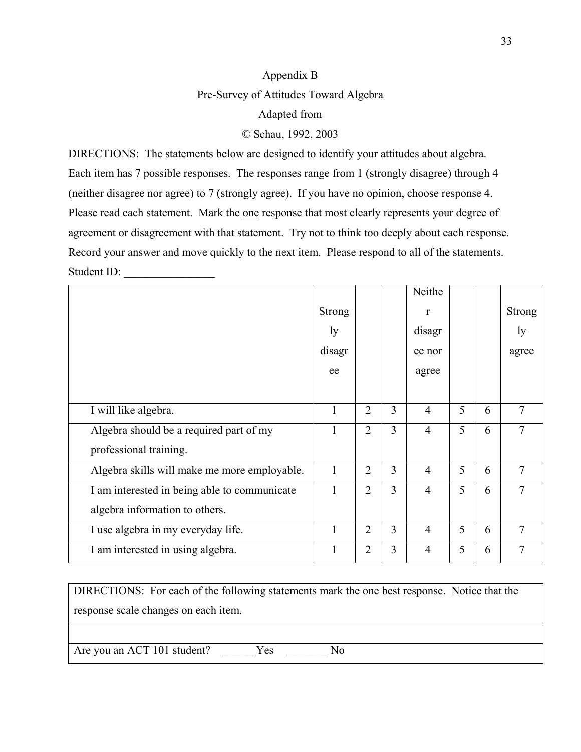# Appendix B

## Pre-Survey of Attitudes Toward Algebra

Adapted from

© Schau, 1992, 2003

DIRECTIONS: The statements below are designed to identify your attitudes about algebra. Each item has 7 possible responses. The responses range from 1 (strongly disagree) through 4 (neither disagree nor agree) to 7 (strongly agree). If you have no opinion, choose response 4. Please read each statement. Mark the <u>one</u> response that most clearly represents your degree of agreement or disagreement with that statement. Try not to think too deeply about each response. Record your answer and move quickly to the next item. Please respond to all of the statements.

Student ID: ________________

| | Strongly disagree | | | Neither disagree nor agree | | | Strongly agree |
|---|---|---|---|---|---|---|---|
| I will like algebra. | 1 | 2 | 3 | 4 | 5 | 6 | 7 |
| Algebra should be a required part of my professional training. | 1 | 2 | 3 | 4 | 5 | 6 | 7 |
| Algebra skills will make me more employable. | 1 | 2 | 3 | 4 | 5 | 6 | 7 |
| I am interested in being able to communicate algebra information to others. | 1 | 2 | 3 | 4 | 5 | 6 | 7 |
| I use algebra in my everyday life. | 1 | 2 | 3 | 4 | 5 | 6 | 7 |
| I am interested in using algebra. | 1 | 2 | 3 | 4 | 5 | 6 | 7 |

| DIRECTIONS: For each of the following statements mark the one best response. Notice that the response scale changes on each item. |
|---|
| |
| Are you an ACT 101 student? ______Yes _______ No |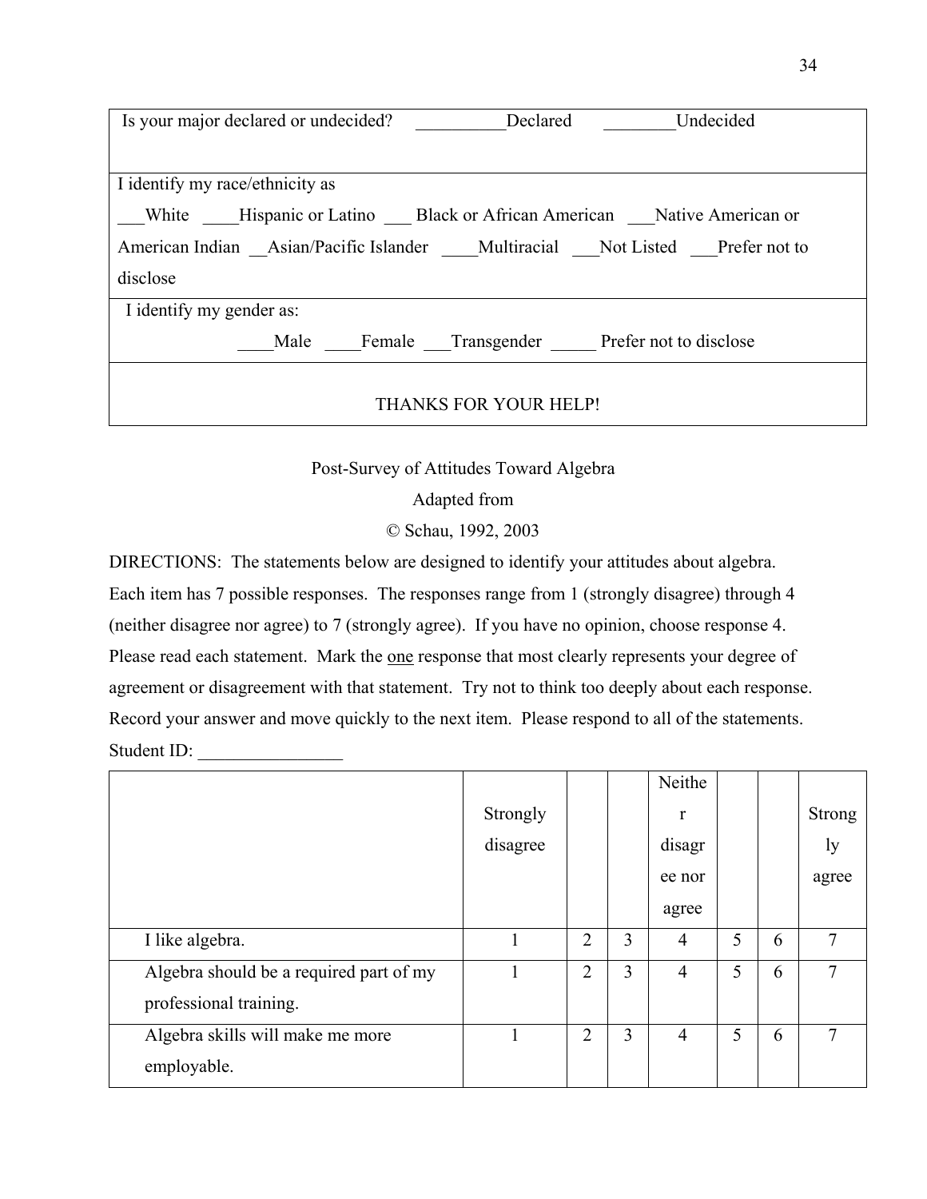| Is your major declared or undecided? __________Declared ________Undecided |
|---|
| I identify my race/ethnicity as<br>___White ____Hispanic or Latino ___ Black or African American ___Native American or American Indian __Asian/Pacific Islander ____Multiracial ___Not Listed ___Prefer not to disclose |
| I identify my gender as:<br>____Male ____Female ___Transgender _____ Prefer not to disclose |
| THANKS FOR YOUR HELP! |

Post-Survey of Attitudes Toward Algebra

Adapted from

© Schau, 1992, 2003

DIRECTIONS: The statements below are designed to identify your attitudes about algebra. Each item has 7 possible responses. The responses range from 1 (strongly disagree) through 4 (neither disagree nor agree) to 7 (strongly agree). If you have no opinion, choose response 4. Please read each statement. Mark the <u>one</u> response that most clearly represents your degree of agreement or disagreement with that statement. Try not to think too deeply about each response. Record your answer and move quickly to the next item. Please respond to all of the statements.

Student ID: ________________

| | Strongly disagree | | | Neither disagree nor agree | | | Strongly agree |
|---|---|---|---|---|---|---|---|
| I like algebra. | 1 | 2 | 3 | 4 | 5 | 6 | 7 |
| Algebra should be a required part of my professional training. | 1 | 2 | 3 | 4 | 5 | 6 | 7 |
| Algebra skills will make me more employable. | 1 | 2 | 3 | 4 | 5 | 6 | 7 |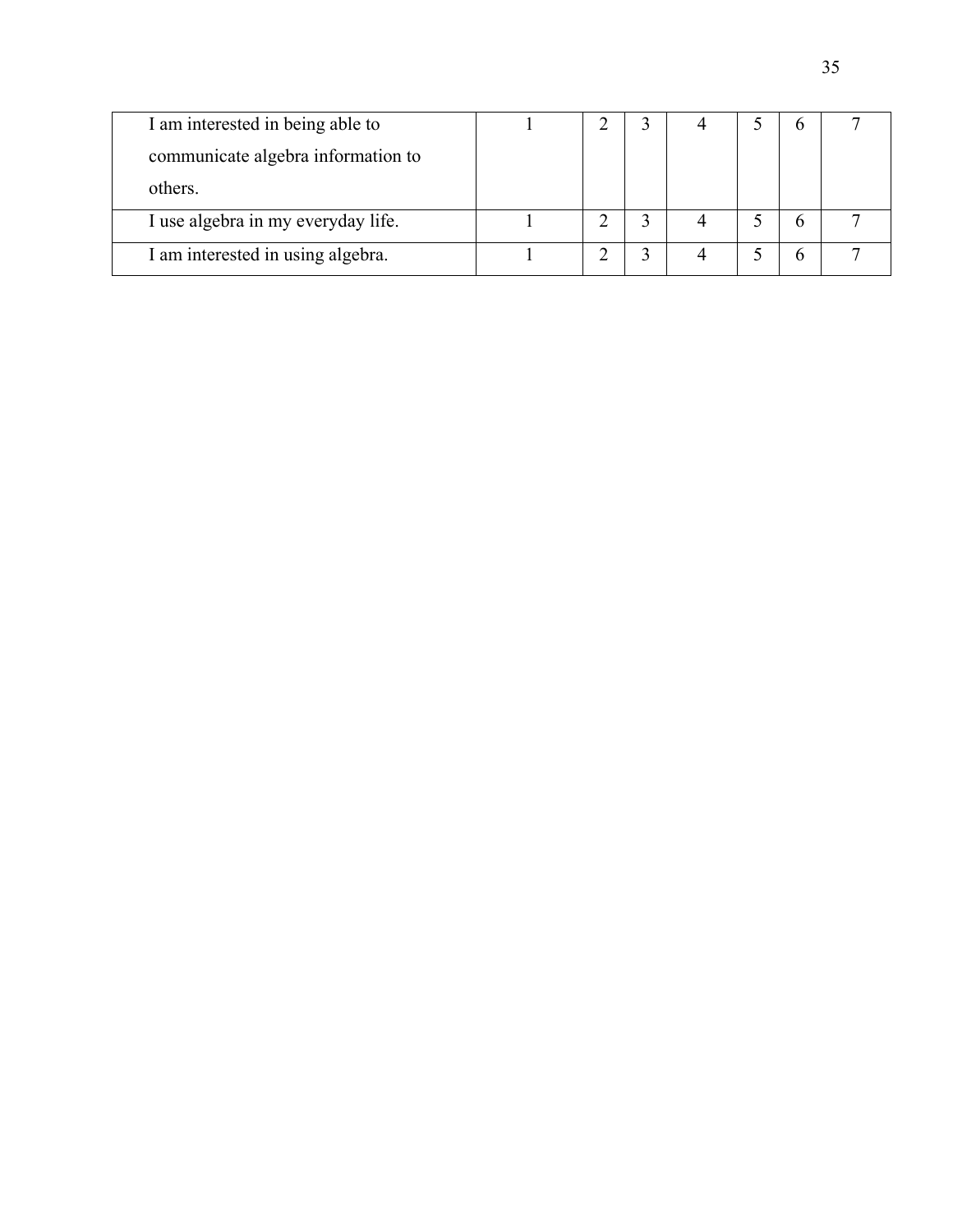| | | | | | | | |
|---|---|---|---|---|---|---|---|
| I am interested in being able to communicate algebra information to others. | 1 | 2 | 3 | 4 | 5 | 6 | 7 |
| I use algebra in my everyday life. | 1 | 2 | 3 | 4 | 5 | 6 | 7 |
| I am interested in using algebra. | 1 | 2 | 3 | 4 | 5 | 6 | 7 |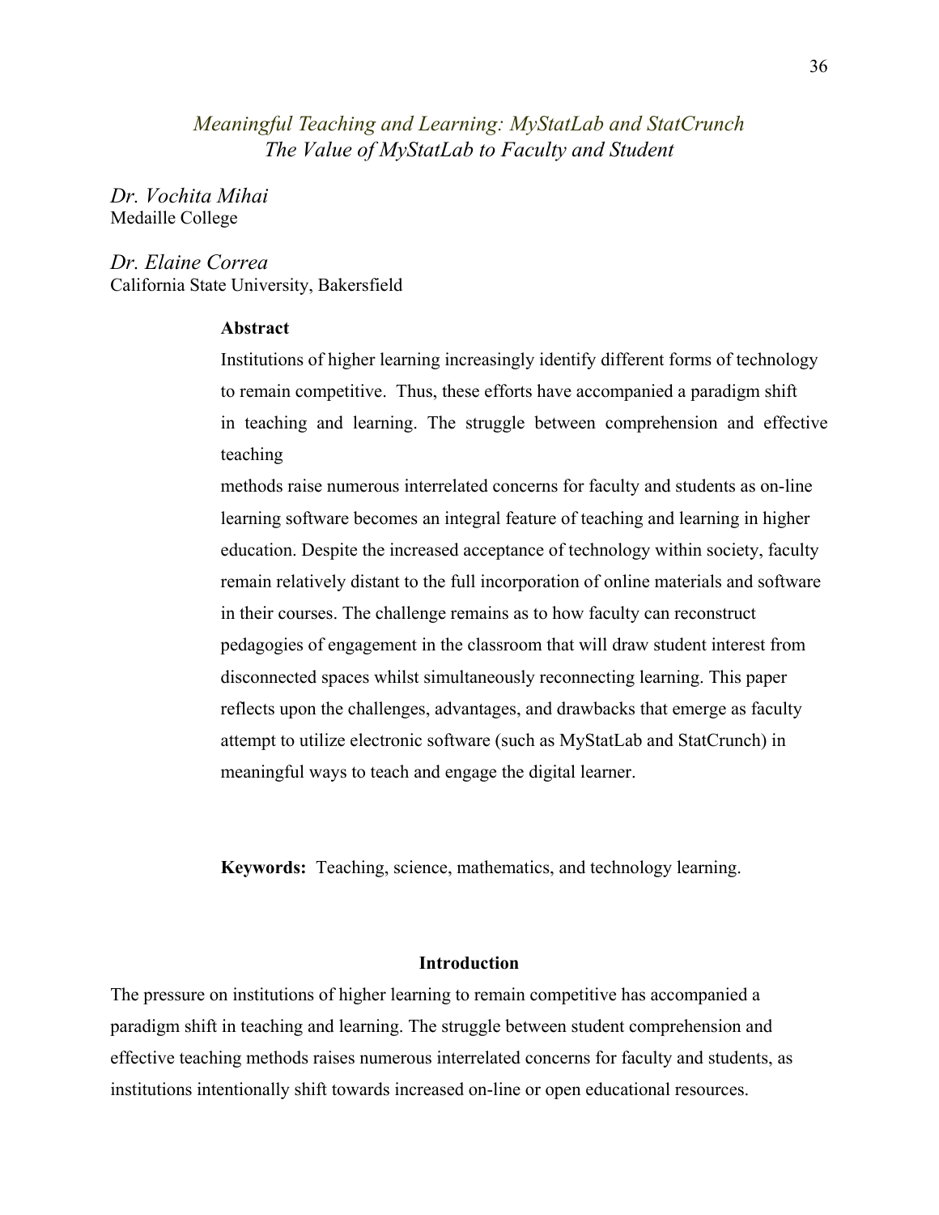# *Meaningful Teaching and Learning: MyStatLab and StatCrunch*
## *The Value of MyStatLab to Faculty and Student*

*Dr. Vochita Mihai*
Medaille College

*Dr. Elaine Correa*
California State University, Bakersfield

**Abstract**

Institutions of higher learning increasingly identify different forms of technology to remain competitive. Thus, these efforts have accompanied a paradigm shift in teaching and learning. The struggle between comprehension and effective teaching methods raise numerous interrelated concerns for faculty and students as on-line learning software becomes an integral feature of teaching and learning in higher education. Despite the increased acceptance of technology within society, faculty remain relatively distant to the full incorporation of online materials and software in their courses. The challenge remains as to how faculty can reconstruct pedagogies of engagement in the classroom that will draw student interest from disconnected spaces whilst simultaneously reconnecting learning. This paper reflects upon the challenges, advantages, and drawbacks that emerge as faculty attempt to utilize electronic software (such as MyStatLab and StatCrunch) in meaningful ways to teach and engage the digital learner.

**Keywords:** Teaching, science, mathematics, and technology learning.

## Introduction

The pressure on institutions of higher learning to remain competitive has accompanied a paradigm shift in teaching and learning. The struggle between student comprehension and effective teaching methods raises numerous interrelated concerns for faculty and students, as institutions intentionally shift towards increased on-line or open educational resources.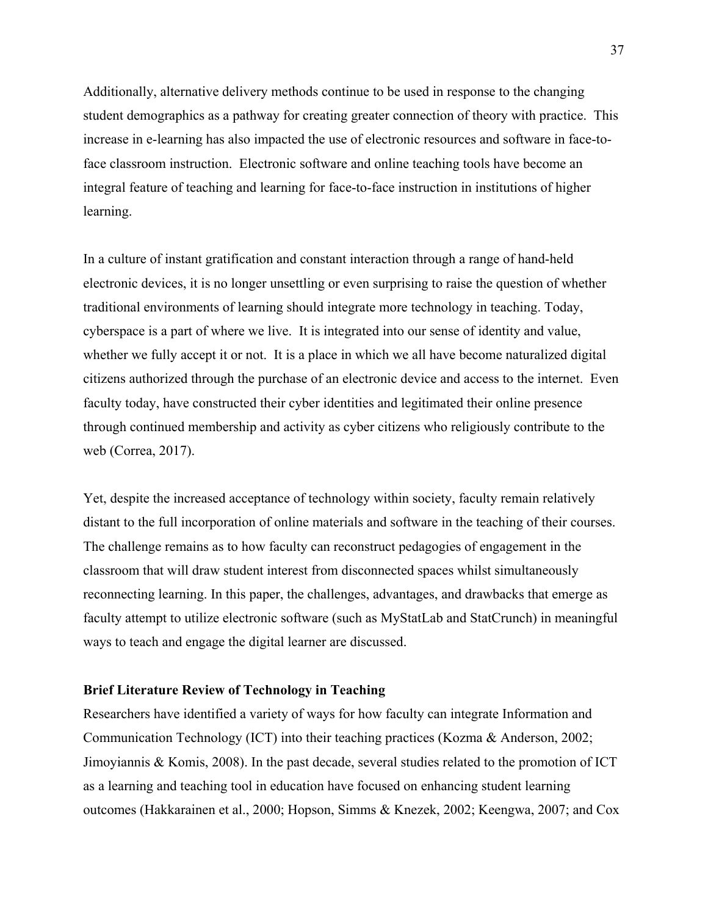Additionally, alternative delivery methods continue to be used in response to the changing student demographics as a pathway for creating greater connection of theory with practice. This increase in e-learning has also impacted the use of electronic resources and software in face-to-face classroom instruction. Electronic software and online teaching tools have become an integral feature of teaching and learning for face-to-face instruction in institutions of higher learning.

In a culture of instant gratification and constant interaction through a range of hand-held electronic devices, it is no longer unsettling or even surprising to raise the question of whether traditional environments of learning should integrate more technology in teaching. Today, cyberspace is a part of where we live. It is integrated into our sense of identity and value, whether we fully accept it or not. It is a place in which we all have become naturalized digital citizens authorized through the purchase of an electronic device and access to the internet. Even faculty today, have constructed their cyber identities and legitimated their online presence through continued membership and activity as cyber citizens who religiously contribute to the web (Correa, 2017).

Yet, despite the increased acceptance of technology within society, faculty remain relatively distant to the full incorporation of online materials and software in the teaching of their courses. The challenge remains as to how faculty can reconstruct pedagogies of engagement in the classroom that will draw student interest from disconnected spaces whilst simultaneously reconnecting learning. In this paper, the challenges, advantages, and drawbacks that emerge as faculty attempt to utilize electronic software (such as MyStatLab and StatCrunch) in meaningful ways to teach and engage the digital learner are discussed.

**Brief Literature Review of Technology in Teaching**

Researchers have identified a variety of ways for how faculty can integrate Information and Communication Technology (ICT) into their teaching practices (Kozma & Anderson, 2002; Jimoyiannis & Komis, 2008). In the past decade, several studies related to the promotion of ICT as a learning and teaching tool in education have focused on enhancing student learning outcomes (Hakkarainen et al., 2000; Hopson, Simms & Knezek, 2002; Keengwa, 2007; and Cox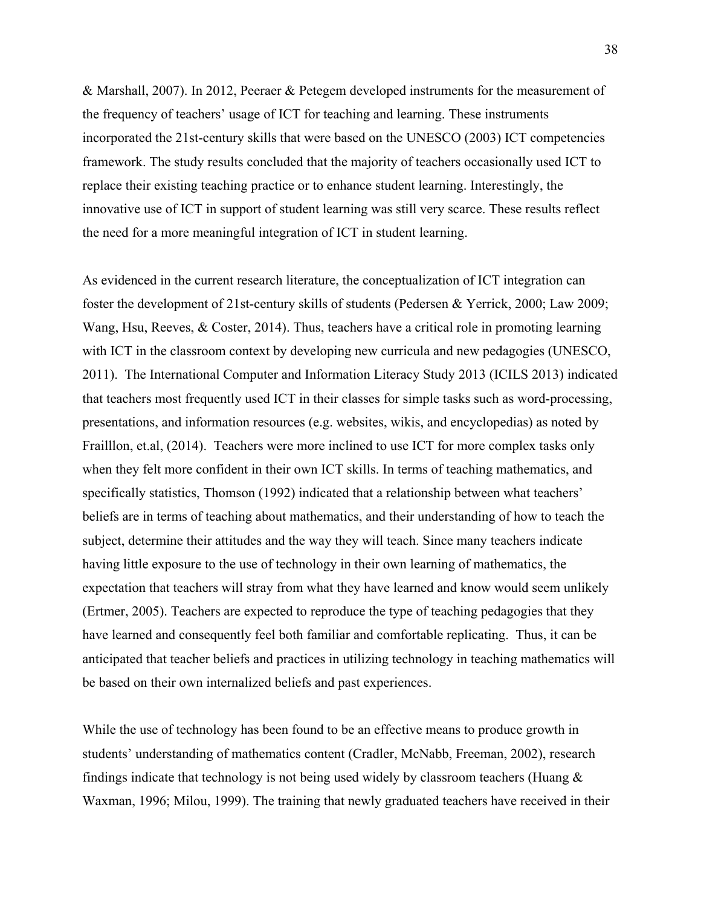& Marshall, 2007). In 2012, Peeraer & Petegem developed instruments for the measurement of the frequency of teachers' usage of ICT for teaching and learning. These instruments incorporated the 21st-century skills that were based on the UNESCO (2003) ICT competencies framework. The study results concluded that the majority of teachers occasionally used ICT to replace their existing teaching practice or to enhance student learning. Interestingly, the innovative use of ICT in support of student learning was still very scarce. These results reflect the need for a more meaningful integration of ICT in student learning.

As evidenced in the current research literature, the conceptualization of ICT integration can foster the development of 21st-century skills of students (Pedersen & Yerrick, 2000; Law 2009; Wang, Hsu, Reeves, & Coster, 2014). Thus, teachers have a critical role in promoting learning with ICT in the classroom context by developing new curricula and new pedagogies (UNESCO, 2011). The International Computer and Information Literacy Study 2013 (ICILS 2013) indicated that teachers most frequently used ICT in their classes for simple tasks such as word-processing, presentations, and information resources (e.g. websites, wikis, and encyclopedias) as noted by Fraillon, et.al, (2014). Teachers were more inclined to use ICT for more complex tasks only when they felt more confident in their own ICT skills. In terms of teaching mathematics, and specifically statistics, Thomson (1992) indicated that a relationship between what teachers' beliefs are in terms of teaching about mathematics, and their understanding of how to teach the subject, determine their attitudes and the way they will teach. Since many teachers indicate having little exposure to the use of technology in their own learning of mathematics, the expectation that teachers will stray from what they have learned and know would seem unlikely (Ertmer, 2005). Teachers are expected to reproduce the type of teaching pedagogies that they have learned and consequently feel both familiar and comfortable replicating. Thus, it can be anticipated that teacher beliefs and practices in utilizing technology in teaching mathematics will be based on their own internalized beliefs and past experiences.

While the use of technology has been found to be an effective means to produce growth in students' understanding of mathematics content (Cradler, McNabb, Freeman, 2002), research findings indicate that technology is not being used widely by classroom teachers (Huang & Waxman, 1996; Milou, 1999). The training that newly graduated teachers have received in their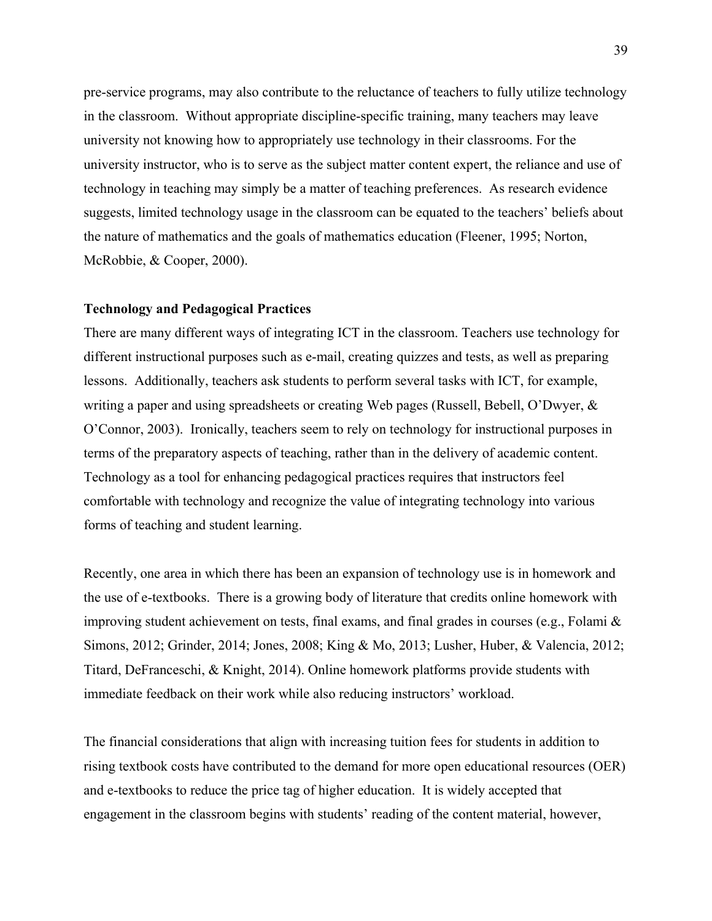pre-service programs, may also contribute to the reluctance of teachers to fully utilize technology in the classroom. Without appropriate discipline-specific training, many teachers may leave university not knowing how to appropriately use technology in their classrooms. For the university instructor, who is to serve as the subject matter content expert, the reliance and use of technology in teaching may simply be a matter of teaching preferences. As research evidence suggests, limited technology usage in the classroom can be equated to the teachers' beliefs about the nature of mathematics and the goals of mathematics education (Fleener, 1995; Norton, McRobbie, & Cooper, 2000).

**Technology and Pedagogical Practices**

There are many different ways of integrating ICT in the classroom. Teachers use technology for different instructional purposes such as e-mail, creating quizzes and tests, as well as preparing lessons. Additionally, teachers ask students to perform several tasks with ICT, for example, writing a paper and using spreadsheets or creating Web pages (Russell, Bebell, O'Dwyer, & O'Connor, 2003). Ironically, teachers seem to rely on technology for instructional purposes in terms of the preparatory aspects of teaching, rather than in the delivery of academic content. Technology as a tool for enhancing pedagogical practices requires that instructors feel comfortable with technology and recognize the value of integrating technology into various forms of teaching and student learning.

Recently, one area in which there has been an expansion of technology use is in homework and the use of e-textbooks. There is a growing body of literature that credits online homework with improving student achievement on tests, final exams, and final grades in courses (e.g., Folami & Simons, 2012; Grinder, 2014; Jones, 2008; King & Mo, 2013; Lusher, Huber, & Valencia, 2012; Titard, DeFranceschi, & Knight, 2014). Online homework platforms provide students with immediate feedback on their work while also reducing instructors' workload.

The financial considerations that align with increasing tuition fees for students in addition to rising textbook costs have contributed to the demand for more open educational resources (OER) and e-textbooks to reduce the price tag of higher education. It is widely accepted that engagement in the classroom begins with students' reading of the content material, however,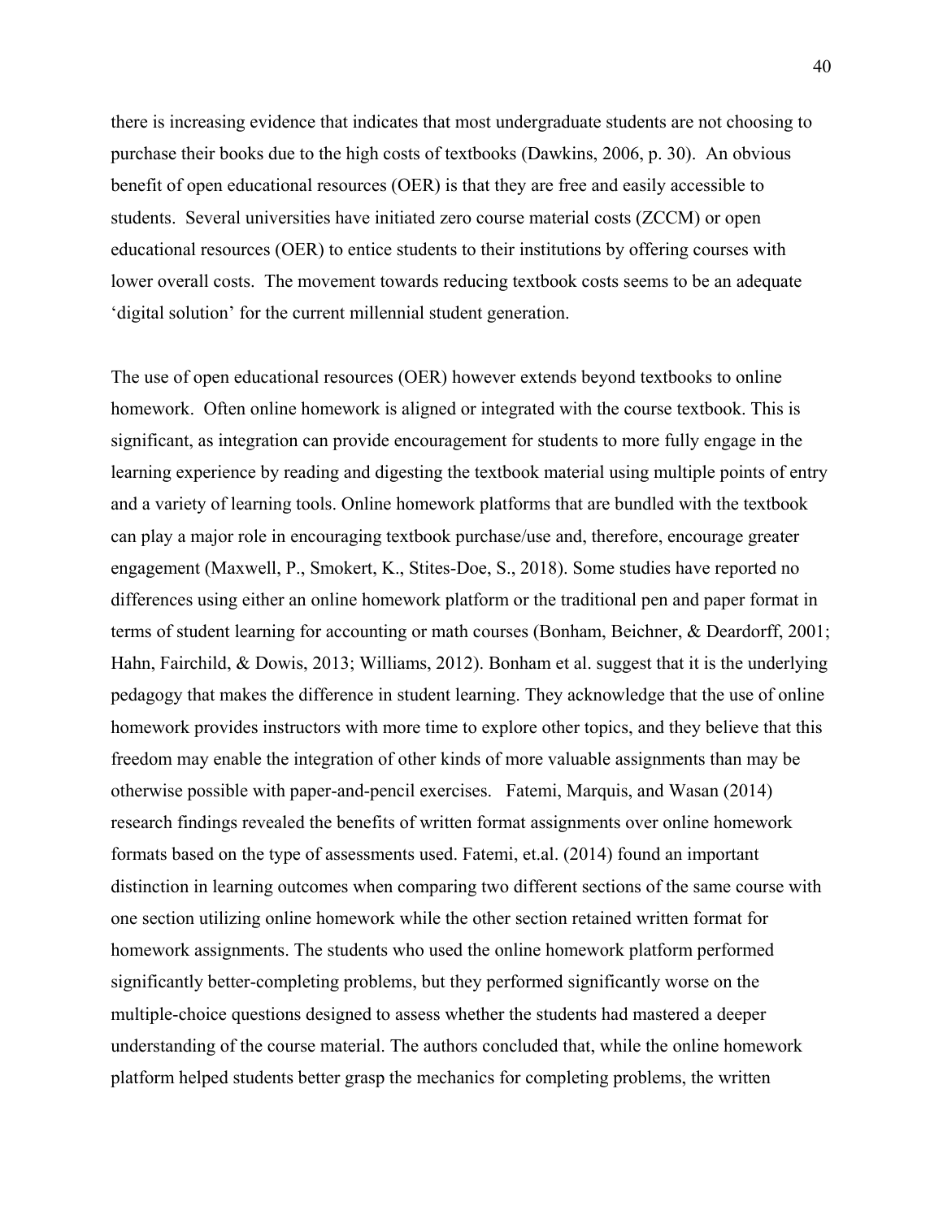there is increasing evidence that indicates that most undergraduate students are not choosing to purchase their books due to the high costs of textbooks (Dawkins, 2006, p. 30). An obvious benefit of open educational resources (OER) is that they are free and easily accessible to students. Several universities have initiated zero course material costs (ZCCM) or open educational resources (OER) to entice students to their institutions by offering courses with lower overall costs. The movement towards reducing textbook costs seems to be an adequate 'digital solution' for the current millennial student generation.

The use of open educational resources (OER) however extends beyond textbooks to online homework. Often online homework is aligned or integrated with the course textbook. This is significant, as integration can provide encouragement for students to more fully engage in the learning experience by reading and digesting the textbook material using multiple points of entry and a variety of learning tools. Online homework platforms that are bundled with the textbook can play a major role in encouraging textbook purchase/use and, therefore, encourage greater engagement (Maxwell, P., Smokert, K., Stites-Doe, S., 2018). Some studies have reported no differences using either an online homework platform or the traditional pen and paper format in terms of student learning for accounting or math courses (Bonham, Beichner, & Deardorff, 2001; Hahn, Fairchild, & Dowis, 2013; Williams, 2012). Bonham et al. suggest that it is the underlying pedagogy that makes the difference in student learning. They acknowledge that the use of online homework provides instructors with more time to explore other topics, and they believe that this freedom may enable the integration of other kinds of more valuable assignments than may be otherwise possible with paper-and-pencil exercises. Fatemi, Marquis, and Wasan (2014) research findings revealed the benefits of written format assignments over online homework formats based on the type of assessments used. Fatemi, et.al. (2014) found an important distinction in learning outcomes when comparing two different sections of the same course with one section utilizing online homework while the other section retained written format for homework assignments. The students who used the online homework platform performed significantly better-completing problems, but they performed significantly worse on the multiple-choice questions designed to assess whether the students had mastered a deeper understanding of the course material. The authors concluded that, while the online homework platform helped students better grasp the mechanics for completing problems, the written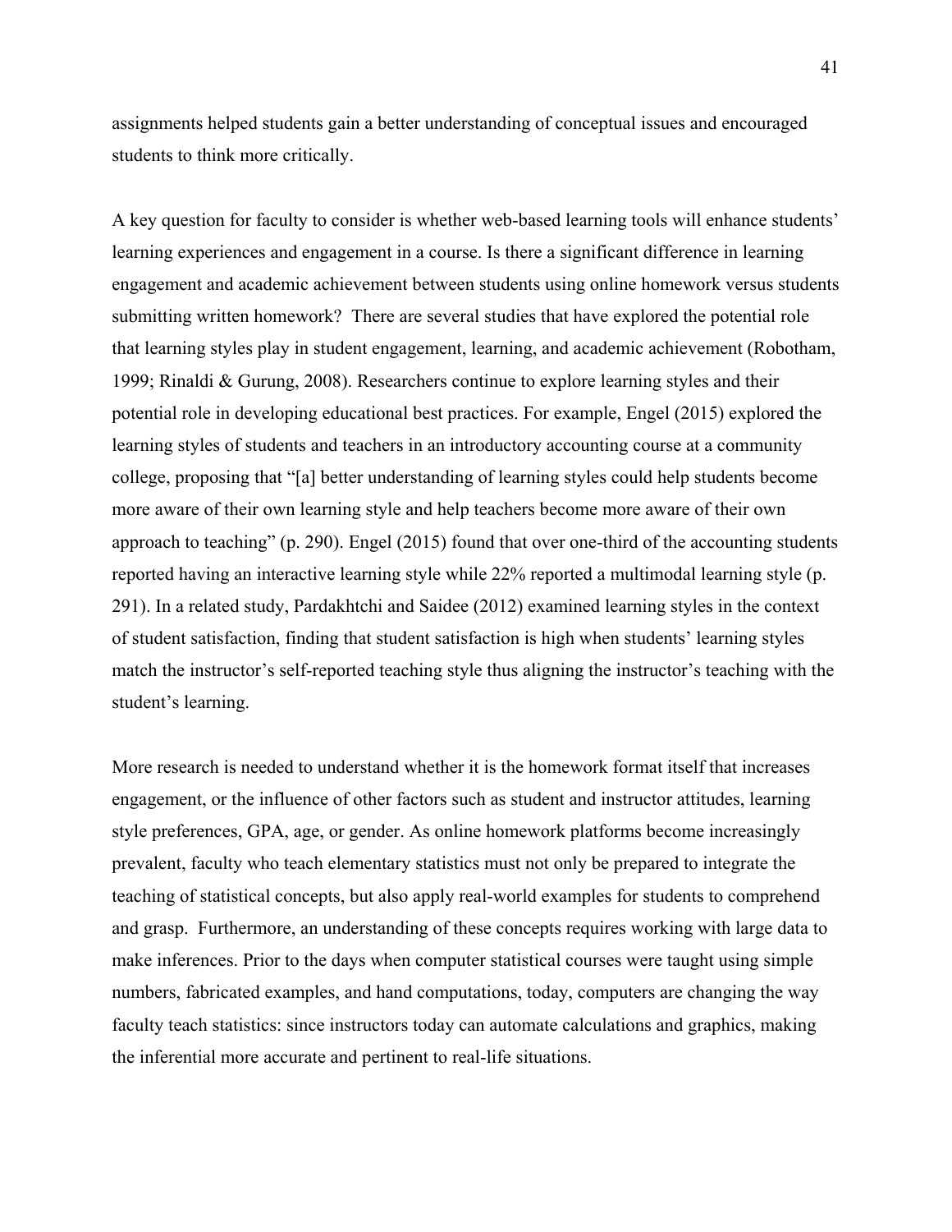assignments helped students gain a better understanding of conceptual issues and encouraged students to think more critically.

A key question for faculty to consider is whether web-based learning tools will enhance students' learning experiences and engagement in a course. Is there a significant difference in learning engagement and academic achievement between students using online homework versus students submitting written homework? There are several studies that have explored the potential role that learning styles play in student engagement, learning, and academic achievement (Robotham, 1999; Rinaldi & Gurung, 2008). Researchers continue to explore learning styles and their potential role in developing educational best practices. For example, Engel (2015) explored the learning styles of students and teachers in an introductory accounting course at a community college, proposing that "[a] better understanding of learning styles could help students become more aware of their own learning style and help teachers become more aware of their own approach to teaching" (p. 290). Engel (2015) found that over one-third of the accounting students reported having an interactive learning style while 22% reported a multimodal learning style (p. 291). In a related study, Pardakhtchi and Saidee (2012) examined learning styles in the context of student satisfaction, finding that student satisfaction is high when students' learning styles match the instructor's self-reported teaching style thus aligning the instructor's teaching with the student's learning.

More research is needed to understand whether it is the homework format itself that increases engagement, or the influence of other factors such as student and instructor attitudes, learning style preferences, GPA, age, or gender. As online homework platforms become increasingly prevalent, faculty who teach elementary statistics must not only be prepared to integrate the teaching of statistical concepts, but also apply real-world examples for students to comprehend and grasp. Furthermore, an understanding of these concepts requires working with large data to make inferences. Prior to the days when computer statistical courses were taught using simple numbers, fabricated examples, and hand computations, today, computers are changing the way faculty teach statistics: since instructors today can automate calculations and graphics, making the inferential more accurate and pertinent to real-life situations.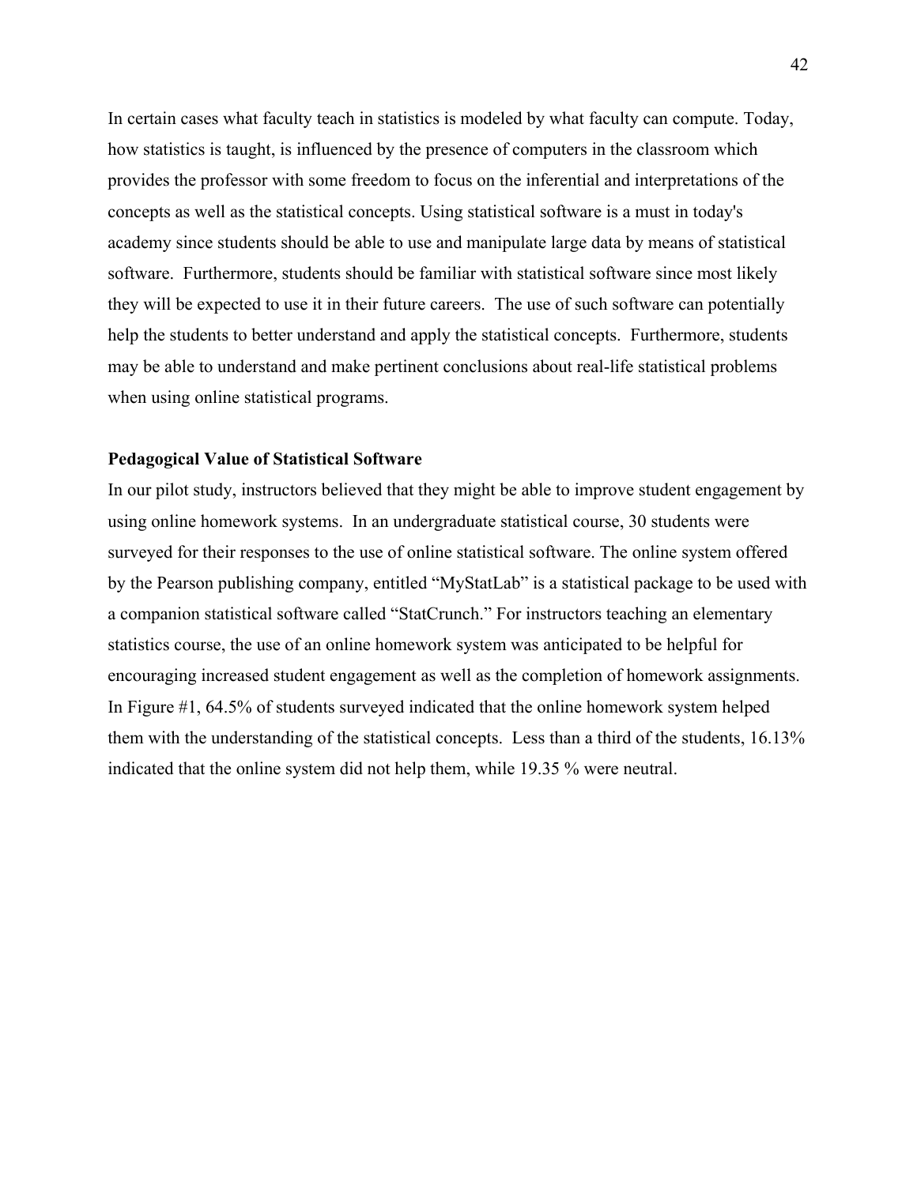In certain cases what faculty teach in statistics is modeled by what faculty can compute. Today, how statistics is taught, is influenced by the presence of computers in the classroom which provides the professor with some freedom to focus on the inferential and interpretations of the concepts as well as the statistical concepts. Using statistical software is a must in today's academy since students should be able to use and manipulate large data by means of statistical software. Furthermore, students should be familiar with statistical software since most likely they will be expected to use it in their future careers. The use of such software can potentially help the students to better understand and apply the statistical concepts. Furthermore, students may be able to understand and make pertinent conclusions about real-life statistical problems when using online statistical programs.

**Pedagogical Value of Statistical Software**

In our pilot study, instructors believed that they might be able to improve student engagement by using online homework systems. In an undergraduate statistical course, 30 students were surveyed for their responses to the use of online statistical software. The online system offered by the Pearson publishing company, entitled "MyStatLab" is a statistical package to be used with a companion statistical software called "StatCrunch." For instructors teaching an elementary statistics course, the use of an online homework system was anticipated to be helpful for encouraging increased student engagement as well as the completion of homework assignments. In Figure #1, 64.5% of students surveyed indicated that the online homework system helped them with the understanding of the statistical concepts. Less than a third of the students, 16.13% indicated that the online system did not help them, while 19.35 % were neutral.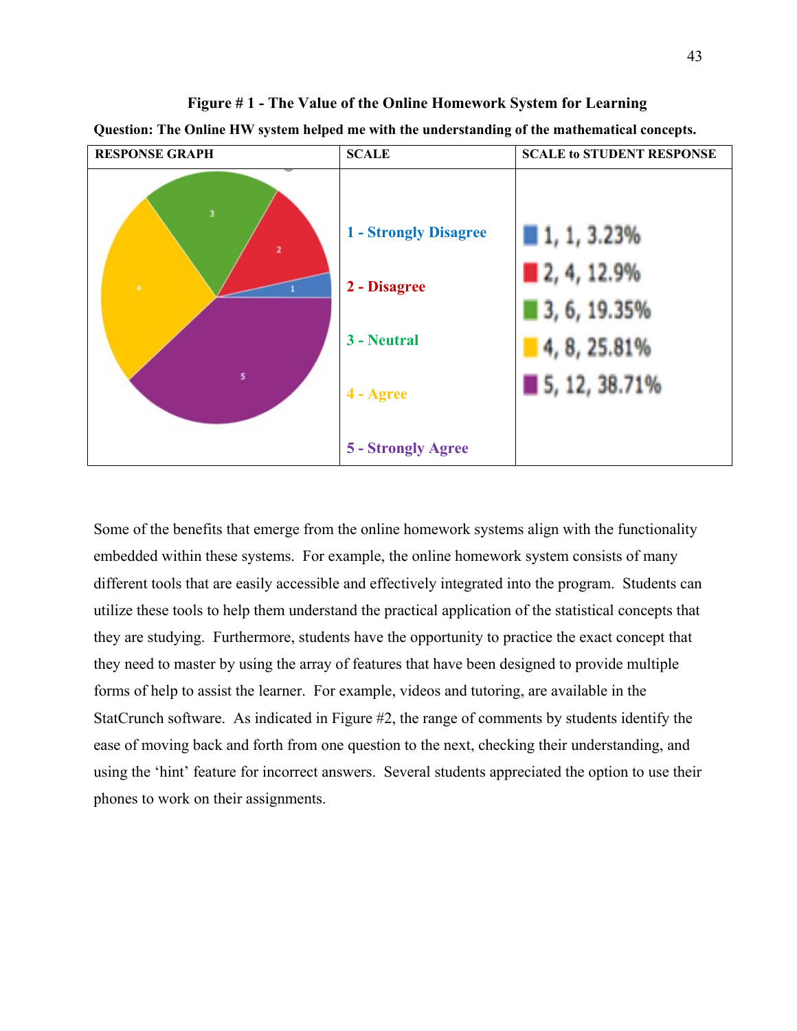**Figure # 1 - The Value of the Online Homework System for Learning**

**Question: The Online HW system helped me with the understanding of the mathematical concepts.**

| RESPONSE GRAPH | SCALE | SCALE to STUDENT RESPONSE |
|---|---|---|
| | 1 - Strongly Disagree | 1, 1, 3.23% |
| | 2 - Disagree | 2, 4, 12.9% |
| | 3 - Neutral | 3, 6, 19.35% |
| | 4 - Agree | 4, 8, 25.81% |
| | 5 - Strongly Agree | 5, 12, 38.71% |

Some of the benefits that emerge from the online homework systems align with the functionality embedded within these systems. For example, the online homework system consists of many different tools that are easily accessible and effectively integrated into the program. Students can utilize these tools to help them understand the practical application of the statistical concepts that they are studying. Furthermore, students have the opportunity to practice the exact concept that they need to master by using the array of features that have been designed to provide multiple forms of help to assist the learner. For example, videos and tutoring, are available in the StatCrunch software. As indicated in Figure #2, the range of comments by students identify the ease of moving back and forth from one question to the next, checking their understanding, and using the 'hint' feature for incorrect answers. Several students appreciated the option to use their phones to work on their assignments.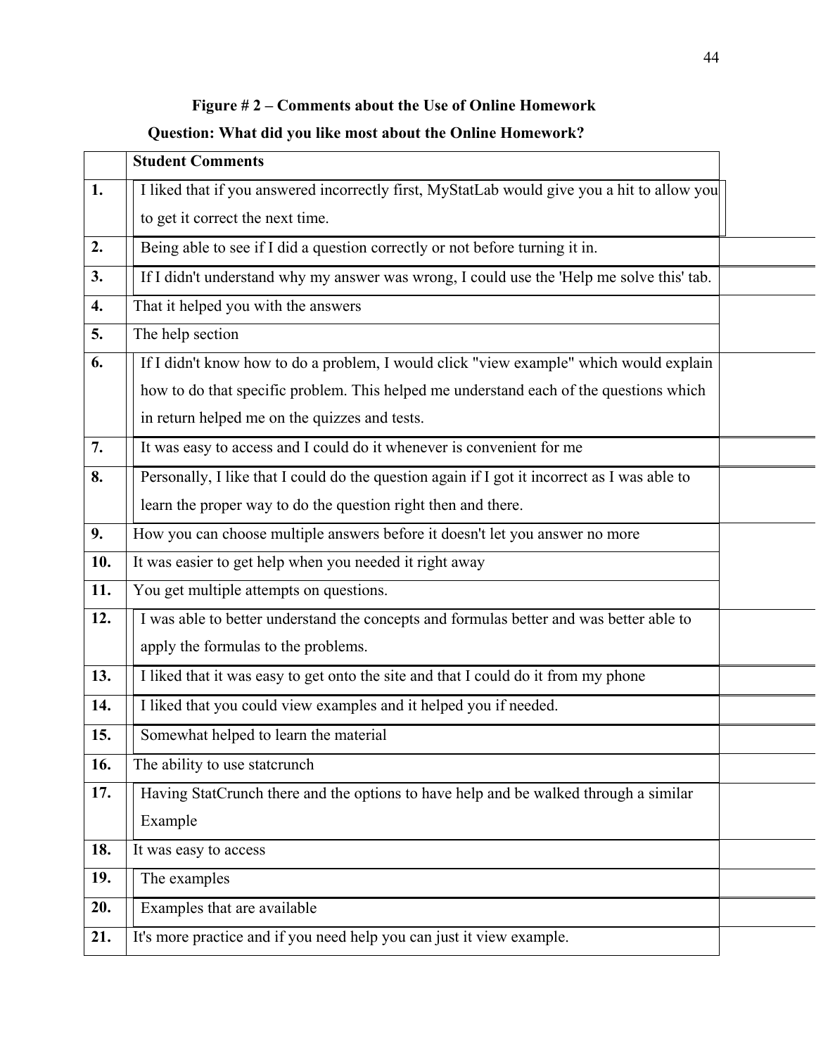**Figure # 2 – Comments about the Use of Online Homework**

**Question: What did you like most about the Online Homework?**

| | **Student Comments** |
|---|---|
| **1.** | I liked that if you answered incorrectly first, MyStatLab would give you a hit to allow you to get it correct the next time. |
| **2.** | Being able to see if I did a question correctly or not before turning it in. |
| **3.** | If I didn't understand why my answer was wrong, I could use the 'Help me solve this' tab. |
| **4.** | That it helped you with the answers |
| **5.** | The help section |
| **6.** | If I didn't know how to do a problem, I would click "view example" which would explain how to do that specific problem. This helped me understand each of the questions which in return helped me on the quizzes and tests. |
| **7.** | It was easy to access and I could do it whenever is convenient for me |
| **8.** | Personally, I like that I could do the question again if I got it incorrect as I was able to learn the proper way to do the question right then and there. |
| **9.** | How you can choose multiple answers before it doesn't let you answer no more |
| **10.** | It was easier to get help when you needed it right away |
| **11.** | You get multiple attempts on questions. |
| **12.** | I was able to better understand the concepts and formulas better and was better able to apply the formulas to the problems. |
| **13.** | I liked that it was easy to get onto the site and that I could do it from my phone |
| **14.** | I liked that you could view examples and it helped you if needed. |
| **15.** | Somewhat helped to learn the material |
| **16.** | The ability to use statcrunch |
| **17.** | Having StatCrunch there and the options to have help and be walked through a similar Example |
| **18.** | It was easy to access |
| **19.** | The examples |
| **20.** | Examples that are available |
| **21.** | It's more practice and if you need help you can just it view example. |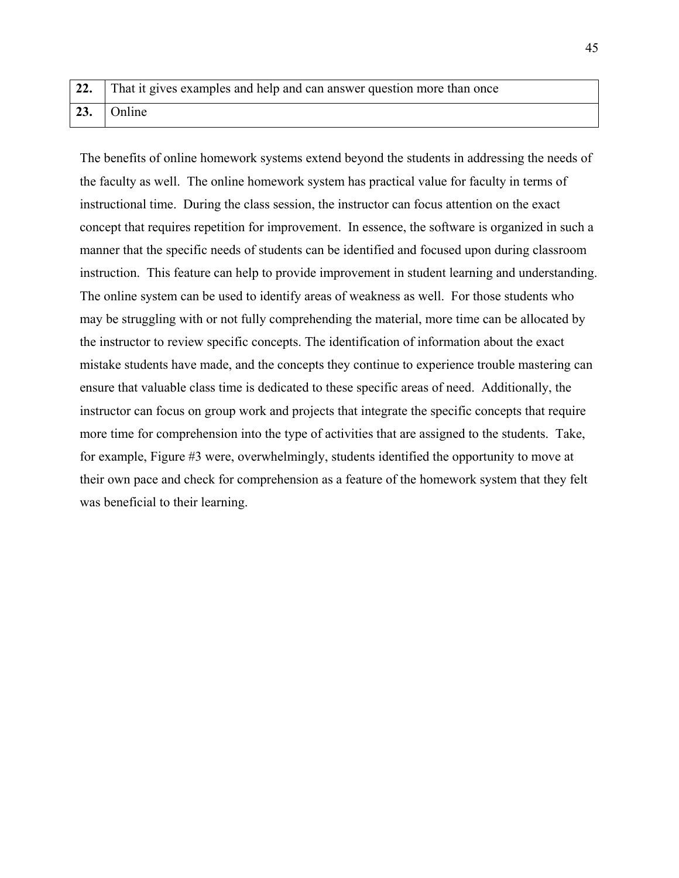| | |
|---|---|
| **22.** | That it gives examples and help and can answer question more than once |
| **23.** | Online |

The benefits of online homework systems extend beyond the students in addressing the needs of the faculty as well. The online homework system has practical value for faculty in terms of instructional time. During the class session, the instructor can focus attention on the exact concept that requires repetition for improvement. In essence, the software is organized in such a manner that the specific needs of students can be identified and focused upon during classroom instruction. This feature can help to provide improvement in student learning and understanding. The online system can be used to identify areas of weakness as well. For those students who may be struggling with or not fully comprehending the material, more time can be allocated by the instructor to review specific concepts. The identification of information about the exact mistake students have made, and the concepts they continue to experience trouble mastering can ensure that valuable class time is dedicated to these specific areas of need. Additionally, the instructor can focus on group work and projects that integrate the specific concepts that require more time for comprehension into the type of activities that are assigned to the students. Take, for example, Figure #3 were, overwhelmingly, students identified the opportunity to move at their own pace and check for comprehension as a feature of the homework system that they felt was beneficial to their learning.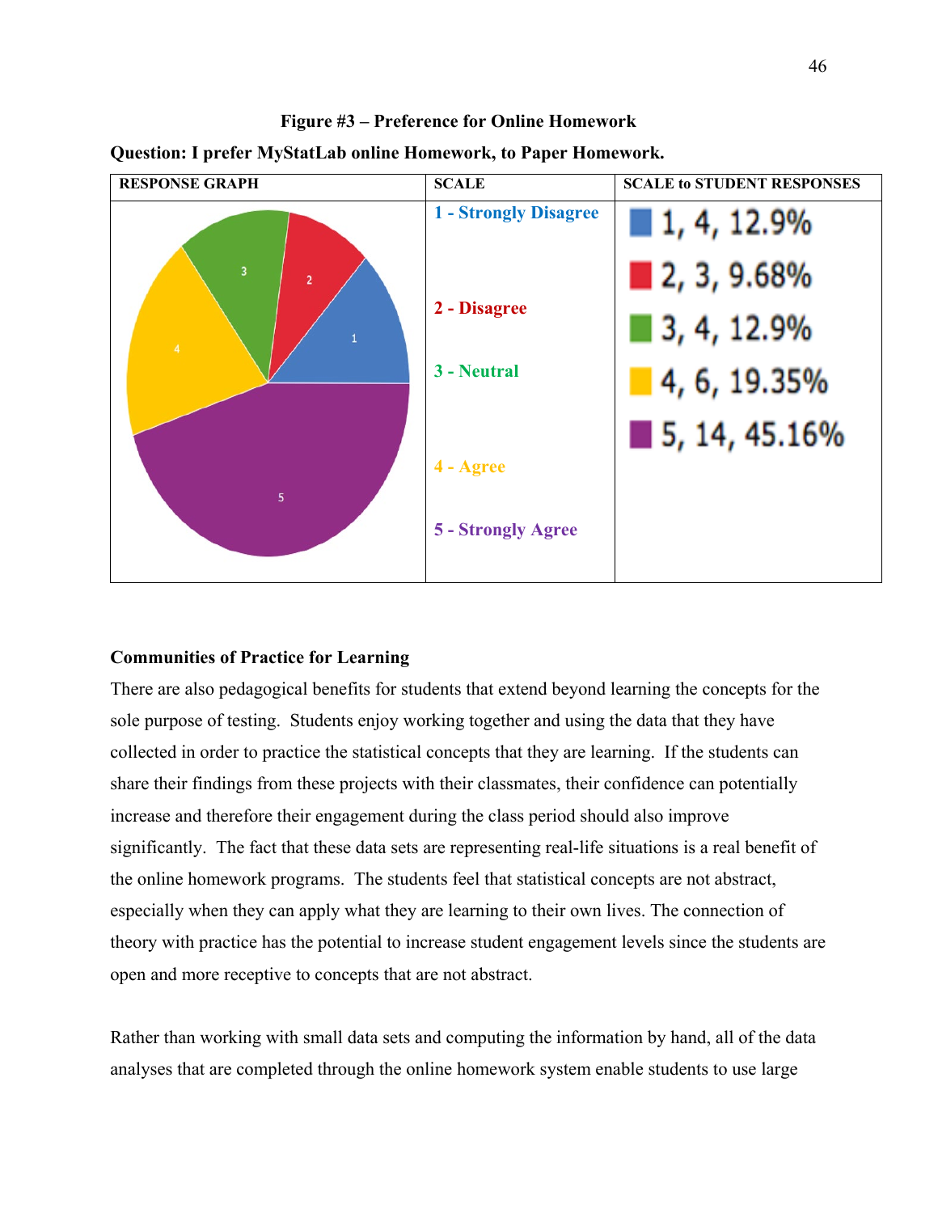**Figure #3 – Preference for Online Homework**

**Question: I prefer MyStatLab online Homework, to Paper Homework.**

| RESPONSE GRAPH | SCALE | SCALE to STUDENT RESPONSES |
|---|---|---|
| | 1 - Strongly Disagree<br>2 - Disagree<br>3 - Neutral<br>4 - Agree<br>5 - Strongly Agree | 1, 4, 12.9%<br>2, 3, 9.68%<br>3, 4, 12.9%<br>4, 6, 19.35%<br>5, 14, 45.16% |

### Communities of Practice for Learning

There are also pedagogical benefits for students that extend beyond learning the concepts for the sole purpose of testing. Students enjoy working together and using the data that they have collected in order to practice the statistical concepts that they are learning. If the students can share their findings from these projects with their classmates, their confidence can potentially increase and therefore their engagement during the class period should also improve significantly. The fact that these data sets are representing real-life situations is a real benefit of the online homework programs. The students feel that statistical concepts are not abstract, especially when they can apply what they are learning to their own lives. The connection of theory with practice has the potential to increase student engagement levels since the students are open and more receptive to concepts that are not abstract.

Rather than working with small data sets and computing the information by hand, all of the data analyses that are completed through the online homework system enable students to use large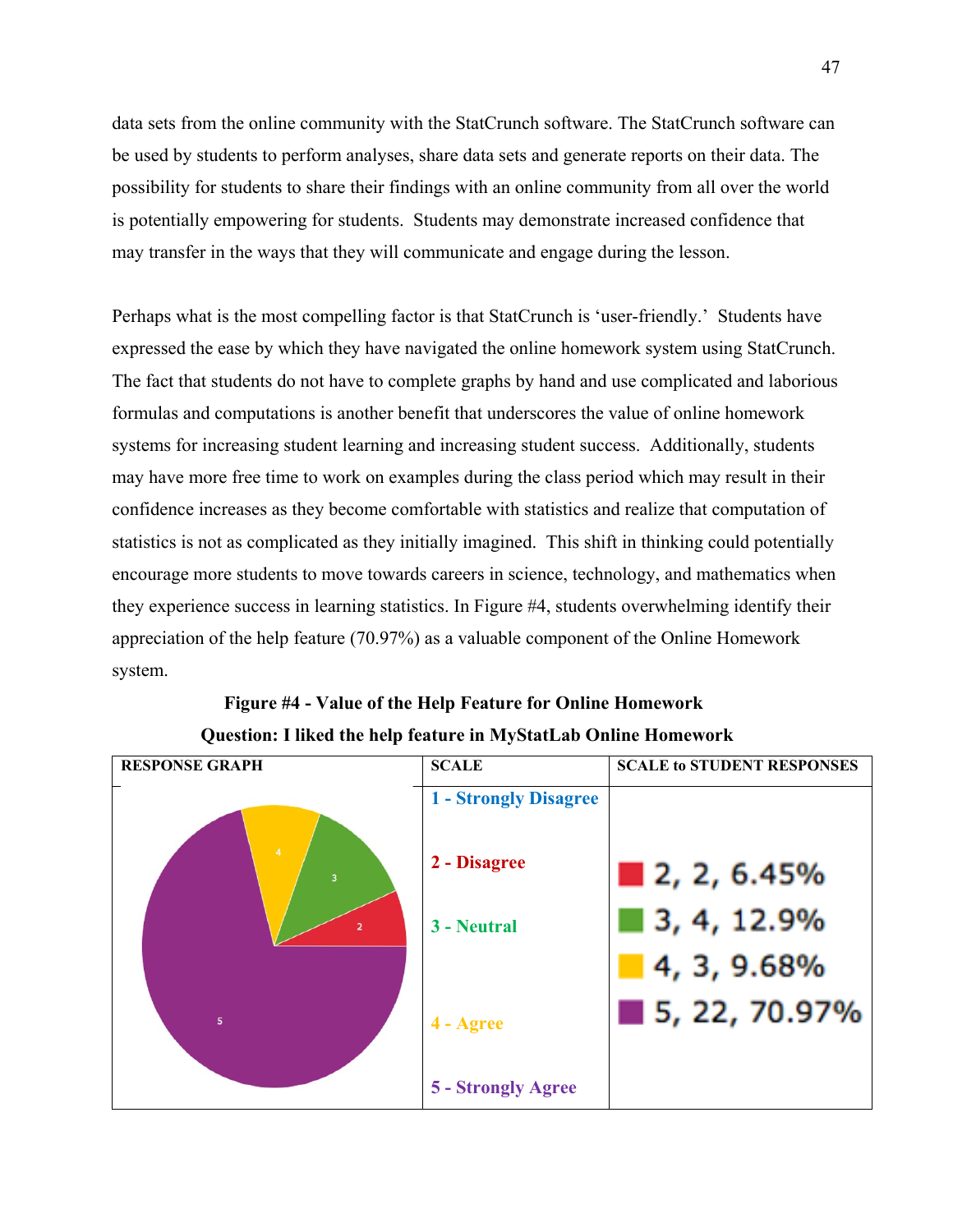data sets from the online community with the StatCrunch software. The StatCrunch software can be used by students to perform analyses, share data sets and generate reports on their data. The possibility for students to share their findings with an online community from all over the world is potentially empowering for students. Students may demonstrate increased confidence that may transfer in the ways that they will communicate and engage during the lesson.

Perhaps what is the most compelling factor is that StatCrunch is 'user-friendly.' Students have expressed the ease by which they have navigated the online homework system using StatCrunch. The fact that students do not have to complete graphs by hand and use complicated and laborious formulas and computations is another benefit that underscores the value of online homework systems for increasing student learning and increasing student success. Additionally, students may have more free time to work on examples during the class period which may result in their confidence increases as they become comfortable with statistics and realize that computation of statistics is not as complicated as they initially imagined. This shift in thinking could potentially encourage more students to move towards careers in science, technology, and mathematics when they experience success in learning statistics. In Figure #4, students overwhelming identify their appreciation of the help feature (70.97%) as a valuable component of the Online Homework system.

**Figure #4 - Value of the Help Feature for Online Homework**

**Question: I liked the help feature in MyStatLab Online Homework**

| RESPONSE GRAPH | SCALE | SCALE to STUDENT RESPONSES |
|---|---|---|
| 4, 3, 2, 5 | 1 - Strongly Disagree<br>2 - Disagree<br>3 - Neutral<br>4 - Agree<br>5 - Strongly Agree | 2, 2, 6.45%<br>3, 4, 12.9%<br>4, 3, 9.68%<br>5, 22, 70.97% |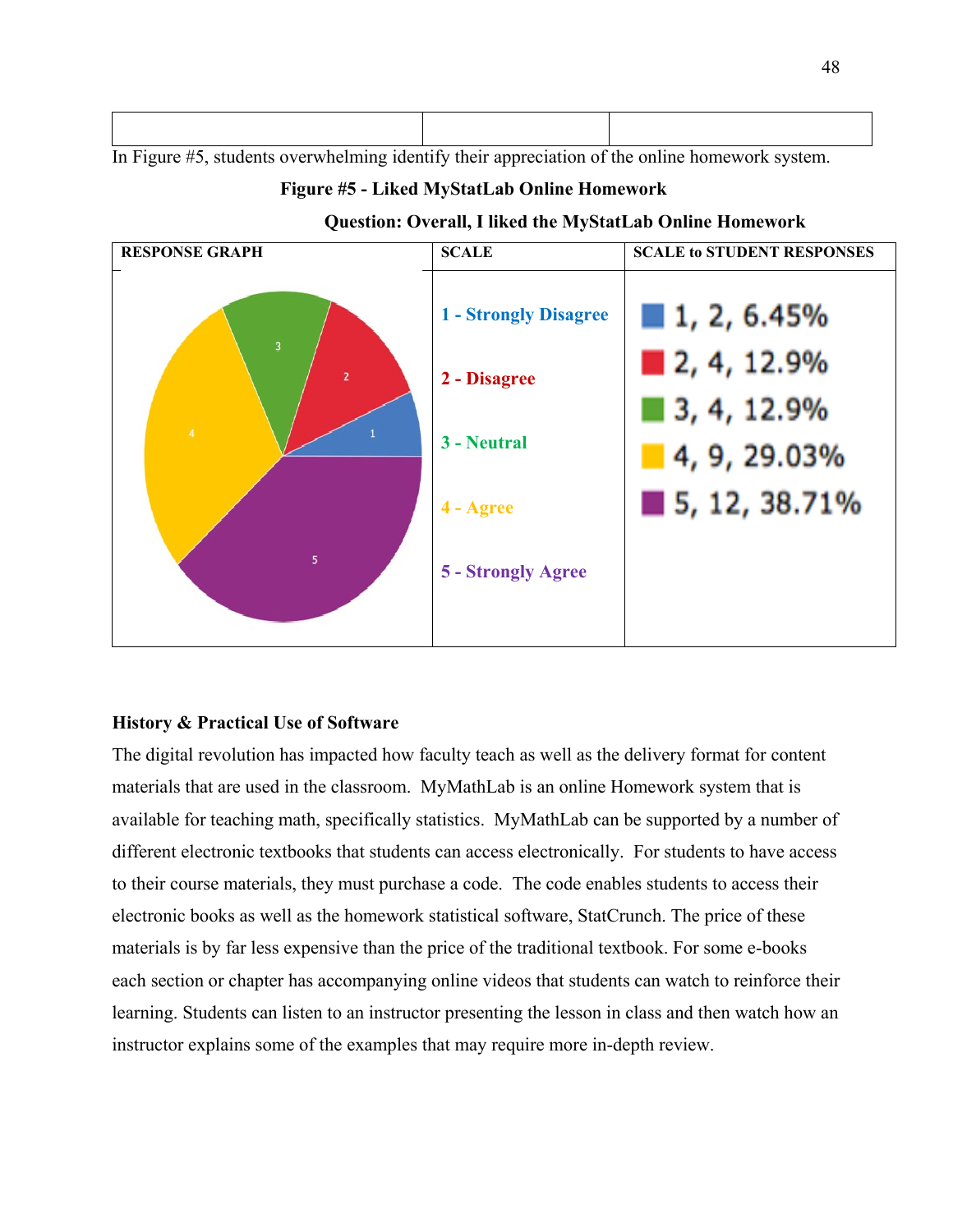| | | |
|---|---|---|
| | | |

In Figure #5, students overwhelming identify their appreciation of the online homework system.

**Figure #5 - Liked MyStatLab Online Homework**

**Question: Overall, I liked the MyStatLab Online Homework**

| RESPONSE GRAPH | SCALE | SCALE to STUDENT RESPONSES |
|---|---|---|
| | 1 - Strongly Disagree | 1, 2, 6.45% |
| | 2 - Disagree | 2, 4, 12.9% |
| | 3 - Neutral | 3, 4, 12.9% |
| | 4 - Agree | 4, 9, 29.03% |
| | 5 - Strongly Agree | 5, 12, 38.71% |

**History & Practical Use of Software**

The digital revolution has impacted how faculty teach as well as the delivery format for content materials that are used in the classroom. MyMathLab is an online Homework system that is available for teaching math, specifically statistics. MyMathLab can be supported by a number of different electronic textbooks that students can access electronically. For students to have access to their course materials, they must purchase a code. The code enables students to access their electronic books as well as the homework statistical software, StatCrunch. The price of these materials is by far less expensive than the price of the traditional textbook. For some e-books each section or chapter has accompanying online videos that students can watch to reinforce their learning. Students can listen to an instructor presenting the lesson in class and then watch how an instructor explains some of the examples that may require more in-depth review.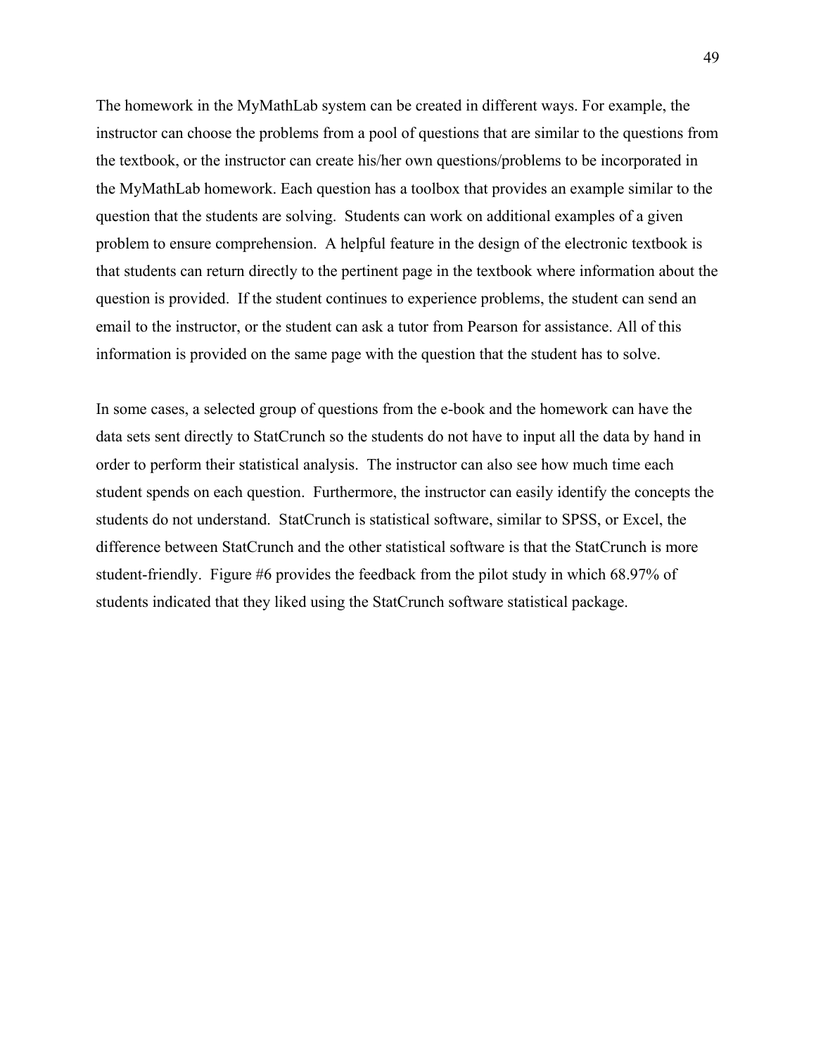The homework in the MyMathLab system can be created in different ways. For example, the instructor can choose the problems from a pool of questions that are similar to the questions from the textbook, or the instructor can create his/her own questions/problems to be incorporated in the MyMathLab homework. Each question has a toolbox that provides an example similar to the question that the students are solving. Students can work on additional examples of a given problem to ensure comprehension. A helpful feature in the design of the electronic textbook is that students can return directly to the pertinent page in the textbook where information about the question is provided. If the student continues to experience problems, the student can send an email to the instructor, or the student can ask a tutor from Pearson for assistance. All of this information is provided on the same page with the question that the student has to solve.

In some cases, a selected group of questions from the e-book and the homework can have the data sets sent directly to StatCrunch so the students do not have to input all the data by hand in order to perform their statistical analysis. The instructor can also see how much time each student spends on each question. Furthermore, the instructor can easily identify the concepts the students do not understand. StatCrunch is statistical software, similar to SPSS, or Excel, the difference between StatCrunch and the other statistical software is that the StatCrunch is more student-friendly. Figure #6 provides the feedback from the pilot study in which 68.97% of students indicated that they liked using the StatCrunch software statistical package.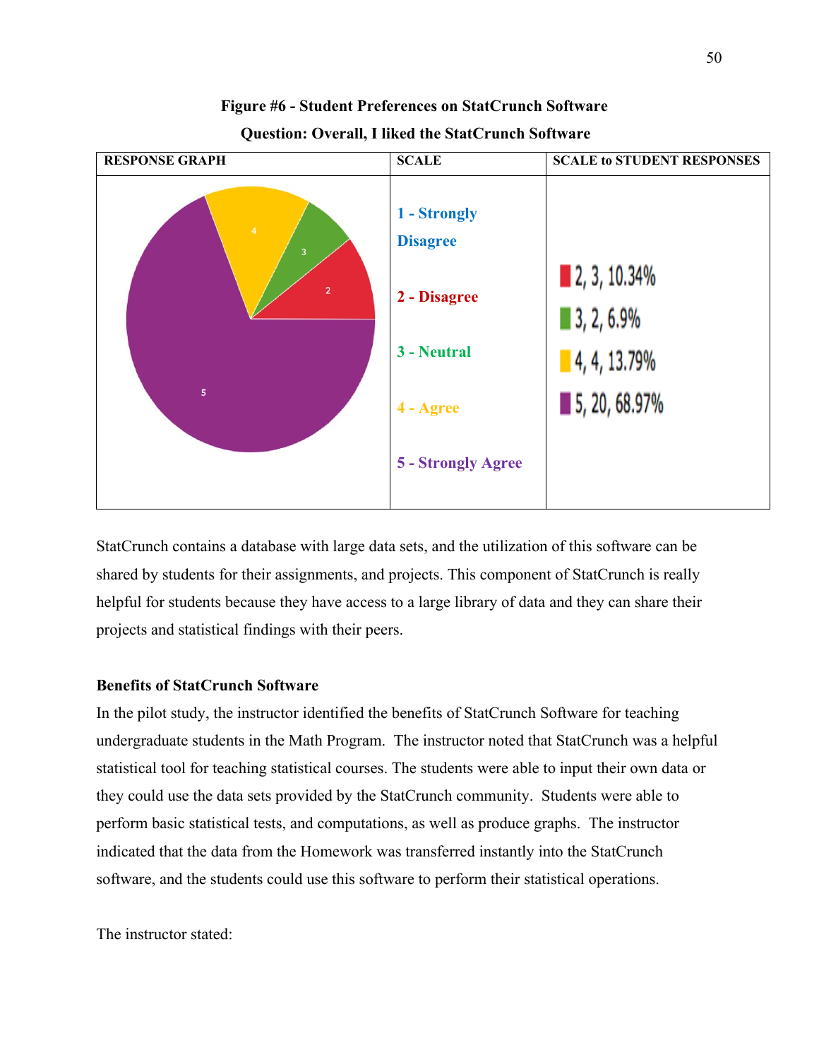**Figure #6 - Student Preferences on StatCrunch Software**

**Question: Overall, I liked the StatCrunch Software**

| RESPONSE GRAPH | SCALE | SCALE to STUDENT RESPONSES |
|---|---|---|
| | 1 - Strongly Disagree<br>2 - Disagree<br>3 - Neutral<br>4 - Agree<br>5 - Strongly Agree | 2, 3, 10.34%<br>3, 2, 6.9%<br>4, 4, 13.79%<br>5, 20, 68.97% |

StatCrunch contains a database with large data sets, and the utilization of this software can be shared by students for their assignments, and projects. This component of StatCrunch is really helpful for students because they have access to a large library of data and they can share their projects and statistical findings with their peers.

**Benefits of StatCrunch Software**

In the pilot study, the instructor identified the benefits of StatCrunch Software for teaching undergraduate students in the Math Program. The instructor noted that StatCrunch was a helpful statistical tool for teaching statistical courses. The students were able to input their own data or they could use the data sets provided by the StatCrunch community. Students were able to perform basic statistical tests, and computations, as well as produce graphs. The instructor indicated that the data from the Homework was transferred instantly into the StatCrunch software, and the students could use this software to perform their statistical operations.

The instructor stated: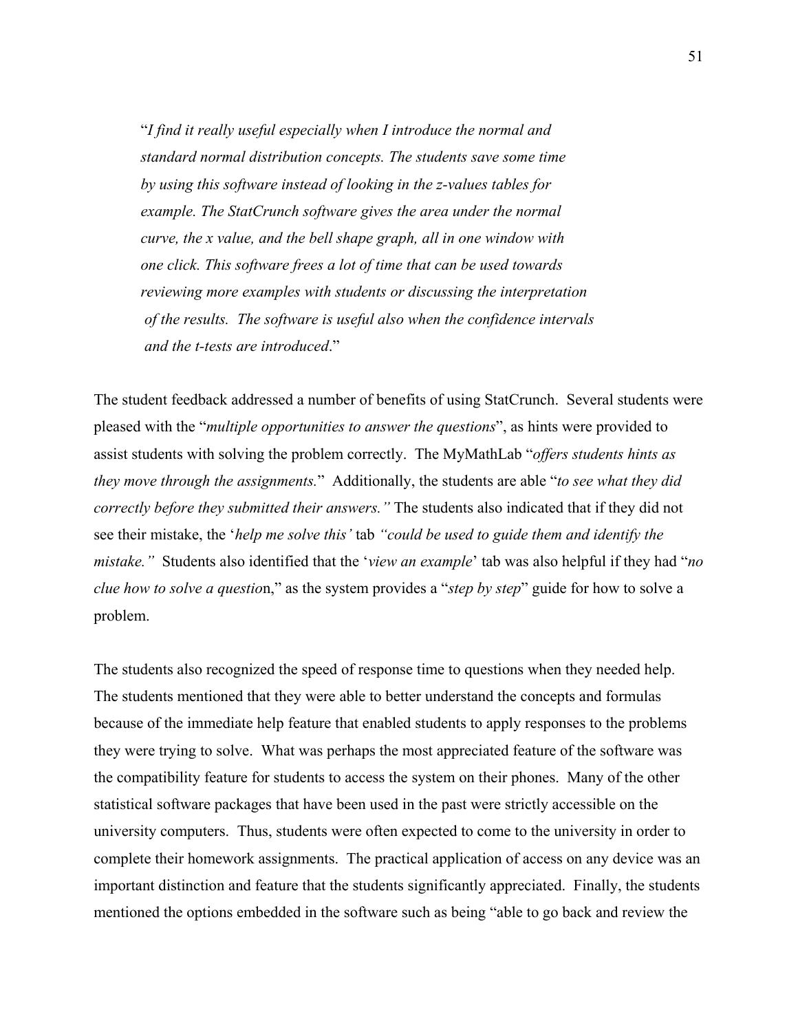> "*I find it really useful especially when I introduce the normal and standard normal distribution concepts. The students save some time by using this software instead of looking in the z-values tables for example. The StatCrunch software gives the area under the normal curve, the x value, and the bell shape graph, all in one window with one click. This software frees a lot of time that can be used towards reviewing more examples with students or discussing the interpretation of the results. The software is useful also when the confidence intervals and the t-tests are introduced*."

The student feedback addressed a number of benefits of using StatCrunch. Several students were pleased with the "*multiple opportunities to answer the questions*", as hints were provided to assist students with solving the problem correctly. The MyMathLab "*offers students hints as they move through the assignments.*" Additionally, the students are able "*to see what they did correctly before they submitted their answers.*" The students also indicated that if they did not see their mistake, the '*help me solve this'* tab *"could be used to guide them and identify the mistake."* Students also identified that the '*view an example*' tab was also helpful if they had "*no clue how to solve a questio*n," as the system provides a "*step by step*" guide for how to solve a problem.

The students also recognized the speed of response time to questions when they needed help. The students mentioned that they were able to better understand the concepts and formulas because of the immediate help feature that enabled students to apply responses to the problems they were trying to solve. What was perhaps the most appreciated feature of the software was the compatibility feature for students to access the system on their phones. Many of the other statistical software packages that have been used in the past were strictly accessible on the university computers. Thus, students were often expected to come to the university in order to complete their homework assignments. The practical application of access on any device was an important distinction and feature that the students significantly appreciated. Finally, the students mentioned the options embedded in the software such as being "able to go back and review the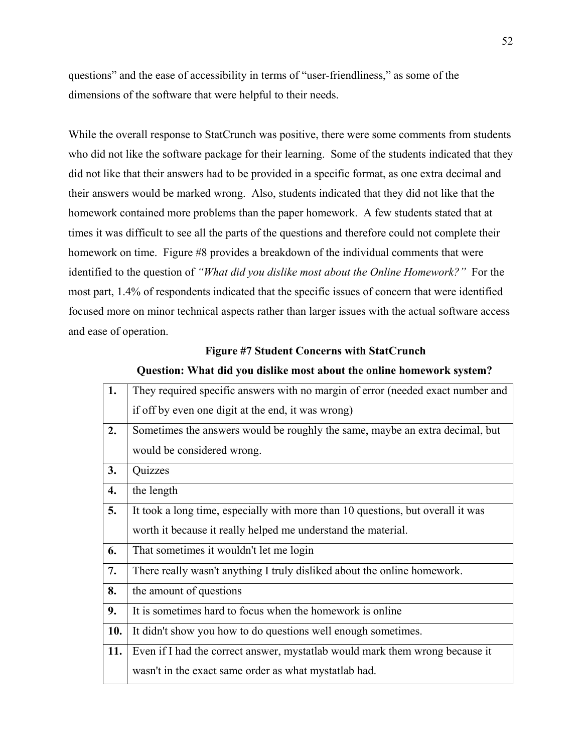questions" and the ease of accessibility in terms of "user-friendliness," as some of the dimensions of the software that were helpful to their needs.

While the overall response to StatCrunch was positive, there were some comments from students who did not like the software package for their learning. Some of the students indicated that they did not like that their answers had to be provided in a specific format, as one extra decimal and their answers would be marked wrong. Also, students indicated that they did not like that the homework contained more problems than the paper homework. A few students stated that at times it was difficult to see all the parts of the questions and therefore could not complete their homework on time. Figure #8 provides a breakdown of the individual comments that were identified to the question of *"What did you dislike most about the Online Homework?"* For the most part, 1.4% of respondents indicated that the specific issues of concern that were identified focused more on minor technical aspects rather than larger issues with the actual software access and ease of operation.

**Figure #7 Student Concerns with StatCrunch**

**Question: What did you dislike most about the online homework system?**

| | |
|---|---|
| **1.** | They required specific answers with no margin of error (needed exact number and if off by even one digit at the end, it was wrong) |
| **2.** | Sometimes the answers would be roughly the same, maybe an extra decimal, but would be considered wrong. |
| **3.** | Quizzes |
| **4.** | the length |
| **5.** | It took a long time, especially with more than 10 questions, but overall it was worth it because it really helped me understand the material. |
| **6.** | That sometimes it wouldn't let me login |
| **7.** | There really wasn't anything I truly disliked about the online homework. |
| **8.** | the amount of questions |
| **9.** | It is sometimes hard to focus when the homework is online |
| **10.** | It didn't show you how to do questions well enough sometimes. |
| **11.** | Even if I had the correct answer, mystatlab would mark them wrong because it wasn't in the exact same order as what mystatlab had. |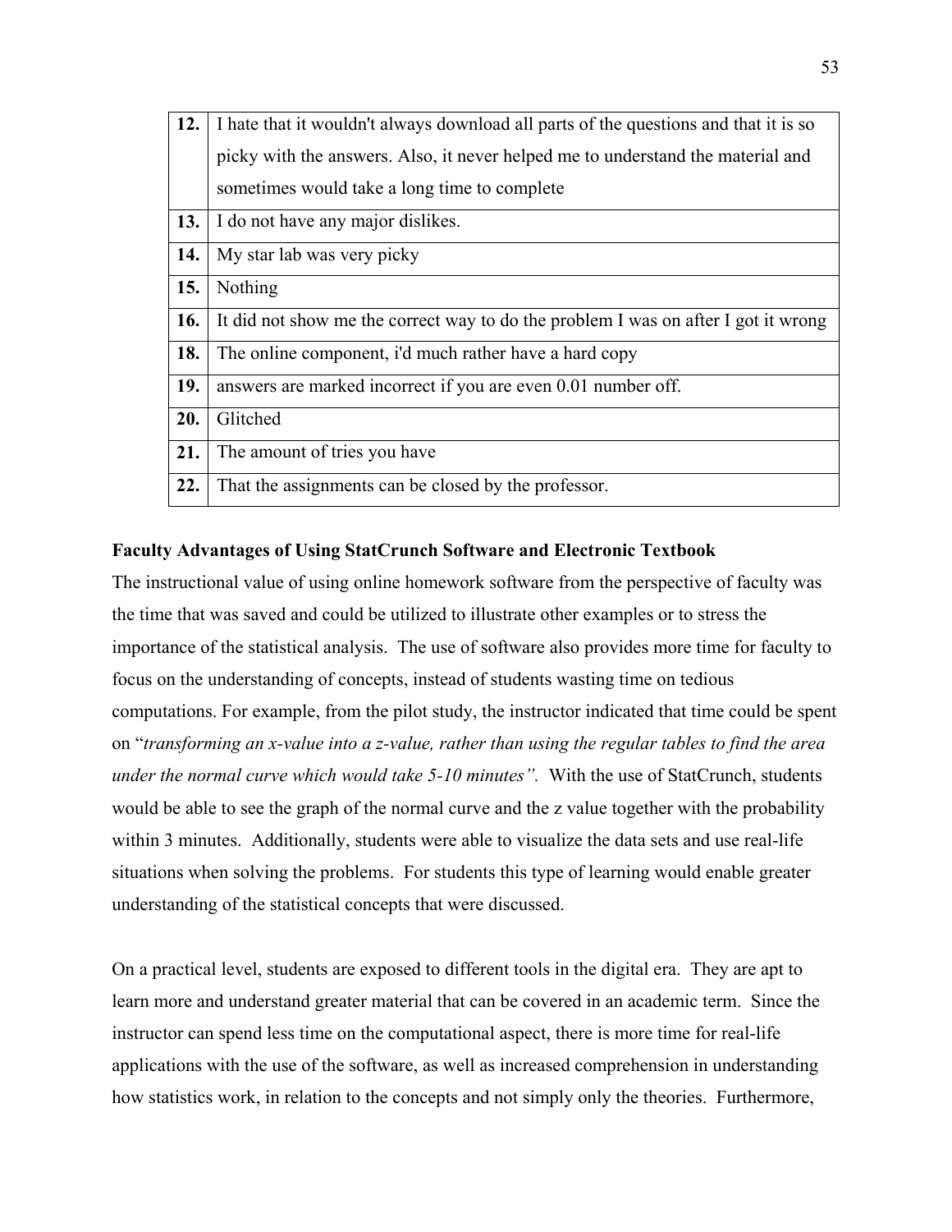| | |
|---|---|
| **12.** | I hate that it wouldn't always download all parts of the questions and that it is so picky with the answers. Also, it never helped me to understand the material and sometimes would take a long time to complete |
| **13.** | I do not have any major dislikes. |
| **14.** | My star lab was very picky |
| **15.** | Nothing |
| **16.** | It did not show me the correct way to do the problem I was on after I got it wrong |
| **18.** | The online component, i'd much rather have a hard copy |
| **19.** | answers are marked incorrect if you are even 0.01 number off. |
| **20.** | Glitched |
| **21.** | The amount of tries you have |
| **22.** | That the assignments can be closed by the professor. |

**Faculty Advantages of Using StatCrunch Software and Electronic Textbook**

The instructional value of using online homework software from the perspective of faculty was the time that was saved and could be utilized to illustrate other examples or to stress the importance of the statistical analysis. The use of software also provides more time for faculty to focus on the understanding of concepts, instead of students wasting time on tedious computations. For example, from the pilot study, the instructor indicated that time could be spent on "*transforming an x-value into a z-value, rather than using the regular tables to find the area under the normal curve which would take 5-10 minutes".* With the use of StatCrunch, students would be able to see the graph of the normal curve and the z value together with the probability within 3 minutes. Additionally, students were able to visualize the data sets and use real-life situations when solving the problems. For students this type of learning would enable greater understanding of the statistical concepts that were discussed.

On a practical level, students are exposed to different tools in the digital era. They are apt to learn more and understand greater material that can be covered in an academic term. Since the instructor can spend less time on the computational aspect, there is more time for real-life applications with the use of the software, as well as increased comprehension in understanding how statistics work, in relation to the concepts and not simply only the theories. Furthermore,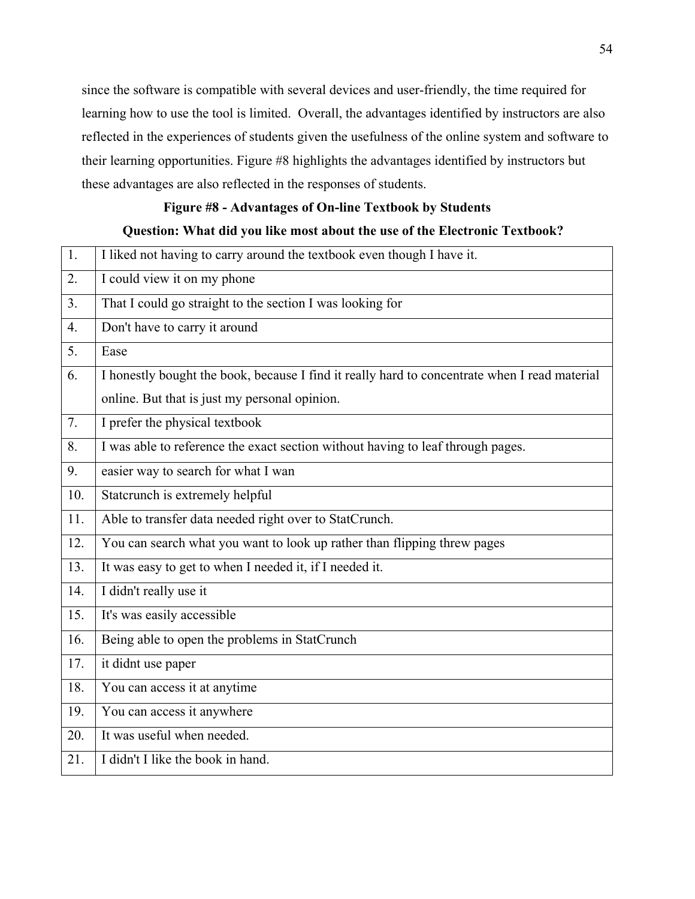since the software is compatible with several devices and user-friendly, the time required for learning how to use the tool is limited. Overall, the advantages identified by instructors are also reflected in the experiences of students given the usefulness of the online system and software to their learning opportunities. Figure #8 highlights the advantages identified by instructors but these advantages are also reflected in the responses of students.

**Figure #8 - Advantages of On-line Textbook by Students**

**Question: What did you like most about the use of the Electronic Textbook?**

| | |
|---|---|
| 1. | I liked not having to carry around the textbook even though I have it. |
| 2. | I could view it on my phone |
| 3. | That I could go straight to the section I was looking for |
| 4. | Don't have to carry it around |
| 5. | Ease |
| 6. | I honestly bought the book, because I find it really hard to concentrate when I read material online. But that is just my personal opinion. |
| 7. | I prefer the physical textbook |
| 8. | I was able to reference the exact section without having to leaf through pages. |
| 9. | easier way to search for what I wan |
| 10. | Statcrunch is extremely helpful |
| 11. | Able to transfer data needed right over to StatCrunch. |
| 12. | You can search what you want to look up rather than flipping threw pages |
| 13. | It was easy to get to when I needed it, if I needed it. |
| 14. | I didn't really use it |
| 15. | It's was easily accessible |
| 16. | Being able to open the problems in StatCrunch |
| 17. | it didnt use paper |
| 18. | You can access it at anytime |
| 19. | You can access it anywhere |
| 20. | It was useful when needed. |
| 21. | I didn't I like the book in hand. |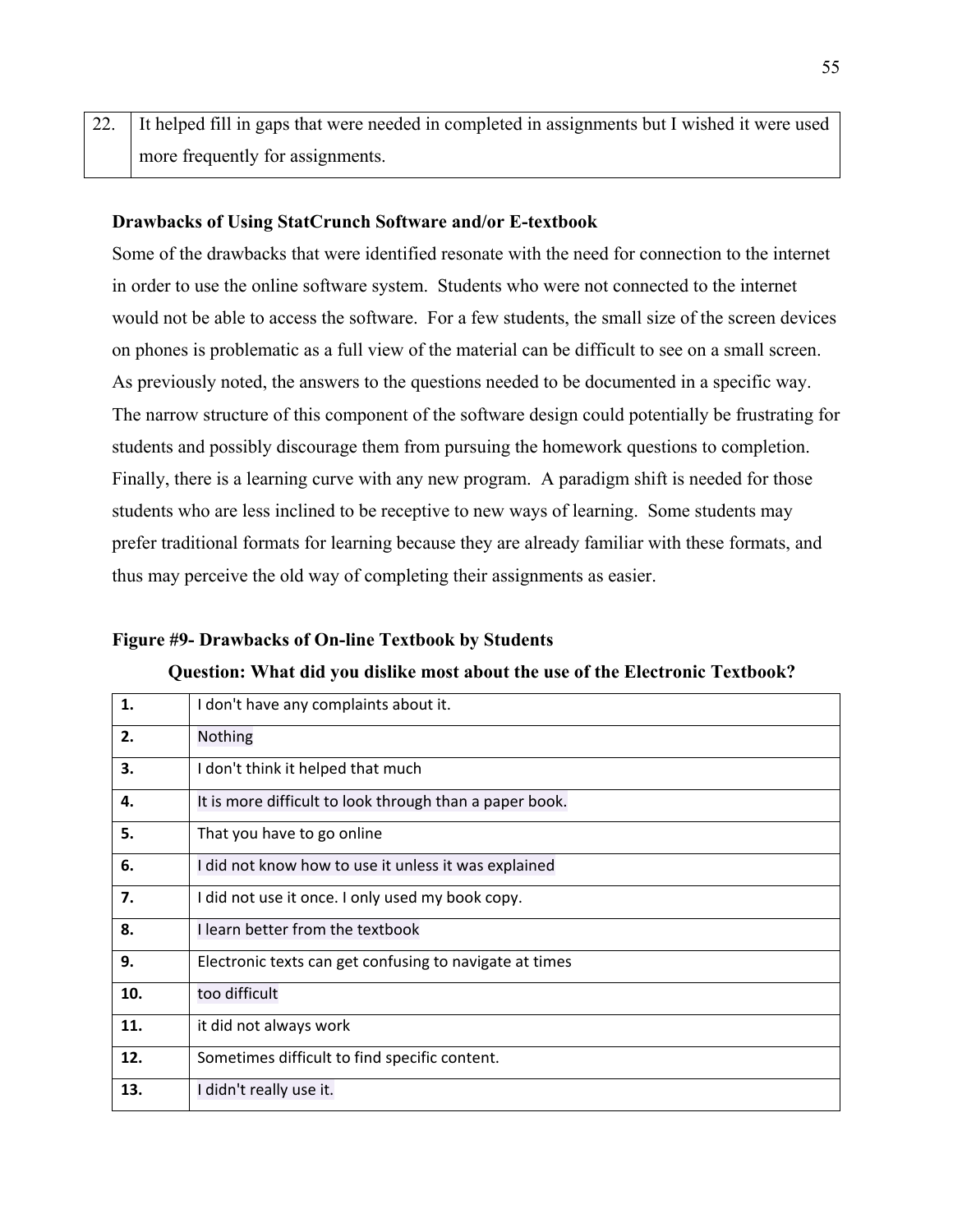| 22. | It helped fill in gaps that were needed in completed in assignments but I wished it were used more frequently for assignments. |
|---|---|

**Drawbacks of Using StatCrunch Software and/or E-textbook**

Some of the drawbacks that were identified resonate with the need for connection to the internet in order to use the online software system. Students who were not connected to the internet would not be able to access the software. For a few students, the small size of the screen devices on phones is problematic as a full view of the material can be difficult to see on a small screen. As previously noted, the answers to the questions needed to be documented in a specific way. The narrow structure of this component of the software design could potentially be frustrating for students and possibly discourage them from pursuing the homework questions to completion. Finally, there is a learning curve with any new program. A paradigm shift is needed for those students who are less inclined to be receptive to new ways of learning. Some students may prefer traditional formats for learning because they are already familiar with these formats, and thus may perceive the old way of completing their assignments as easier.

**Figure #9- Drawbacks of On-line Textbook by Students**

**Question: What did you dislike most about the use of the Electronic Textbook?**

| 1. | I don't have any complaints about it. |
|---|---|
| 2. | Nothing |
| 3. | I don't think it helped that much |
| 4. | It is more difficult to look through than a paper book. |
| 5. | That you have to go online |
| 6. | I did not know how to use it unless it was explained |
| 7. | I did not use it once. I only used my book copy. |
| 8. | I learn better from the textbook |
| 9. | Electronic texts can get confusing to navigate at times |
| 10. | too difficult |
| 11. | it did not always work |
| 12. | Sometimes difficult to find specific content. |
| 13. | I didn't really use it. |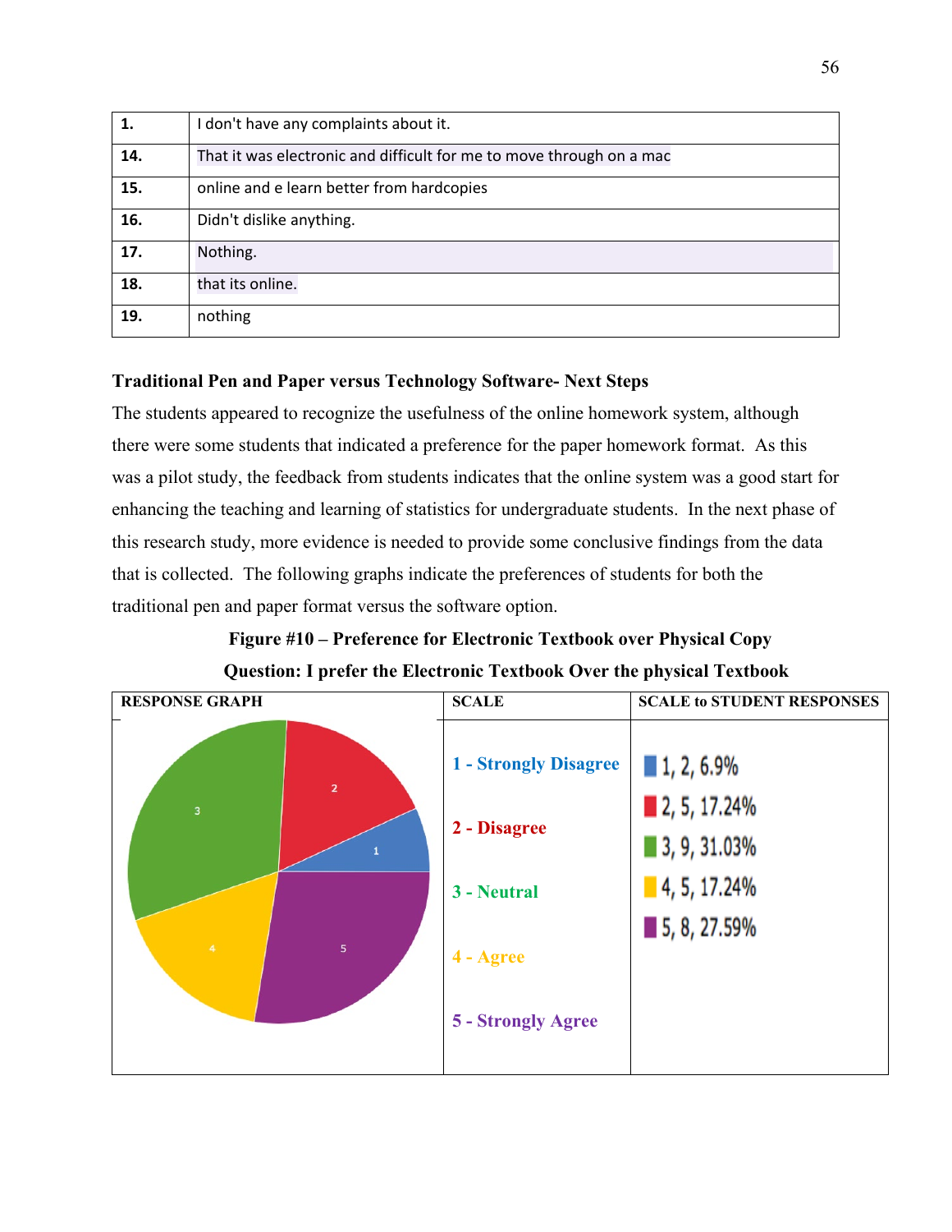| | |
|---|---|
| **1.** | I don't have any complaints about it. |
| **14.** | That it was electronic and difficult for me to move through on a mac |
| **15.** | online and e learn better from hardcopies |
| **16.** | Didn't dislike anything. |
| **17.** | Nothing. |
| **18.** | that its online. |
| **19.** | nothing |

**Traditional Pen and Paper versus Technology Software- Next Steps**

The students appeared to recognize the usefulness of the online homework system, although there were some students that indicated a preference for the paper homework format. As this was a pilot study, the feedback from students indicates that the online system was a good start for enhancing the teaching and learning of statistics for undergraduate students. In the next phase of this research study, more evidence is needed to provide some conclusive findings from the data that is collected. The following graphs indicate the preferences of students for both the traditional pen and paper format versus the software option.

**Figure #10 – Preference for Electronic Textbook over Physical Copy**

**Question: I prefer the Electronic Textbook Over the physical Textbook**

| RESPONSE GRAPH | SCALE | SCALE to STUDENT RESPONSES |
|---|---|---|
| | 1 - Strongly Disagree | 1, 2, 6.9% |
| | 2 - Disagree | 2, 5, 17.24% |
| | 3 - Neutral | 3, 9, 31.03% |
| | 4 - Agree | 4, 5, 17.24% |
| | 5 - Strongly Agree | 5, 8, 27.59% |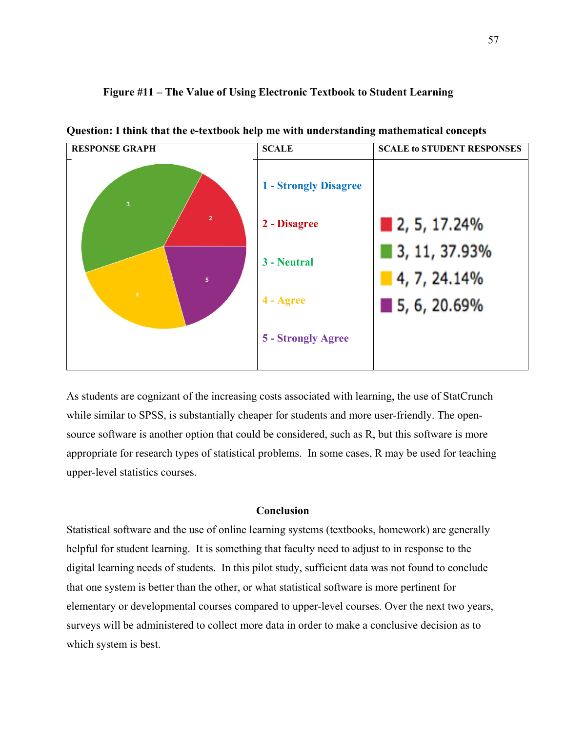**Figure #11 – The Value of Using Electronic Textbook to Student Learning**

**Question: I think that the e-textbook help me with understanding mathematical concepts**

| RESPONSE GRAPH | SCALE | SCALE to STUDENT RESPONSES |
| --- | --- | --- |
| | 1 - Strongly Disagree<br>2 - Disagree<br>3 - Neutral<br>4 - Agree<br>5 - Strongly Agree | 2, 5, 17.24%<br>3, 11, 37.93%<br>4, 7, 24.14%<br>5, 6, 20.69% |

As students are cognizant of the increasing costs associated with learning, the use of StatCrunch while similar to SPSS, is substantially cheaper for students and more user-friendly. The open-source software is another option that could be considered, such as R, but this software is more appropriate for research types of statistical problems. In some cases, R may be used for teaching upper-level statistics courses.

## Conclusion

Statistical software and the use of online learning systems (textbooks, homework) are generally helpful for student learning. It is something that faculty need to adjust to in response to the digital learning needs of students. In this pilot study, sufficient data was not found to conclude that one system is better than the other, or what statistical software is more pertinent for elementary or developmental courses compared to upper-level courses. Over the next two years, surveys will be administered to collect more data in order to make a conclusive decision as to which system is best.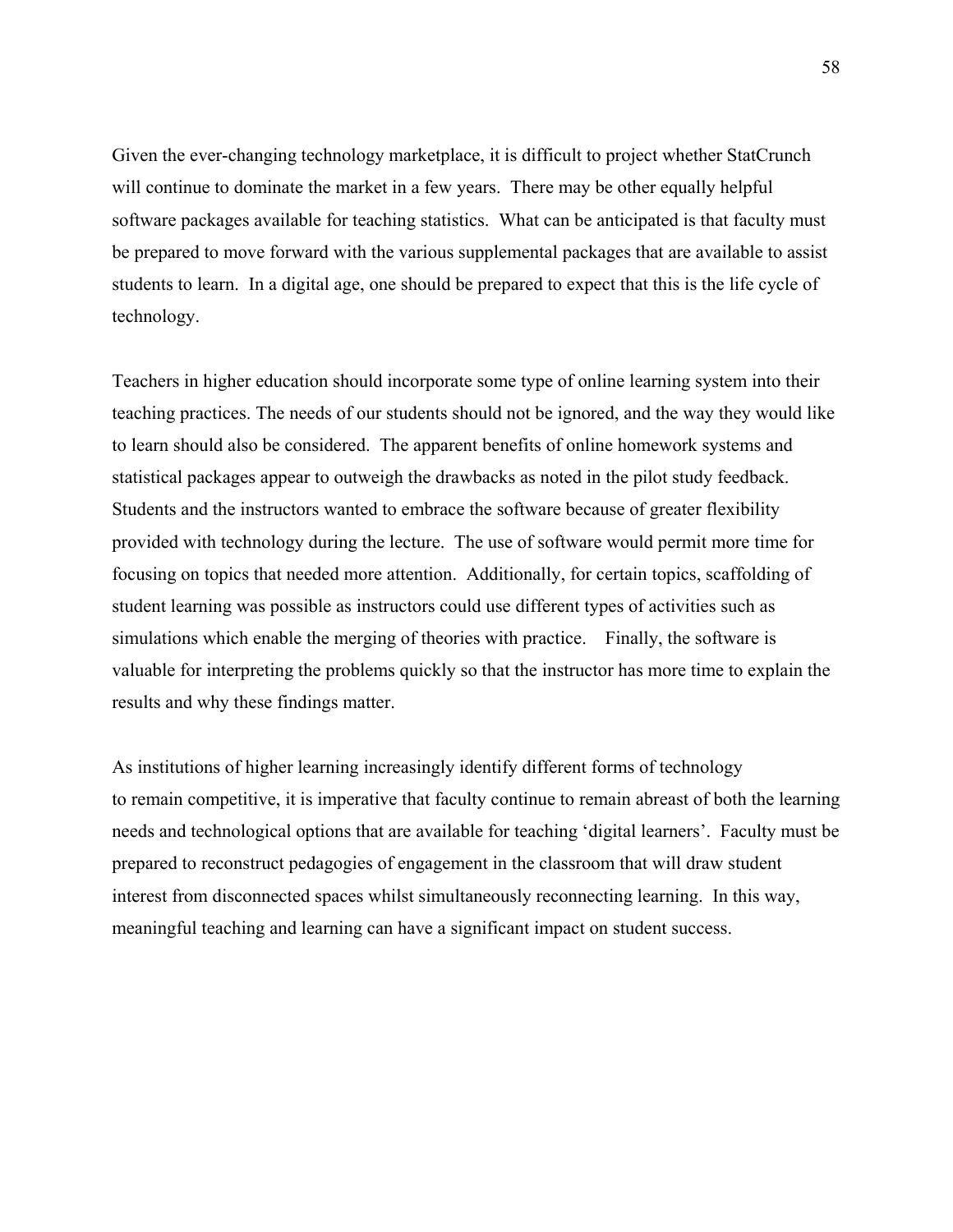Given the ever-changing technology marketplace, it is difficult to project whether StatCrunch will continue to dominate the market in a few years. There may be other equally helpful software packages available for teaching statistics. What can be anticipated is that faculty must be prepared to move forward with the various supplemental packages that are available to assist students to learn. In a digital age, one should be prepared to expect that this is the life cycle of technology.

Teachers in higher education should incorporate some type of online learning system into their teaching practices. The needs of our students should not be ignored, and the way they would like to learn should also be considered. The apparent benefits of online homework systems and statistical packages appear to outweigh the drawbacks as noted in the pilot study feedback. Students and the instructors wanted to embrace the software because of greater flexibility provided with technology during the lecture. The use of software would permit more time for focusing on topics that needed more attention. Additionally, for certain topics, scaffolding of student learning was possible as instructors could use different types of activities such as simulations which enable the merging of theories with practice. Finally, the software is valuable for interpreting the problems quickly so that the instructor has more time to explain the results and why these findings matter.

As institutions of higher learning increasingly identify different forms of technology to remain competitive, it is imperative that faculty continue to remain abreast of both the learning needs and technological options that are available for teaching 'digital learners'. Faculty must be prepared to reconstruct pedagogies of engagement in the classroom that will draw student interest from disconnected spaces whilst simultaneously reconnecting learning. In this way, meaningful teaching and learning can have a significant impact on student success.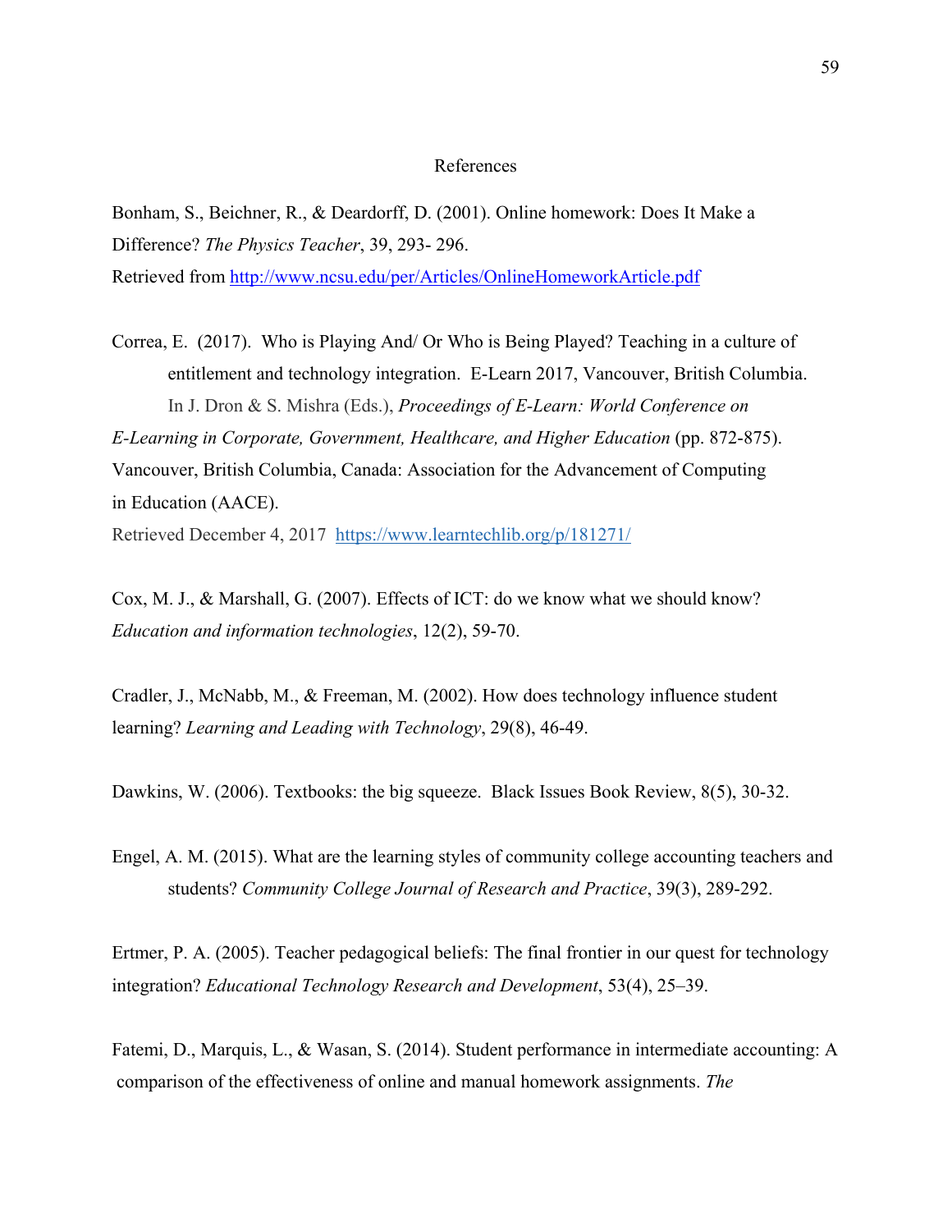# References

Bonham, S., Beichner, R., & Deardorff, D. (2001). Online homework: Does It Make a Difference? *The Physics Teacher*, 39, 293- 296.
Retrieved from http://www.ncsu.edu/per/Articles/OnlineHomeworkArticle.pdf

Correa, E. (2017). Who is Playing And/ Or Who is Being Played? Teaching in a culture of entitlement and technology integration. E-Learn 2017, Vancouver, British Columbia. In J. Dron & S. Mishra (Eds.), *Proceedings of E-Learn: World Conference on E-Learning in Corporate, Government, Healthcare, and Higher Education* (pp. 872-875). Vancouver, British Columbia, Canada: Association for the Advancement of Computing in Education (AACE).
Retrieved December 4, 2017 https://www.learntechlib.org/p/181271/

Cox, M. J., & Marshall, G. (2007). Effects of ICT: do we know what we should know? *Education and information technologies*, 12(2), 59-70.

Cradler, J., McNabb, M., & Freeman, M. (2002). How does technology influence student learning? *Learning and Leading with Technology*, 29(8), 46-49.

Dawkins, W. (2006). Textbooks: the big squeeze. Black Issues Book Review, 8(5), 30-32.

Engel, A. M. (2015). What are the learning styles of community college accounting teachers and students? *Community College Journal of Research and Practice*, 39(3), 289-292.

Ertmer, P. A. (2005). Teacher pedagogical beliefs: The final frontier in our quest for technology integration? *Educational Technology Research and Development*, 53(4), 25–39.

Fatemi, D., Marquis, L., & Wasan, S. (2014). Student performance in intermediate accounting: A comparison of the effectiveness of online and manual homework assignments. *The*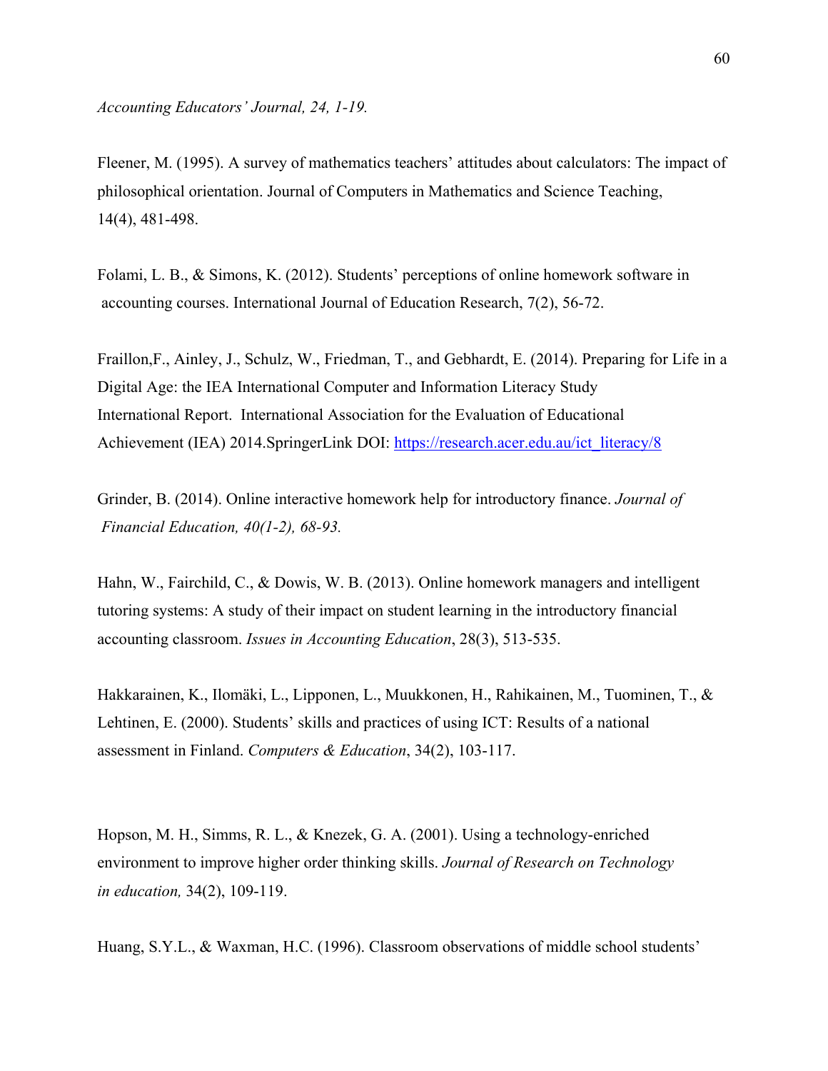*Accounting Educators' Journal, 24, 1-19.*

Fleener, M. (1995). A survey of mathematics teachers' attitudes about calculators: The impact of philosophical orientation. Journal of Computers in Mathematics and Science Teaching, 14(4), 481-498.

Folami, L. B., & Simons, K. (2012). Students' perceptions of online homework software in accounting courses. International Journal of Education Research, 7(2), 56-72.

Fraillon,F., Ainley, J., Schulz, W., Friedman, T., and Gebhardt, E. (2014). Preparing for Life in a Digital Age: the IEA International Computer and Information Literacy Study International Report. International Association for the Evaluation of Educational Achievement (IEA) 2014.SpringerLink DOI: [https://research.acer.edu.au/ict_literacy/8](https://research.acer.edu.au/ict_literacy/8)

Grinder, B. (2014). Online interactive homework help for introductory finance. *Journal of Financial Education, 40(1-2), 68-93.*

Hahn, W., Fairchild, C., & Dowis, W. B. (2013). Online homework managers and intelligent tutoring systems: A study of their impact on student learning in the introductory financial accounting classroom. *Issues in Accounting Education*, 28(3), 513-535.

Hakkarainen, K., Ilomäki, L., Lipponen, L., Muukkonen, H., Rahikainen, M., Tuominen, T., & Lehtinen, E. (2000). Students' skills and practices of using ICT: Results of a national assessment in Finland. *Computers & Education*, 34(2), 103-117.

Hopson, M. H., Simms, R. L., & Knezek, G. A. (2001). Using a technology-enriched environment to improve higher order thinking skills. *Journal of Research on Technology in education,* 34(2), 109-119.

Huang, S.Y.L., & Waxman, H.C. (1996). Classroom observations of middle school students'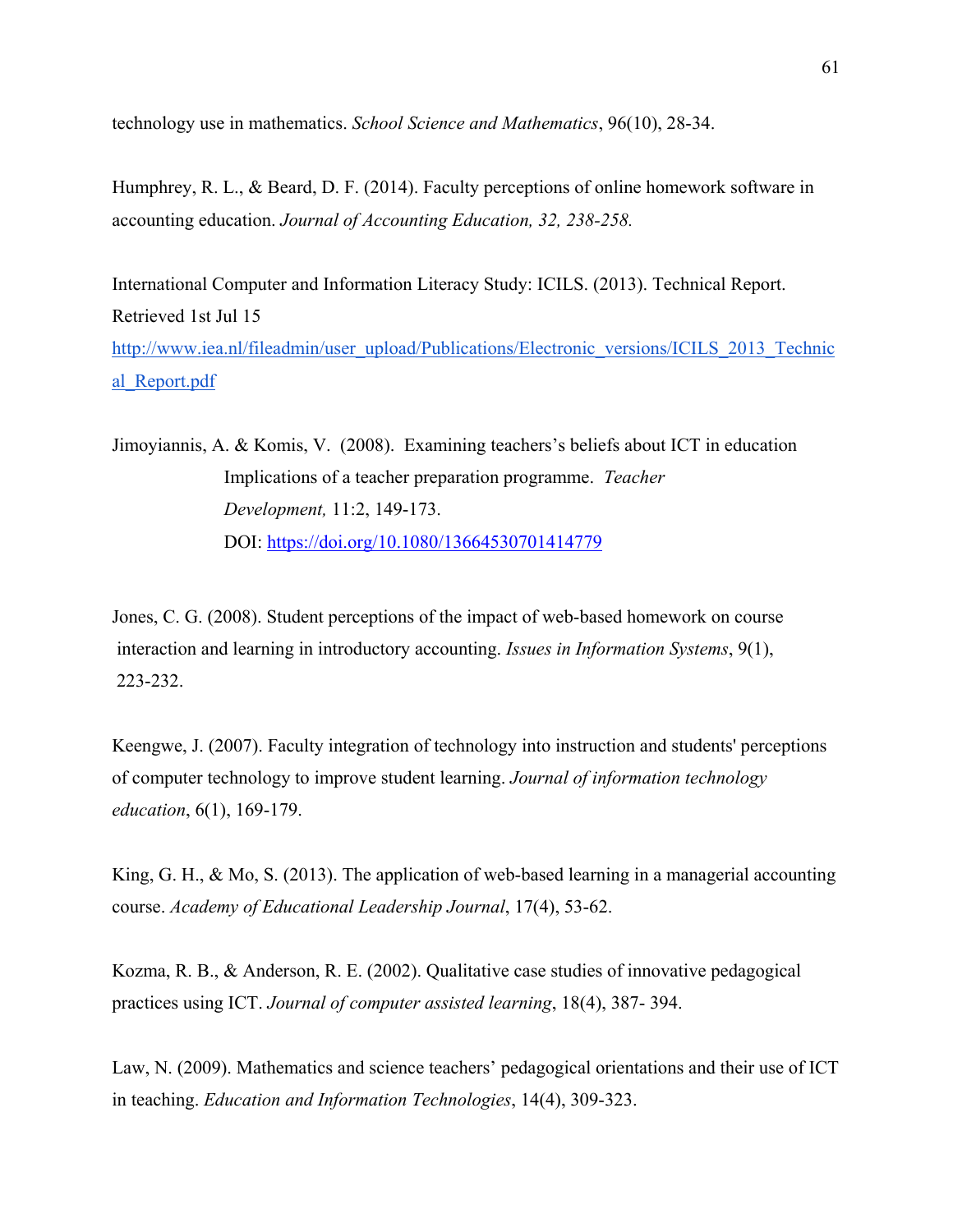technology use in mathematics. *School Science and Mathematics*, 96(10), 28-34.

Humphrey, R. L., & Beard, D. F. (2014). Faculty perceptions of online homework software in accounting education. *Journal of Accounting Education, 32, 238-258.*

International Computer and Information Literacy Study: ICILS. (2013). Technical Report. Retrieved 1st Jul 15 [http://www.iea.nl/fileadmin/user_upload/Publications/Electronic_versions/ICILS_2013_Technical_Report.pdf](http://www.iea.nl/fileadmin/user_upload/Publications/Electronic_versions/ICILS_2013_Technical_Report.pdf)

Jimoyiannis, A. & Komis, V. (2008). Examining teachers's beliefs about ICT in education Implications of a teacher preparation programme. *Teacher Development,* 11:2, 149-173. DOI: [https://doi.org/10.1080/13664530701414779](https://doi.org/10.1080/13664530701414779)

Jones, C. G. (2008). Student perceptions of the impact of web-based homework on course interaction and learning in introductory accounting. *Issues in Information Systems*, 9(1), 223-232.

Keengwe, J. (2007). Faculty integration of technology into instruction and students' perceptions of computer technology to improve student learning. *Journal of information technology education*, 6(1), 169-179.

King, G. H., & Mo, S. (2013). The application of web-based learning in a managerial accounting course. *Academy of Educational Leadership Journal*, 17(4), 53-62.

Kozma, R. B., & Anderson, R. E. (2002). Qualitative case studies of innovative pedagogical practices using ICT. *Journal of computer assisted learning*, 18(4), 387- 394.

Law, N. (2009). Mathematics and science teachers' pedagogical orientations and their use of ICT in teaching. *Education and Information Technologies*, 14(4), 309-323.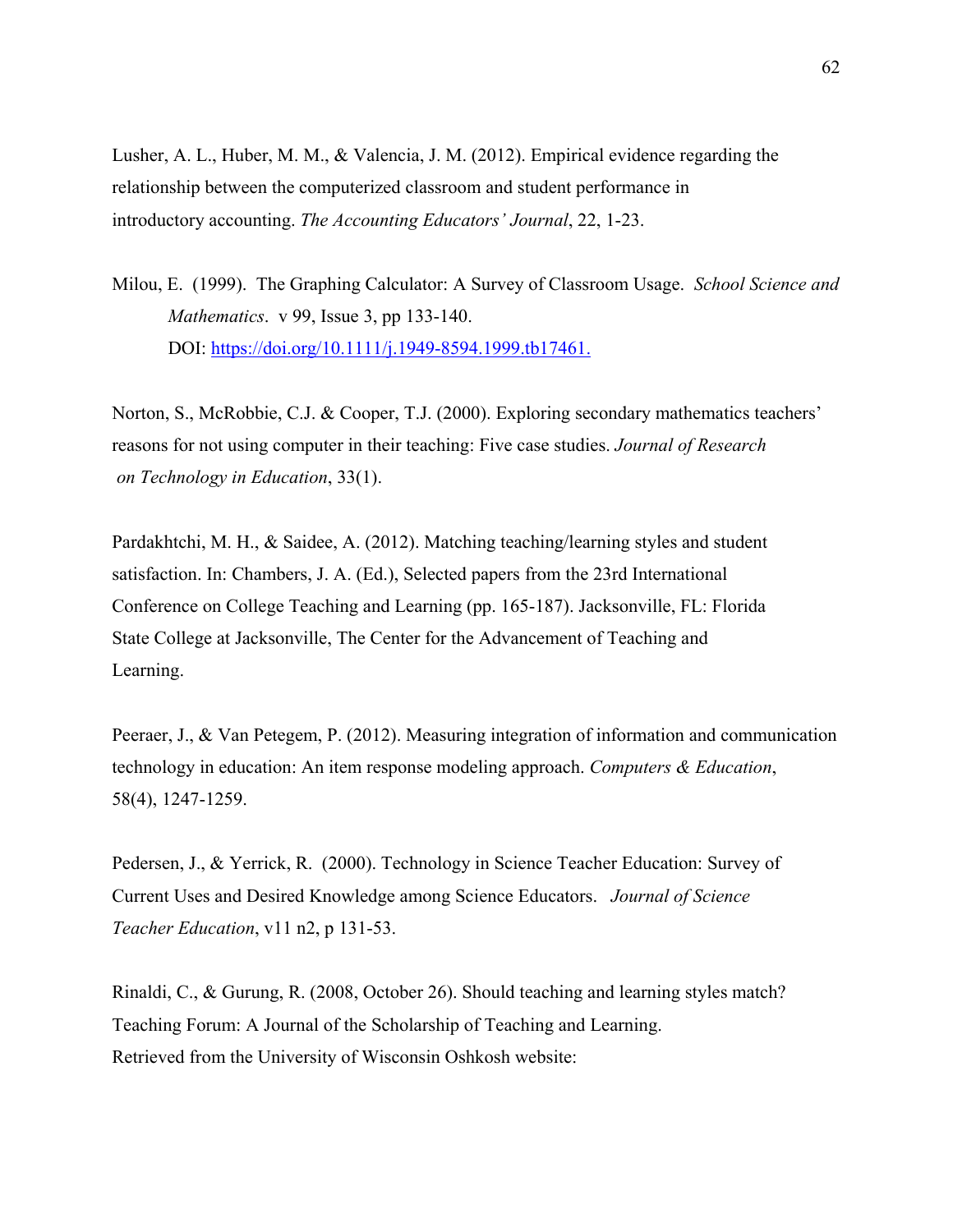Lusher, A. L., Huber, M. M., & Valencia, J. M. (2012). Empirical evidence regarding the relationship between the computerized classroom and student performance in introductory accounting. *The Accounting Educators' Journal*, 22, 1-23.

Milou, E. (1999). The Graphing Calculator: A Survey of Classroom Usage. *School Science and Mathematics*. v 99, Issue 3, pp 133-140. DOI: [https://doi.org/10.1111/j.1949-8594.1999.tb17461.](https://doi.org/10.1111/j.1949-8594.1999.tb17461.)

Norton, S., McRobbie, C.J. & Cooper, T.J. (2000). Exploring secondary mathematics teachers' reasons for not using computer in their teaching: Five case studies. *Journal of Research on Technology in Education*, 33(1).

Pardakhtchi, M. H., & Saidee, A. (2012). Matching teaching/learning styles and student satisfaction. In: Chambers, J. A. (Ed.), Selected papers from the 23rd International Conference on College Teaching and Learning (pp. 165-187). Jacksonville, FL: Florida State College at Jacksonville, The Center for the Advancement of Teaching and Learning.

Peeraer, J., & Van Petegem, P. (2012). Measuring integration of information and communication technology in education: An item response modeling approach. *Computers & Education*, 58(4), 1247-1259.

Pedersen, J., & Yerrick, R. (2000). Technology in Science Teacher Education: Survey of Current Uses and Desired Knowledge among Science Educators. *Journal of Science Teacher Education*, v11 n2, p 131-53.

Rinaldi, C., & Gurung, R. (2008, October 26). Should teaching and learning styles match? Teaching Forum: A Journal of the Scholarship of Teaching and Learning. Retrieved from the University of Wisconsin Oshkosh website: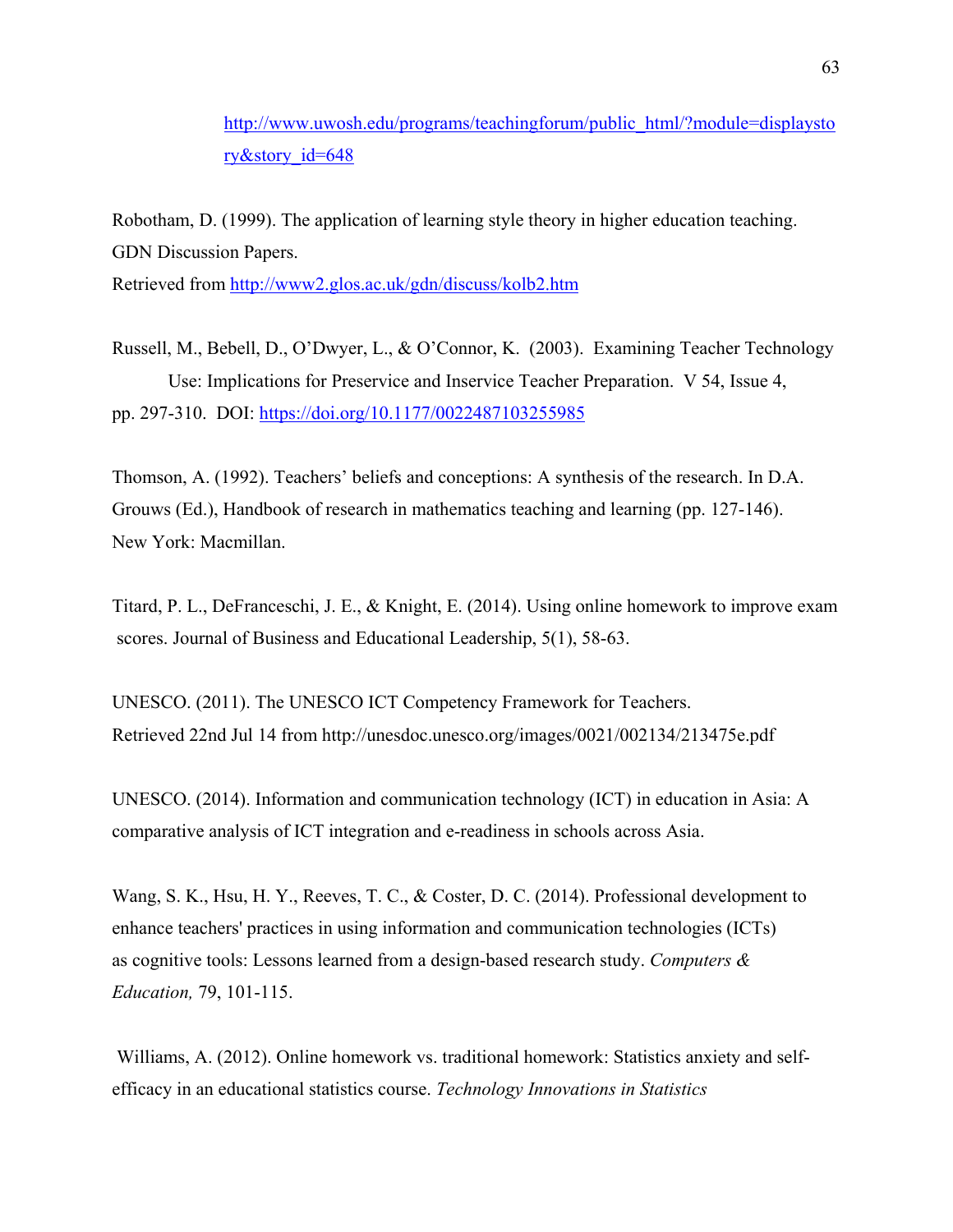http://www.uwosh.edu/programs/teachingforum/public_html/?module=displaystory&story_id=648

Robotham, D. (1999). The application of learning style theory in higher education teaching. GDN Discussion Papers.
Retrieved from http://www2.glos.ac.uk/gdn/discuss/kolb2.htm

Russell, M., Bebell, D., O'Dwyer, L., & O'Connor, K. (2003). Examining Teacher Technology Use: Implications for Preservice and Inservice Teacher Preparation. V 54, Issue 4, pp. 297-310. DOI: https://doi.org/10.1177/0022487103255985

Thomson, A. (1992). Teachers' beliefs and conceptions: A synthesis of the research. In D.A. Grouws (Ed.), Handbook of research in mathematics teaching and learning (pp. 127-146). New York: Macmillan.

Titard, P. L., DeFranceschi, J. E., & Knight, E. (2014). Using online homework to improve exam scores. Journal of Business and Educational Leadership, 5(1), 58-63.

UNESCO. (2011). The UNESCO ICT Competency Framework for Teachers.
Retrieved 22nd Jul 14 from http://unesdoc.unesco.org/images/0021/002134/213475e.pdf

UNESCO. (2014). Information and communication technology (ICT) in education in Asia: A comparative analysis of ICT integration and e-readiness in schools across Asia.

Wang, S. K., Hsu, H. Y., Reeves, T. C., & Coster, D. C. (2014). Professional development to enhance teachers' practices in using information and communication technologies (ICTs) as cognitive tools: Lessons learned from a design-based research study. *Computers & Education,* 79, 101-115.

Williams, A. (2012). Online homework vs. traditional homework: Statistics anxiety and self-efficacy in an educational statistics course. *Technology Innovations in Statistics*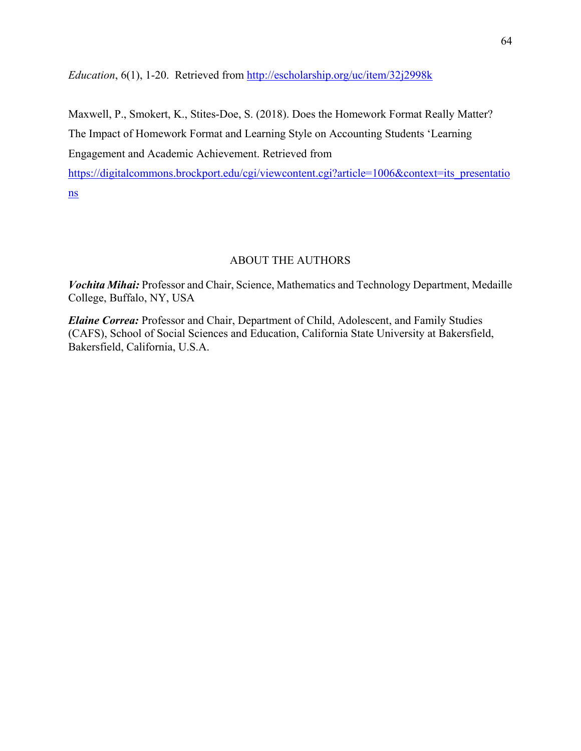*Education*, 6(1), 1-20. Retrieved from http://escholarship.org/uc/item/32j2998k

Maxwell, P., Smokert, K., Stites-Doe, S. (2018). Does the Homework Format Really Matter? The Impact of Homework Format and Learning Style on Accounting Students 'Learning Engagement and Academic Achievement. Retrieved from https://digitalcommons.brockport.edu/cgi/viewcontent.cgi?article=1006&context=its_presentations

## ABOUT THE AUTHORS

***Vochita Mihai:*** Professor and Chair, Science, Mathematics and Technology Department, Medaille College, Buffalo, NY, USA

***Elaine Correa:*** Professor and Chair, Department of Child, Adolescent, and Family Studies (CAFS), School of Social Sciences and Education, California State University at Bakersfield, Bakersfield, California, U.S.A.